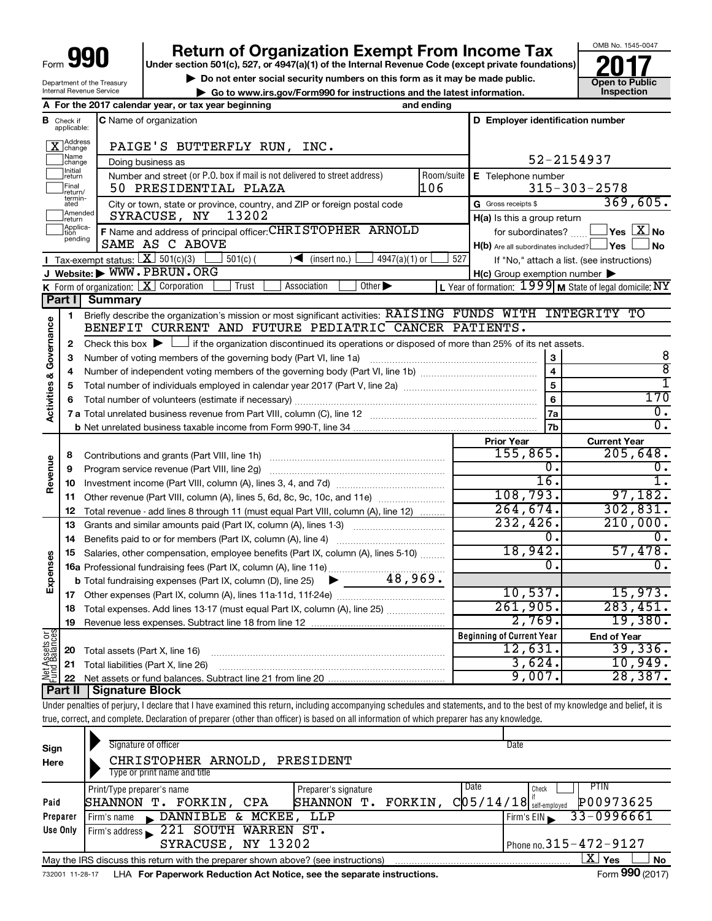Form **990**

# Return of Organization Exempt From Income Tax

**Under section 501(c), 527, or 4947(a)(1) of the Internal Revenue Code (except private foundations)**

▶ Do not enter social security numbers on this form as it may be made public.

▶ Go to www.irs.gov/Form990 for instructions and the latest information.

Department of the Treasury
Internal Revenue Service

OMB No. 1545-0047

**2017**

**Open to Public Inspection**

**A** For the 2017 calendar year, or tax year beginning and ending

**B** Check if applicable: [X] Address change; [ ] Name change; [ ] Initial return; [ ] Final return/terminated; [ ] Amended return; [ ] Application pending

**C** Name of organization: PAIGE'S BUTTERFLY RUN, INC.

Doing business as

Number and street (or P.O. box if mail is not delivered to street address): 50 PRESIDENTIAL PLAZA — Room/suite: 106

City or town, state or province, country, and ZIP or foreign postal code: SYRACUSE, NY 13202

**D** Employer identification number: 52-2154937

**E** Telephone number: 315-303-2578

**G** Gross receipts $ 369,605.

**F** Name and address of principal officer: CHRISTOPHER ARNOLD
SAME AS C ABOVE

**H(a)** Is this a group return for subordinates? [ ] Yes [X] No

**H(b)** Are all subordinates included? [ ] Yes [ ] No
If "No," attach a list. (see instructions)

**H(c)** Group exemption number ▶

**I** Tax-exempt status: [X] 501(c)(3) [ ] 501(c) ( ) ◀ (insert no.) [ ] 4947(a)(1) or [ ] 527

**J** Website: ▶ WWW.PBRUN.ORG

**K** Form of organization: [X] Corporation [ ] Trust [ ] Association [ ] Other ▶

**L** Year of formation: 1999 **M** State of legal domicile: NY

## Part I Summary

**Activities & Governance**

1 Briefly describe the organization's mission or most significant activities: RAISING FUNDS WITH INTEGRITY TO BENEFIT CURRENT AND FUTURE PEDIATRIC CANCER PATIENTS.

2 Check this box ▶ [ ] if the organization discontinued its operations or disposed of more than 25% of its net assets.

| | | | |
|---|---|---|---|
| 3 | Number of voting members of the governing body (Part VI, line 1a) | 3 | 8 |
| 4 | Number of independent voting members of the governing body (Part VI, line 1b) | 4 | 8 |
| 5 | Total number of individuals employed in calendar year 2017 (Part V, line 2a) | 5 | 1 |
| 6 | Total number of volunteers (estimate if necessary) | 6 | 170 |
| 7a | Total unrelated business revenue from Part VIII, column (C), line 12 | 7a | 0. |
| b | Net unrelated business taxable income from Form 990-T, line 34 | 7b | 0. |

| | | | Prior Year | Current Year |
|---|---|---|---|---|
| **Revenue** | 8 | Contributions and grants (Part VIII, line 1h) | 155,865. | 205,648. |
| | 9 | Program service revenue (Part VIII, line 2g) | 0. | 0. |
| | 10 | Investment income (Part VIII, column (A), lines 3, 4, and 7d) | 16. | 1. |
| | 11 | Other revenue (Part VIII, column (A), lines 5, 6d, 8c, 9c, 10c, and 11e) | 108,793. | 97,182. |
| | 12 | Total revenue - add lines 8 through 11 (must equal Part VIII, column (A), line 12) | 264,674. | 302,831. |
| **Expenses** | 13 | Grants and similar amounts paid (Part IX, column (A), lines 1-3) | 232,426. | 210,000. |
| | 14 | Benefits paid to or for members (Part IX, column (A), line 4) | 0. | 0. |
| | 15 | Salaries, other compensation, employee benefits (Part IX, column (A), lines 5-10) | 18,942. | 57,478. |
| | 16a | Professional fundraising fees (Part IX, column (A), line 11e) | 0. | 0. |
| | b | Total fundraising expenses (Part IX, column (D), line 25) ▶ 48,969. | | |
| | 17 | Other expenses (Part IX, column (A), lines 11a-11d, 11f-24e) | 10,537. | 15,973. |
| | 18 | Total expenses. Add lines 13-17 (must equal Part IX, column (A), line 25) | 261,905. | 283,451. |
| | 19 | Revenue less expenses. Subtract line 18 from line 12 | 2,769. | 19,380. |

| | | | Beginning of Current Year | End of Year |
|---|---|---|---|---|
| **Net Assets or Fund Balances** | 20 | Total assets (Part X, line 16) | 12,631. | 39,336. |
| | 21 | Total liabilities (Part X, line 26) | 3,624. | 10,949. |
| | 22 | Net assets or fund balances. Subtract line 21 from line 20 | 9,007. | 28,387. |

## Part II Signature Block

Under penalties of perjury, I declare that I have examined this return, including accompanying schedules and statements, and to the best of my knowledge and belief, it is true, correct, and complete. Declaration of preparer (other than officer) is based on all information of which preparer has any knowledge.

**Sign Here**

Signature of officer — Date

CHRISTOPHER ARNOLD, PRESIDENT
Type or print name and title

**Paid Preparer Use Only**

| Print/Type preparer's name | Preparer's signature | Date | Check [ ] if self-employed | PTIN |
|---|---|---|---|---|
| SHANNON T. FORKIN, CPA | SHANNON T. FORKIN, C | 05/14/18 | | P00973625 |

Firm's name ▶ DANNIBLE & MCKEE, LLP — Firm's EIN ▶ 33-0996661

Firm's address ▶ 221 SOUTH WARREN ST.
SYRACUSE, NY 13202 — Phone no. 315-472-9127

May the IRS discuss this return with the preparer shown above? (see instructions) [X] Yes [ ] No

732001 11-28-17 LHA For Paperwork Reduction Act Notice, see the separate instructions. Form **990** (2017)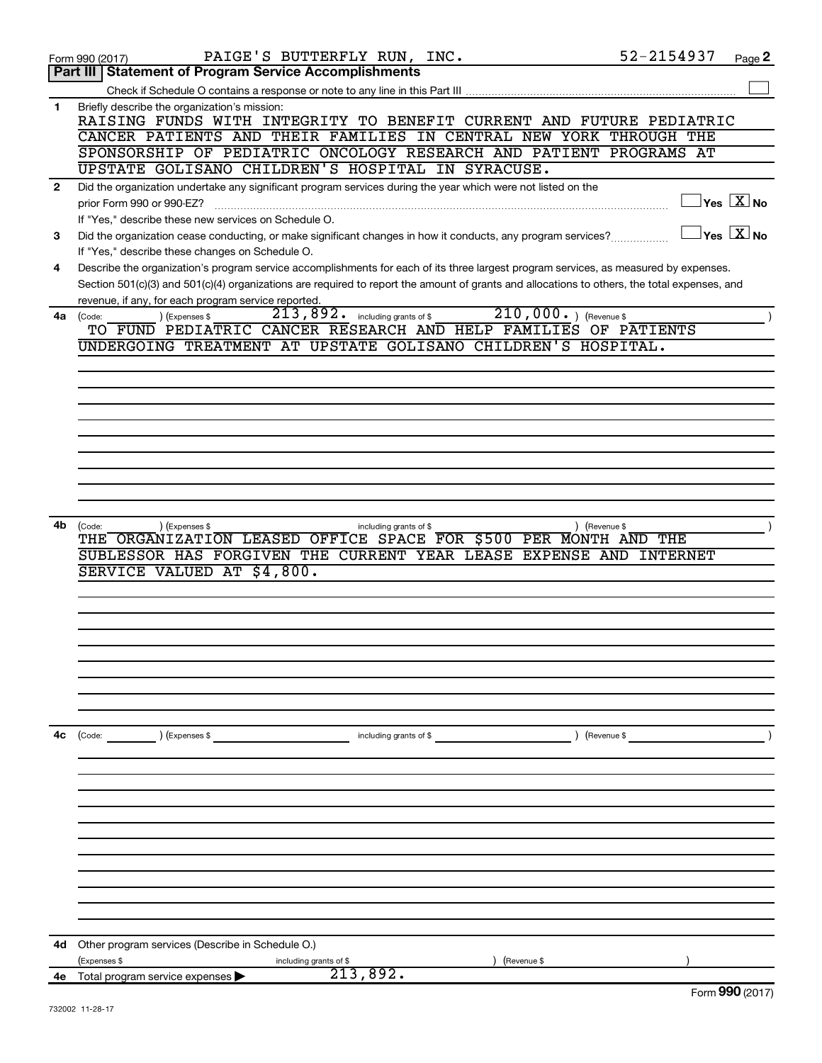Form 990 (2017) PAIGE'S BUTTERFLY RUN, INC. 52-2154937 Page **2**

**Part III | Statement of Program Service Accomplishments**

Check if Schedule O contains a response or note to any line in this Part III ☐

**1** Briefly describe the organization's mission:

RAISING FUNDS WITH INTEGRITY TO BENEFIT CURRENT AND FUTURE PEDIATRIC CANCER PATIENTS AND THEIR FAMILIES IN CENTRAL NEW YORK THROUGH THE SPONSORSHIP OF PEDIATRIC ONCOLOGY RESEARCH AND PATIENT PROGRAMS AT UPSTATE GOLISANO CHILDREN'S HOSPITAL IN SYRACUSE.

**2** Did the organization undertake any significant program services during the year which were not listed on the prior Form 990 or 990-EZ? ☐ Yes ☒ No

If "Yes," describe these new services on Schedule O.

**3** Did the organization cease conducting, or make significant changes in how it conducts, any program services? ☐ Yes ☒ No

If "Yes," describe these changes on Schedule O.

**4** Describe the organization's program service accomplishments for each of its three largest program services, as measured by expenses. Section 501(c)(3) and 501(c)(4) organizations are required to report the amount of grants and allocations to others, the total expenses, and revenue, if any, for each program service reported.

**4a** (Code: ) (Expenses $ 213,892. including grants of $ 210,000. ) (Revenue $ )

TO FUND PEDIATRIC CANCER RESEARCH AND HELP FAMILIES OF PATIENTS UNDERGOING TREATMENT AT UPSTATE GOLISANO CHILDREN'S HOSPITAL.

**4b** (Code: ) (Expenses $ including grants of $ ) (Revenue $ )

THE ORGANIZATION LEASED OFFICE SPACE FOR $500 PER MONTH AND THE SUBLESSOR HAS FORGIVEN THE CURRENT YEAR LEASE EXPENSE AND INTERNET SERVICE VALUED AT $4,800.

**4c** (Code: ) (Expenses $ including grants of $ ) (Revenue $ )

**4d** Other program services (Describe in Schedule O.)

(Expenses $ including grants of $ ) (Revenue $ )

**4e** Total program service expenses ▶ 213,892.

Form **990** (2017)

732002 11-28-17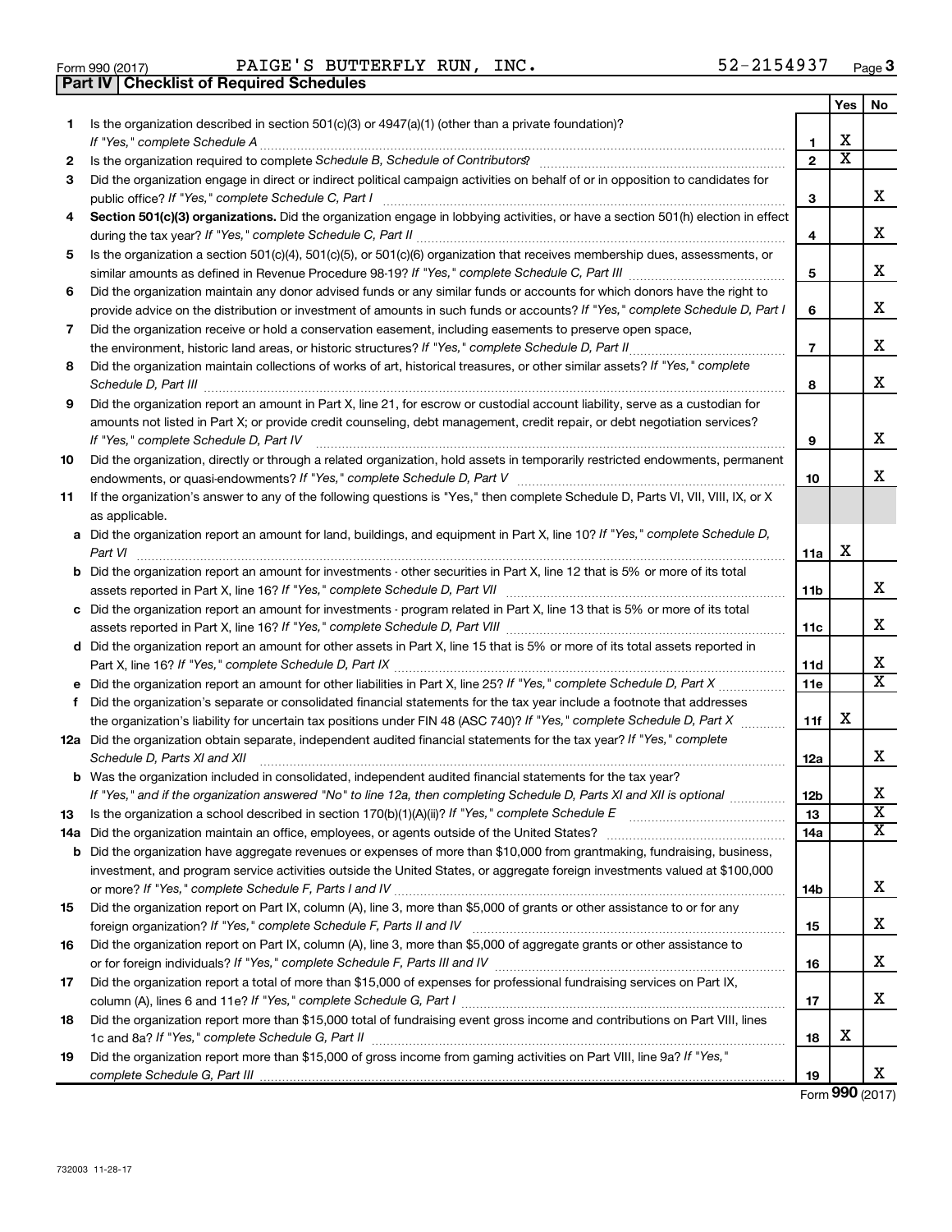Form 990 (2017) PAIGE'S BUTTERFLY RUN, INC. 52-2154937 Page 3

**Part IV | Checklist of Required Schedules**

| | | | Yes | No |
|---|---|---|---|---|
| 1 | Is the organization described in section 501(c)(3) or 4947(a)(1) (other than a private foundation)? *If "Yes," complete Schedule A* | 1 | X | |
| 2 | Is the organization required to complete *Schedule B, Schedule of Contributors*? | 2 | X | |
| 3 | Did the organization engage in direct or indirect political campaign activities on behalf of or in opposition to candidates for public office? *If "Yes," complete Schedule C, Part I* | 3 | | X |
| 4 | **Section 501(c)(3) organizations.** Did the organization engage in lobbying activities, or have a section 501(h) election in effect during the tax year? *If "Yes," complete Schedule C, Part II* | 4 | | X |
| 5 | Is the organization a section 501(c)(4), 501(c)(5), or 501(c)(6) organization that receives membership dues, assessments, or similar amounts as defined in Revenue Procedure 98-19? *If "Yes," complete Schedule C, Part III* | 5 | | X |
| 6 | Did the organization maintain any donor advised funds or any similar funds or accounts for which donors have the right to provide advice on the distribution or investment of amounts in such funds or accounts? *If "Yes," complete Schedule D, Part I* | 6 | | X |
| 7 | Did the organization receive or hold a conservation easement, including easements to preserve open space, the environment, historic land areas, or historic structures? *If "Yes," complete Schedule D, Part II* | 7 | | X |
| 8 | Did the organization maintain collections of works of art, historical treasures, or other similar assets? *If "Yes," complete Schedule D, Part III* | 8 | | X |
| 9 | Did the organization report an amount in Part X, line 21, for escrow or custodial account liability, serve as a custodian for amounts not listed in Part X; or provide credit counseling, debt management, credit repair, or debt negotiation services? *If "Yes," complete Schedule D, Part IV* | 9 | | X |
| 10 | Did the organization, directly or through a related organization, hold assets in temporarily restricted endowments, permanent endowments, or quasi-endowments? *If "Yes," complete Schedule D, Part V* | 10 | | X |
| 11 | If the organization's answer to any of the following questions is "Yes," then complete Schedule D, Parts VI, VII, VIII, IX, or X as applicable. | | | |
| a | Did the organization report an amount for land, buildings, and equipment in Part X, line 10? *If "Yes," complete Schedule D, Part VI* | 11a | X | |
| b | Did the organization report an amount for investments - other securities in Part X, line 12 that is 5% or more of its total assets reported in Part X, line 16? *If "Yes," complete Schedule D, Part VII* | 11b | | X |
| c | Did the organization report an amount for investments - program related in Part X, line 13 that is 5% or more of its total assets reported in Part X, line 16? *If "Yes," complete Schedule D, Part VIII* | 11c | | X |
| d | Did the organization report an amount for other assets in Part X, line 15 that is 5% or more of its total assets reported in Part X, line 16? *If "Yes," complete Schedule D, Part IX* | 11d | | X |
| e | Did the organization report an amount for other liabilities in Part X, line 25? *If "Yes," complete Schedule D, Part X* | 11e | | X |
| f | Did the organization's separate or consolidated financial statements for the tax year include a footnote that addresses the organization's liability for uncertain tax positions under FIN 48 (ASC 740)? *If "Yes," complete Schedule D, Part X* | 11f | X | |
| 12a | Did the organization obtain separate, independent audited financial statements for the tax year? *If "Yes," complete Schedule D, Parts XI and XII* | 12a | | X |
| b | Was the organization included in consolidated, independent audited financial statements for the tax year? *If "Yes," and if the organization answered "No" to line 12a, then completing Schedule D, Parts XI and XII is optional* | 12b | | X |
| 13 | Is the organization a school described in section 170(b)(1)(A)(ii)? *If "Yes," complete Schedule E* | 13 | | X |
| 14a | Did the organization maintain an office, employees, or agents outside of the United States? | 14a | | X |
| b | Did the organization have aggregate revenues or expenses of more than $10,000 from grantmaking, fundraising, business, investment, and program service activities outside the United States, or aggregate foreign investments valued at $100,000 or more? *If "Yes," complete Schedule F, Parts I and IV* | 14b | | X |
| 15 | Did the organization report on Part IX, column (A), line 3, more than $5,000 of grants or other assistance to or for any foreign organization? *If "Yes," complete Schedule F, Parts II and IV* | 15 | | X |
| 16 | Did the organization report on Part IX, column (A), line 3, more than $5,000 of aggregate grants or other assistance to or for foreign individuals? *If "Yes," complete Schedule F, Parts III and IV* | 16 | | X |
| 17 | Did the organization report a total of more than $15,000 of expenses for professional fundraising services on Part IX, column (A), lines 6 and 11e? *If "Yes," complete Schedule G, Part I* | 17 | | X |
| 18 | Did the organization report more than $15,000 total of fundraising event gross income and contributions on Part VIII, lines 1c and 8a? *If "Yes," complete Schedule G, Part II* | 18 | X | |
| 19 | Did the organization report more than $15,000 of gross income from gaming activities on Part VIII, line 9a? *If "Yes," complete Schedule G, Part III* | 19 | | X |

Form **990** (2017)

732003 11-28-17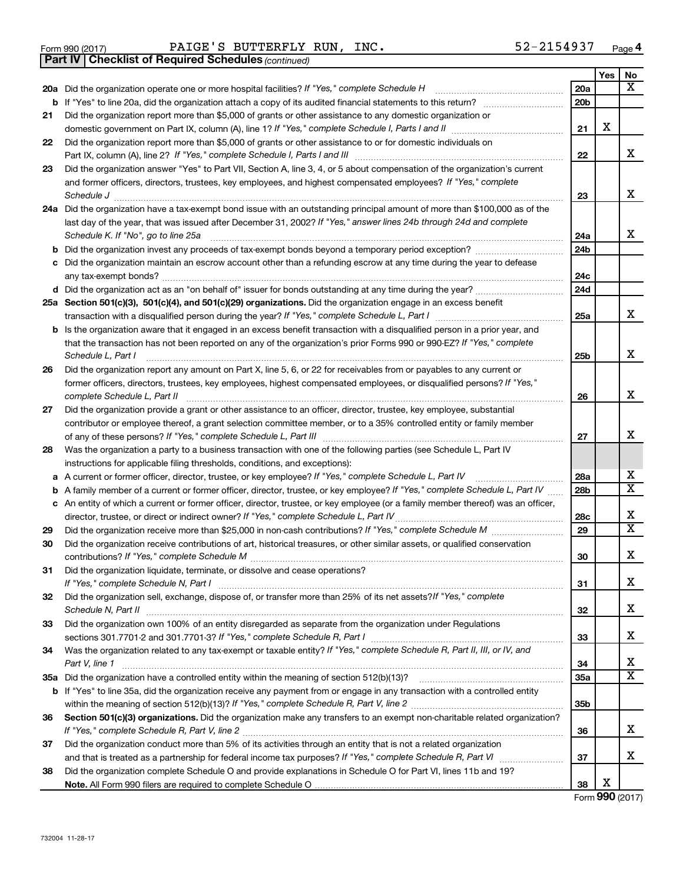Form 990 (2017) PAIGE'S BUTTERFLY RUN, INC. 52-2154937 Page 4

**Part IV | Checklist of Required Schedules** *(continued)*

| | | | Yes | No |
|---|---|---|---|---|
| **20a** | Did the organization operate one or more hospital facilities? *If "Yes," complete Schedule H* | 20a | | X |
| **b** | If "Yes" to line 20a, did the organization attach a copy of its audited financial statements to this return? | 20b | | |
| **21** | Did the organization report more than $5,000 of grants or other assistance to any domestic organization or domestic government on Part IX, column (A), line 1? *If "Yes," complete Schedule I, Parts I and II* | 21 | X | |
| **22** | Did the organization report more than $5,000 of grants or other assistance to or for domestic individuals on Part IX, column (A), line 2? *If "Yes," complete Schedule I, Parts I and III* | 22 | | X |
| **23** | Did the organization answer "Yes" to Part VII, Section A, line 3, 4, or 5 about compensation of the organization's current and former officers, directors, trustees, key employees, and highest compensated employees? *If "Yes," complete Schedule J* | 23 | | X |
| **24a** | Did the organization have a tax-exempt bond issue with an outstanding principal amount of more than $100,000 as of the last day of the year, that was issued after December 31, 2002? *If "Yes," answer lines 24b through 24d and complete Schedule K. If "No", go to line 25a* | 24a | | X |
| **b** | Did the organization invest any proceeds of tax-exempt bonds beyond a temporary period exception? | 24b | | |
| **c** | Did the organization maintain an escrow account other than a refunding escrow at any time during the year to defease any tax-exempt bonds? | 24c | | |
| **d** | Did the organization act as an "on behalf of" issuer for bonds outstanding at any time during the year? | 24d | | |
| **25a** | **Section 501(c)(3), 501(c)(4), and 501(c)(29) organizations.** Did the organization engage in an excess benefit transaction with a disqualified person during the year? *If "Yes," complete Schedule L, Part I* | 25a | | X |
| **b** | Is the organization aware that it engaged in an excess benefit transaction with a disqualified person in a prior year, and that the transaction has not been reported on any of the organization's prior Forms 990 or 990-EZ? *If "Yes," complete Schedule L, Part I* | 25b | | X |
| **26** | Did the organization report any amount on Part X, line 5, 6, or 22 for receivables from or payables to any current or former officers, directors, trustees, key employees, highest compensated employees, or disqualified persons? *If "Yes," complete Schedule L, Part II* | 26 | | X |
| **27** | Did the organization provide a grant or other assistance to an officer, director, trustee, key employee, substantial contributor or employee thereof, a grant selection committee member, or to a 35% controlled entity or family member of any of these persons? *If "Yes," complete Schedule L, Part III* | 27 | | X |
| **28** | Was the organization a party to a business transaction with one of the following parties (see Schedule L, Part IV instructions for applicable filing thresholds, conditions, and exceptions): | | | |
| **a** | A current or former officer, director, trustee, or key employee? *If "Yes," complete Schedule L, Part IV* | 28a | | X |
| **b** | A family member of a current or former officer, director, trustee, or key employee? *If "Yes," complete Schedule L, Part IV* | 28b | | X |
| **c** | An entity of which a current or former officer, director, trustee, or key employee (or a family member thereof) was an officer, director, trustee, or direct or indirect owner? *If "Yes," complete Schedule L, Part IV* | 28c | | X |
| **29** | Did the organization receive more than $25,000 in non-cash contributions? *If "Yes," complete Schedule M* | 29 | | X |
| **30** | Did the organization receive contributions of art, historical treasures, or other similar assets, or qualified conservation contributions? *If "Yes," complete Schedule M* | 30 | | X |
| **31** | Did the organization liquidate, terminate, or dissolve and cease operations? *If "Yes," complete Schedule N, Part I* | 31 | | X |
| **32** | Did the organization sell, exchange, dispose of, or transfer more than 25% of its net assets? *If "Yes," complete Schedule N, Part II* | 32 | | X |
| **33** | Did the organization own 100% of an entity disregarded as separate from the organization under Regulations sections 301.7701-2 and 301.7701-3? *If "Yes," complete Schedule R, Part I* | 33 | | X |
| **34** | Was the organization related to any tax-exempt or taxable entity? *If "Yes," complete Schedule R, Part II, III, or IV, and Part V, line 1* | 34 | | X |
| **35a** | Did the organization have a controlled entity within the meaning of section 512(b)(13)? | 35a | | X |
| **b** | If "Yes" to line 35a, did the organization receive any payment from or engage in any transaction with a controlled entity within the meaning of section 512(b)(13)? *If "Yes," complete Schedule R, Part V, line 2* | 35b | | |
| **36** | **Section 501(c)(3) organizations.** Did the organization make any transfers to an exempt non-charitable related organization? *If "Yes," complete Schedule R, Part V, line 2* | 36 | | X |
| **37** | Did the organization conduct more than 5% of its activities through an entity that is not a related organization and that is treated as a partnership for federal income tax purposes? *If "Yes," complete Schedule R, Part VI* | 37 | | X |
| **38** | Did the organization complete Schedule O and provide explanations in Schedule O for Part VI, lines 11b and 19? **Note.** All Form 990 filers are required to complete Schedule O | 38 | X | |

Form **990** (2017)

732004 11-28-17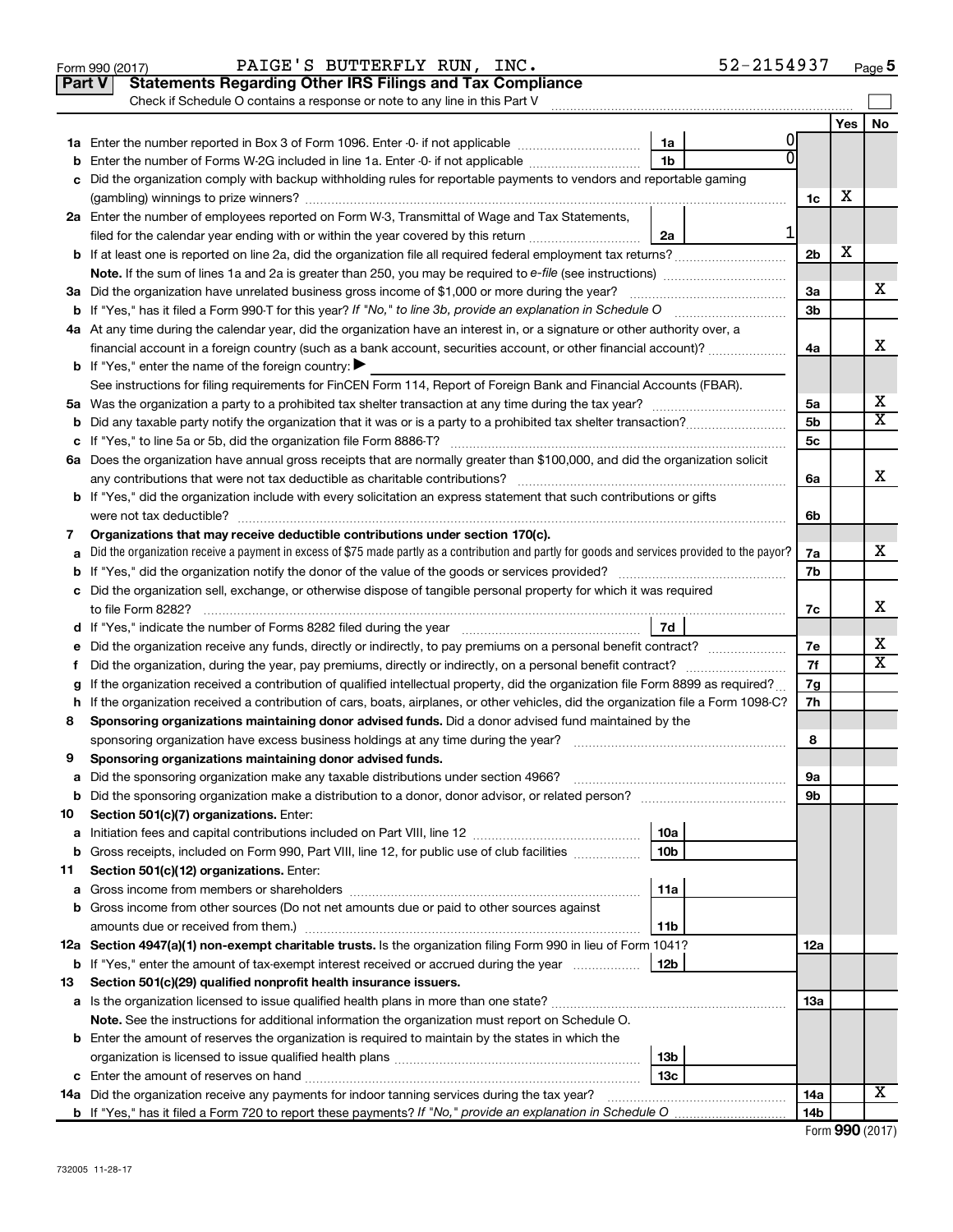Form 990 (2017) PAIGE'S BUTTERFLY RUN, INC. 52-2154937 Page 5

**Part V Statements Regarding Other IRS Filings and Tax Compliance**

Check if Schedule O contains a response or note to any line in this Part V ☐

| | | | | | Yes | No |
|---|---|---|---|---|---|---|
| **1a** | Enter the number reported in Box 3 of Form 1096. Enter -0- if not applicable | 1a | 0 | | | |
| **b** | Enter the number of Forms W-2G included in line 1a. Enter -0- if not applicable | 1b | 0 | | | |
| **c** | Did the organization comply with backup withholding rules for reportable payments to vendors and reportable gaming (gambling) winnings to prize winners? | | | 1c | X | |
| **2a** | Enter the number of employees reported on Form W-3, Transmittal of Wage and Tax Statements, filed for the calendar year ending with or within the year covered by this return | 2a | 1 | | | |
| **b** | If at least one is reported on line 2a, did the organization file all required federal employment tax returns? | | | 2b | X | |
| | **Note.** If the sum of lines 1a and 2a is greater than 250, you may be required to *e-file* (see instructions) | | | | | |
| **3a** | Did the organization have unrelated business gross income of $1,000 or more during the year? | | | 3a | | X |
| **b** | If "Yes," has it filed a Form 990-T for this year? *If "No," to line 3b, provide an explanation in Schedule O* | | | 3b | | |
| **4a** | At any time during the calendar year, did the organization have an interest in, or a signature or other authority over, a financial account in a foreign country (such as a bank account, securities account, or other financial account)? | | | 4a | | X |
| **b** | If "Yes," enter the name of the foreign country: ▶ | | | | | |
| | See instructions for filing requirements for FinCEN Form 114, Report of Foreign Bank and Financial Accounts (FBAR). | | | | | |
| **5a** | Was the organization a party to a prohibited tax shelter transaction at any time during the tax year? | | | 5a | | X |
| **b** | Did any taxable party notify the organization that it was or is a party to a prohibited tax shelter transaction? | | | 5b | | X |
| **c** | If "Yes," to line 5a or 5b, did the organization file Form 8886-T? | | | 5c | | |
| **6a** | Does the organization have annual gross receipts that are normally greater than $100,000, and did the organization solicit any contributions that were not tax deductible as charitable contributions? | | | 6a | | X |
| **b** | If "Yes," did the organization include with every solicitation an express statement that such contributions or gifts were not tax deductible? | | | 6b | | |
| **7** | **Organizations that may receive deductible contributions under section 170(c).** | | | | | |
| **a** | Did the organization receive a payment in excess of $75 made partly as a contribution and partly for goods and services provided to the payor? | | | 7a | | X |
| **b** | If "Yes," did the organization notify the donor of the value of the goods or services provided? | | | 7b | | |
| **c** | Did the organization sell, exchange, or otherwise dispose of tangible personal property for which it was required to file Form 8282? | | | 7c | | X |
| **d** | If "Yes," indicate the number of Forms 8282 filed during the year | 7d | | | | |
| **e** | Did the organization receive any funds, directly or indirectly, to pay premiums on a personal benefit contract? | | | 7e | | X |
| **f** | Did the organization, during the year, pay premiums, directly or indirectly, on a personal benefit contract? | | | 7f | | X |
| **g** | If the organization received a contribution of qualified intellectual property, did the organization file Form 8899 as required? | | | 7g | | |
| **h** | If the organization received a contribution of cars, boats, airplanes, or other vehicles, did the organization file a Form 1098-C? | | | 7h | | |
| **8** | **Sponsoring organizations maintaining donor advised funds.** Did a donor advised fund maintained by the sponsoring organization have excess business holdings at any time during the year? | | | 8 | | |
| **9** | **Sponsoring organizations maintaining donor advised funds.** | | | | | |
| **a** | Did the sponsoring organization make any taxable distributions under section 4966? | | | 9a | | |
| **b** | Did the sponsoring organization make a distribution to a donor, donor advisor, or related person? | | | 9b | | |
| **10** | **Section 501(c)(7) organizations.** Enter: | | | | | |
| **a** | Initiation fees and capital contributions included on Part VIII, line 12 | 10a | | | | |
| **b** | Gross receipts, included on Form 990, Part VIII, line 12, for public use of club facilities | 10b | | | | |
| **11** | **Section 501(c)(12) organizations.** Enter: | | | | | |
| **a** | Gross income from members or shareholders | 11a | | | | |
| **b** | Gross income from other sources (Do not net amounts due or paid to other sources against amounts due or received from them.) | 11b | | | | |
| **12a** | **Section 4947(a)(1) non-exempt charitable trusts.** Is the organization filing Form 990 in lieu of Form 1041? | | | 12a | | |
| **b** | If "Yes," enter the amount of tax-exempt interest received or accrued during the year | 12b | | | | |
| **13** | **Section 501(c)(29) qualified nonprofit health insurance issuers.** | | | | | |
| **a** | Is the organization licensed to issue qualified health plans in more than one state? | | | 13a | | |
| | **Note.** See the instructions for additional information the organization must report on Schedule O. | | | | | |
| **b** | Enter the amount of reserves the organization is required to maintain by the states in which the organization is licensed to issue qualified health plans | 13b | | | | |
| **c** | Enter the amount of reserves on hand | 13c | | | | |
| **14a** | Did the organization receive any payments for indoor tanning services during the tax year? | | | 14a | | X |
| **b** | If "Yes," has it filed a Form 720 to report these payments? *If "No," provide an explanation in Schedule O* | | | 14b | | |

Form **990** (2017)

732005 11-28-17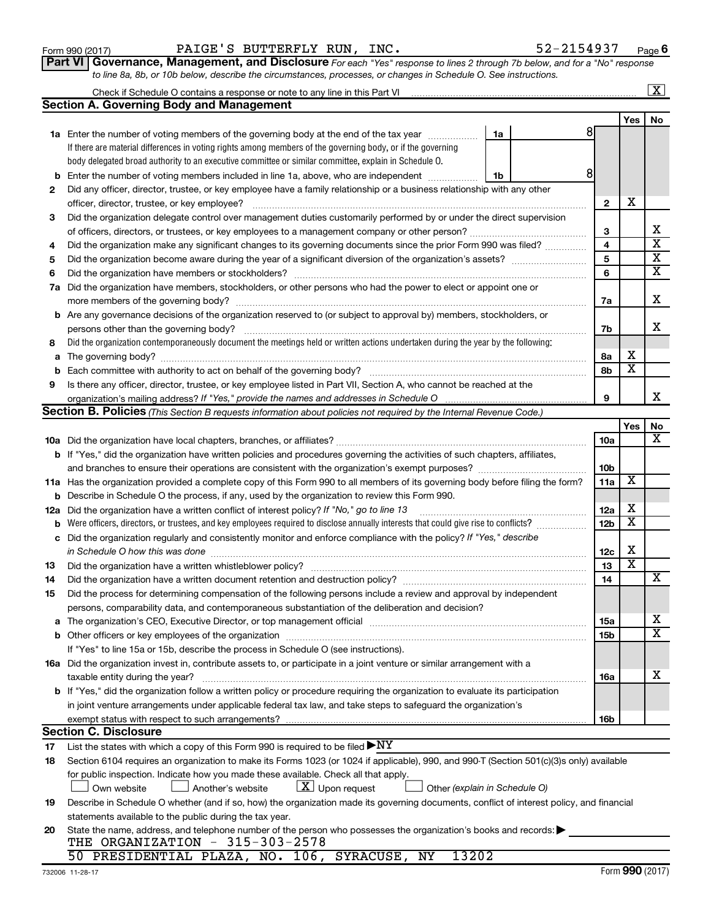Form 990 (2017) PAIGE'S BUTTERFLY RUN, INC. 52-2154937 Page 6

## Part VI Governance, Management, and Disclosure

*For each "Yes" response to lines 2 through 7b below, and for a "No" response to line 8a, 8b, or 10b below, describe the circumstances, processes, or changes in Schedule O. See instructions.*

Check if Schedule O contains a response or note to any line in this Part VI [X]

### Section A. Governing Body and Management

| | | | | Yes | No |
|---|---|---|---|---|---|
| **1a** | Enter the number of voting members of the governing body at the end of the tax year. If there are material differences in voting rights among members of the governing body, or if the governing body delegated broad authority to an executive committee or similar committee, explain in Schedule O. | 1a: 8 | | | |
| **b** | Enter the number of voting members included in line 1a, above, who are independent | 1b: 8 | | | |
| **2** | Did any officer, director, trustee, or key employee have a family relationship or a business relationship with any other officer, director, trustee, or key employee? | | 2 | X | |
| **3** | Did the organization delegate control over management duties customarily performed by or under the direct supervision of officers, directors, or trustees, or key employees to a management company or other person? | | 3 | | X |
| **4** | Did the organization make any significant changes to its governing documents since the prior Form 990 was filed? | | 4 | | X |
| **5** | Did the organization become aware during the year of a significant diversion of the organization's assets? | | 5 | | X |
| **6** | Did the organization have members or stockholders? | | 6 | | X |
| **7a** | Did the organization have members, stockholders, or other persons who had the power to elect or appoint one or more members of the governing body? | | 7a | | X |
| **b** | Are any governance decisions of the organization reserved to (or subject to approval by) members, stockholders, or persons other than the governing body? | | 7b | | X |
| **8** | Did the organization contemporaneously document the meetings held or written actions undertaken during the year by the following: | | | | |
| **a** | The governing body? | | 8a | X | |
| **b** | Each committee with authority to act on behalf of the governing body? | | 8b | X | |
| **9** | Is there any officer, director, trustee, or key employee listed in Part VII, Section A, who cannot be reached at the organization's mailing address? *If "Yes," provide the names and addresses in Schedule O* | | 9 | | X |

### Section B. Policies *(This Section B requests information about policies not required by the Internal Revenue Code.)*

| | | | Yes | No |
|---|---|---|---|---|
| **10a** | Did the organization have local chapters, branches, or affiliates? | 10a | | X |
| **b** | If "Yes," did the organization have written policies and procedures governing the activities of such chapters, affiliates, and branches to ensure their operations are consistent with the organization's exempt purposes? | 10b | | |
| **11a** | Has the organization provided a complete copy of this Form 990 to all members of its governing body before filing the form? | 11a | X | |
| **b** | Describe in Schedule O the process, if any, used by the organization to review this Form 990. | | | |
| **12a** | Did the organization have a written conflict of interest policy? *If "No," go to line 13* | 12a | X | |
| **b** | Were officers, directors, or trustees, and key employees required to disclose annually interests that could give rise to conflicts? | 12b | X | |
| **c** | Did the organization regularly and consistently monitor and enforce compliance with the policy? *If "Yes," describe in Schedule O how this was done* | 12c | X | |
| **13** | Did the organization have a written whistleblower policy? | 13 | X | |
| **14** | Did the organization have a written document retention and destruction policy? | 14 | | X |
| **15** | Did the process for determining compensation of the following persons include a review and approval by independent persons, comparability data, and contemporaneous substantiation of the deliberation and decision? | | | |
| **a** | The organization's CEO, Executive Director, or top management official | 15a | | X |
| **b** | Other officers or key employees of the organization | 15b | | X |
| | If "Yes" to line 15a or 15b, describe the process in Schedule O (see instructions). | | | |
| **16a** | Did the organization invest in, contribute assets to, or participate in a joint venture or similar arrangement with a taxable entity during the year? | 16a | | X |
| **b** | If "Yes," did the organization follow a written policy or procedure requiring the organization to evaluate its participation in joint venture arrangements under applicable federal tax law, and take steps to safeguard the organization's exempt status with respect to such arrangements? | 16b | | |

### Section C. Disclosure

**17** List the states with which a copy of this Form 990 is required to be filed ▶ NY

**18** Section 6104 requires an organization to make its Forms 1023 (or 1024 if applicable), 990, and 990-T (Section 501(c)(3)s only) available for public inspection. Indicate how you made these available. Check all that apply.

[ ] Own website [ ] Another's website [X] Upon request [ ] Other *(explain in Schedule O)*

**19** Describe in Schedule O whether (and if so, how) the organization made its governing documents, conflict of interest policy, and financial statements available to the public during the tax year.

**20** State the name, address, and telephone number of the person who possesses the organization's books and records: ▶

THE ORGANIZATION - 315-303-2578
50 PRESIDENTIAL PLAZA, NO. 106, SYRACUSE, NY 13202

732006 11-28-17 Form **990** (2017)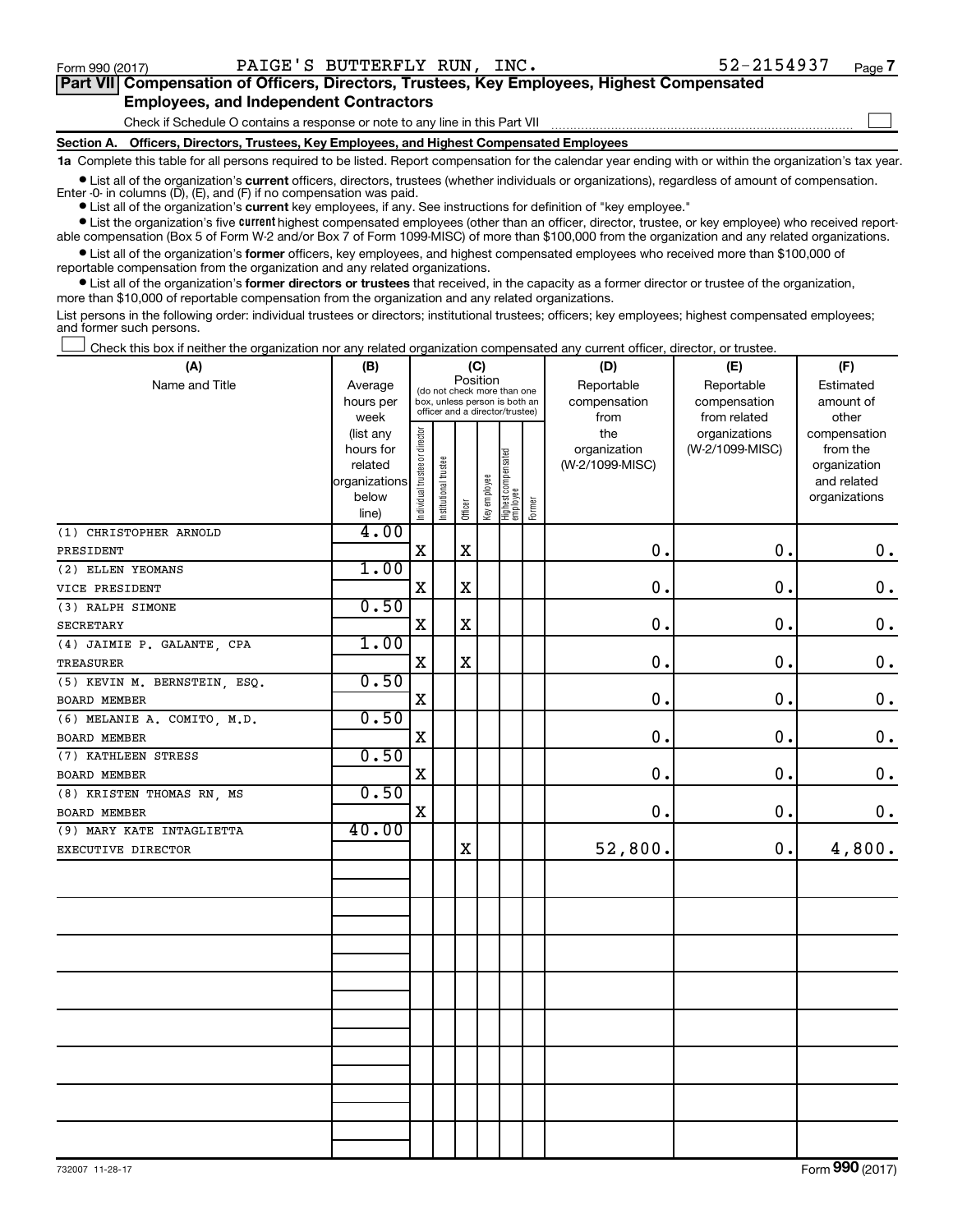Form 990 (2017) PAIGE'S BUTTERFLY RUN, INC. 52-2154937

**Part VII Compensation of Officers, Directors, Trustees, Key Employees, Highest Compensated Employees, and Independent Contractors**

Check if Schedule O contains a response or note to any line in this Part VII ☐

**Section A. Officers, Directors, Trustees, Key Employees, and Highest Compensated Employees**

**1a** Complete this table for all persons required to be listed. Report compensation for the calendar year ending with or within the organization's tax year.

- List all of the organization's **current** officers, directors, trustees (whether individuals or organizations), regardless of amount of compensation. Enter -0- in columns (D), (E), and (F) if no compensation was paid.
- List all of the organization's **current** key employees, if any. See instructions for definition of "key employee."
- List the organization's five **current** highest compensated employees (other than an officer, director, trustee, or key employee) who received reportable compensation (Box 5 of Form W-2 and/or Box 7 of Form 1099-MISC) of more than $100,000 from the organization and any related organizations.
- List all of the organization's **former** officers, key employees, and highest compensated employees who received more than $100,000 of reportable compensation from the organization and any related organizations.
- List all of the organization's **former directors or trustees** that received, in the capacity as a former director or trustee of the organization, more than $10,000 of reportable compensation from the organization and any related organizations.

List persons in the following order: individual trustees or directors; institutional trustees; officers; key employees; highest compensated employees; and former such persons.

☐ Check this box if neither the organization nor any related organization compensated any current officer, director, or trustee.

| (A) Name and Title | (B) Average hours per week (list any hours for related organizations below line) | (C) Position: Individual trustee or director | Institutional trustee | Officer | Key employee | Highest compensated employee | Former | (D) Reportable compensation from the organization (W-2/1099-MISC) | (E) Reportable compensation from related organizations (W-2/1099-MISC) | (F) Estimated amount of other compensation from the organization and related organizations |
|---|---|---|---|---|---|---|---|---|---|---|
| (1) CHRISTOPHER ARNOLD<br>PRESIDENT | 4.00 | X | | X | | | | 0. | 0. | 0. |
| (2) ELLEN YEOMANS<br>VICE PRESIDENT | 1.00 | X | | X | | | | 0. | 0. | 0. |
| (3) RALPH SIMONE<br>SECRETARY | 0.50 | X | | X | | | | 0. | 0. | 0. |
| (4) JAIMIE P. GALANTE, CPA<br>TREASURER | 1.00 | X | | X | | | | 0. | 0. | 0. |
| (5) KEVIN M. BERNSTEIN, ESQ.<br>BOARD MEMBER | 0.50 | X | | | | | | 0. | 0. | 0. |
| (6) MELANIE A. COMITO, M.D.<br>BOARD MEMBER | 0.50 | X | | | | | | 0. | 0. | 0. |
| (7) KATHLEEN STRESS<br>BOARD MEMBER | 0.50 | X | | | | | | 0. | 0. | 0. |
| (8) KRISTEN THOMAS RN, MS<br>BOARD MEMBER | 0.50 | X | | | | | | 0. | 0. | 0. |
| (9) MARY KATE INTAGLIETTA<br>EXECUTIVE DIRECTOR | 40.00 | | | X | | | | 52,800. | 0. | 4,800. |

732007 11-28-17 Form **990** (2017)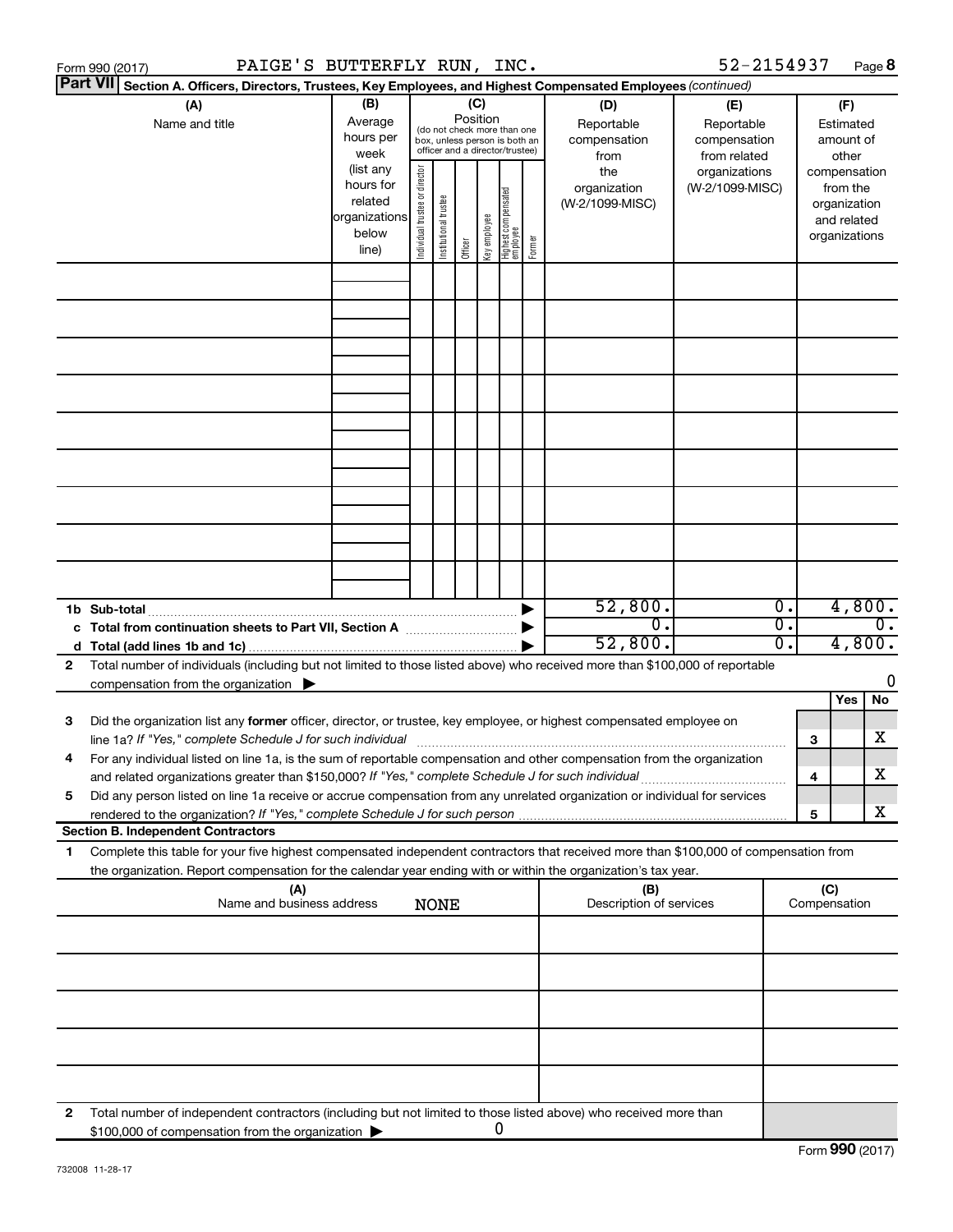Form 990 (2017) PAIGE'S BUTTERFLY RUN, INC. 52-2154937 Page 8

**Part VII Section A. Officers, Directors, Trustees, Key Employees, and Highest Compensated Employees** *(continued)*

| (A) Name and title | (B) Average hours per week (list any hours for related organizations below line) | (C) Position (do not check more than one box, unless person is both an officer and a director/trustee): Individual trustee or director | Institutional trustee | Officer | Key employee | Highest compensated employee | Former | (D) Reportable compensation from the organization (W-2/1099-MISC) | (E) Reportable compensation from related organizations (W-2/1099-MISC) | (F) Estimated amount of other compensation from the organization and related organizations |
|---|---|---|---|---|---|---|---|---|---|---|
| | | | | | | | | | | |
| | | | | | | | | | | |
| | | | | | | | | | | |
| | | | | | | | | | | |
| | | | | | | | | | | |
| | | | | | | | | | | |
| | | | | | | | | | | |
| | | | | | | | | | | |
| | | | | | | | | | | |
| **1b Sub-total** | | | | | | | | 52,800. | 0. | 4,800. |
| **c Total from continuation sheets to Part VII, Section A** | | | | | | | | 0. | 0. | 0. |
| **d Total (add lines 1b and 1c)** | | | | | | | | 52,800. | 0. | 4,800. |

**2** Total number of individuals (including but not limited to those listed above) who received more than $100,000 of reportable compensation from the organization ▶ 0

| | | Yes | No |
|---|---|---|---|
| **3** Did the organization list any **former** officer, director, or trustee, key employee, or highest compensated employee on line 1a? *If "Yes," complete Schedule J for such individual* | 3 | | X |
| **4** For any individual listed on line 1a, is the sum of reportable compensation and other compensation from the organization and related organizations greater than $150,000? *If "Yes," complete Schedule J for such individual* | 4 | | X |
| **5** Did any person listed on line 1a receive or accrue compensation from any unrelated organization or individual for services rendered to the organization? *If "Yes," complete Schedule J for such person* | 5 | | X |

**Section B. Independent Contractors**

**1** Complete this table for your five highest compensated independent contractors that received more than $100,000 of compensation from the organization. Report compensation for the calendar year ending with or within the organization's tax year.

| (A) Name and business address | (B) Description of services | (C) Compensation |
|---|---|---|
| NONE | | |
| | | |
| | | |
| | | |
| | | |

**2** Total number of independent contractors (including but not limited to those listed above) who received more than $100,000 of compensation from the organization ▶ 0

Form **990** (2017)

732008 11-28-17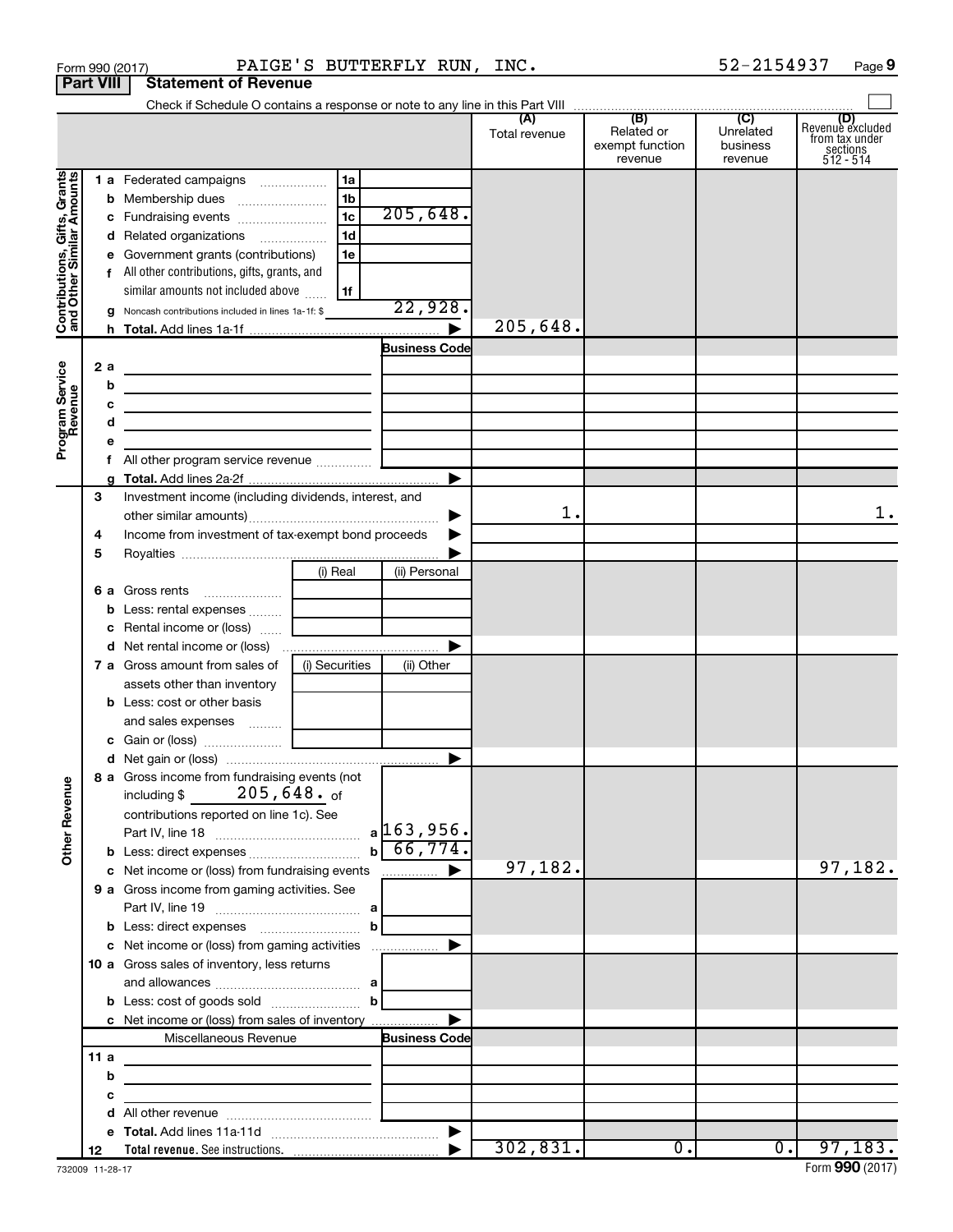Form 990 (2017) PAIGE'S BUTTERFLY RUN, INC. 52-2154937 Page **9**

## Part VIII Statement of Revenue

Check if Schedule O contains a response or note to any line in this Part VIII ☐

| | | | | (A) Total revenue | (B) Related or exempt function revenue | (C) Unrelated business revenue | (D) Revenue excluded from tax under sections 512 - 514 |
|---|---|---|---|---|---|---|---|
| **Contributions, Gifts, Grants and Other Similar Amounts** | 1 a | Federated campaigns | 1a | | | | |
| | b | Membership dues | 1b | | | | |
| | c | Fundraising events | 1c 205,648. | | | | |
| | d | Related organizations | 1d | | | | |
| | e | Government grants (contributions) | 1e | | | | |
| | f | All other contributions, gifts, grants, and similar amounts not included above | 1f | | | | |
| | g | Noncash contributions included in lines 1a-1f: $ | 22,928. | | | | |
| | h | **Total.** Add lines 1a-1f | ▶ | 205,648. | | | |
| **Program Service Revenue** | | | **Business Code** | | | | |
| | 2 a | | | | | | |
| | b | | | | | | |
| | c | | | | | | |
| | d | | | | | | |
| | e | | | | | | |
| | f | All other program service revenue | | | | | |
| | g | **Total.** Add lines 2a-2f | ▶ | | | | |
| | 3 | Investment income (including dividends, interest, and other similar amounts) | ▶ | 1. | | | 1. |
| | 4 | Income from investment of tax-exempt bond proceeds | ▶ | | | | |
| | 5 | Royalties | ▶ | | | | |
| | | | (i) Real / (ii) Personal | | | | |
| | 6 a | Gross rents | | | | | |
| | b | Less: rental expenses | | | | | |
| | c | Rental income or (loss) | | | | | |
| | d | Net rental income or (loss) | ▶ | | | | |
| | | | (i) Securities / (ii) Other | | | | |
| | 7 a | Gross amount from sales of assets other than inventory | | | | | |
| | b | Less: cost or other basis and sales expenses | | | | | |
| | c | Gain or (loss) | | | | | |
| | d | Net gain or (loss) | ▶ | | | | |
| **Other Revenue** | 8 a | Gross income from fundraising events (not including $ 205,648. of contributions reported on line 1c). See Part IV, line 18 | a 163,956. | | | | |
| | b | Less: direct expenses | b 66,774. | | | | |
| | c | Net income or (loss) from fundraising events | ▶ | 97,182. | | | 97,182. |
| | 9 a | Gross income from gaming activities. See Part IV, line 19 | a | | | | |
| | b | Less: direct expenses | b | | | | |
| | c | Net income or (loss) from gaming activities | ▶ | | | | |
| | 10 a | Gross sales of inventory, less returns and allowances | a | | | | |
| | b | Less: cost of goods sold | b | | | | |
| | c | Net income or (loss) from sales of inventory | ▶ | | | | |
| | | Miscellaneous Revenue | **Business Code** | | | | |
| | 11 a | | | | | | |
| | b | | | | | | |
| | c | | | | | | |
| | d | All other revenue | | | | | |
| | e | **Total.** Add lines 11a-11d | ▶ | | | | |
| | 12 | **Total revenue.** See instructions. | ▶ | 302,831. | 0. | 0. | 97,183. |

732009 11-28-17 Form **990** (2017)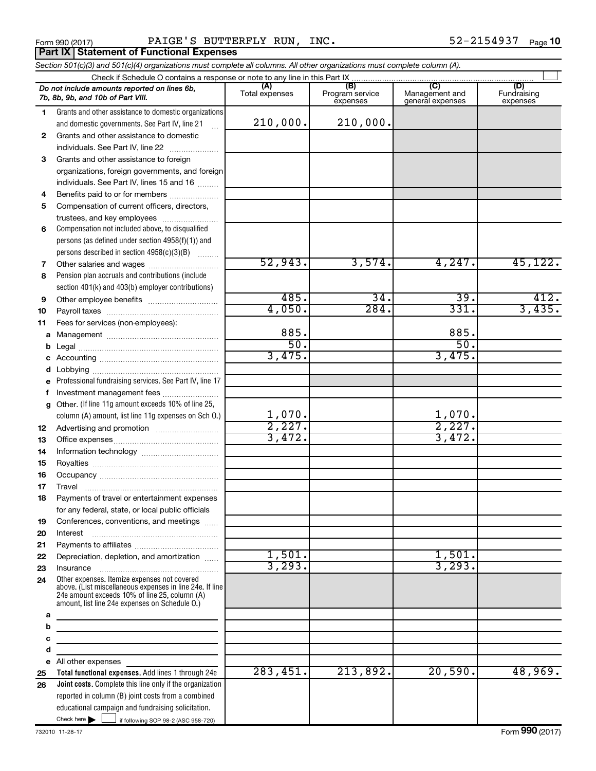Form 990 (2017) PAIGE'S BUTTERFLY RUN, INC. 52-2154937 Page 10

**Part IX | Statement of Functional Expenses**

*Section 501(c)(3) and 501(c)(4) organizations must complete all columns. All other organizations must complete column (A).*

Check if Schedule O contains a response or note to any line in this Part IX ☐

| | *Do not include amounts reported on lines 6b, 7b, 8b, 9b, and 10b of Part VIII.* | (A) Total expenses | (B) Program service expenses | (C) Management and general expenses | (D) Fundraising expenses |
|---|---|---|---|---|---|
| 1 | Grants and other assistance to domestic organizations and domestic governments. See Part IV, line 21 | 210,000. | 210,000. | | |
| 2 | Grants and other assistance to domestic individuals. See Part IV, line 22 | | | | |
| 3 | Grants and other assistance to foreign organizations, foreign governments, and foreign individuals. See Part IV, lines 15 and 16 | | | | |
| 4 | Benefits paid to or for members | | | | |
| 5 | Compensation of current officers, directors, trustees, and key employees | | | | |
| 6 | Compensation not included above, to disqualified persons (as defined under section 4958(f)(1)) and persons described in section 4958(c)(3)(B) | | | | |
| 7 | Other salaries and wages | 52,943. | 3,574. | 4,247. | 45,122. |
| 8 | Pension plan accruals and contributions (include section 401(k) and 403(b) employer contributions) | | | | |
| 9 | Other employee benefits | 485. | 34. | 39. | 412. |
| 10 | Payroll taxes | 4,050. | 284. | 331. | 3,435. |
| 11 | Fees for services (non-employees): | | | | |
| a | Management | 885. | | 885. | |
| b | Legal | 50. | | 50. | |
| c | Accounting | 3,475. | | 3,475. | |
| d | Lobbying | | | | |
| e | Professional fundraising services. See Part IV, line 17 | | | | |
| f | Investment management fees | | | | |
| g | Other. (If line 11g amount exceeds 10% of line 25, column (A) amount, list line 11g expenses on Sch O.) | 1,070. | | 1,070. | |
| 12 | Advertising and promotion | 2,227. | | 2,227. | |
| 13 | Office expenses | 3,472. | | 3,472. | |
| 14 | Information technology | | | | |
| 15 | Royalties | | | | |
| 16 | Occupancy | | | | |
| 17 | Travel | | | | |
| 18 | Payments of travel or entertainment expenses for any federal, state, or local public officials | | | | |
| 19 | Conferences, conventions, and meetings | | | | |
| 20 | Interest | | | | |
| 21 | Payments to affiliates | | | | |
| 22 | Depreciation, depletion, and amortization | 1,501. | | 1,501. | |
| 23 | Insurance | 3,293. | | 3,293. | |
| 24 | Other expenses. Itemize expenses not covered above. (List miscellaneous expenses in line 24e. If line 24e amount exceeds 10% of line 25, column (A) amount, list line 24e expenses on Schedule O.) | | | | |
| a | | | | | |
| b | | | | | |
| c | | | | | |
| d | | | | | |
| e | All other expenses | | | | |
| 25 | **Total functional expenses.** Add lines 1 through 24e | 283,451. | 213,892. | 20,590. | 48,969. |
| 26 | **Joint costs.** Complete this line only if the organization reported in column (B) joint costs from a combined educational campaign and fundraising solicitation. Check here ☐ if following SOP 98-2 (ASC 958-720) | | | | |

732010 11-28-17 Form **990** (2017)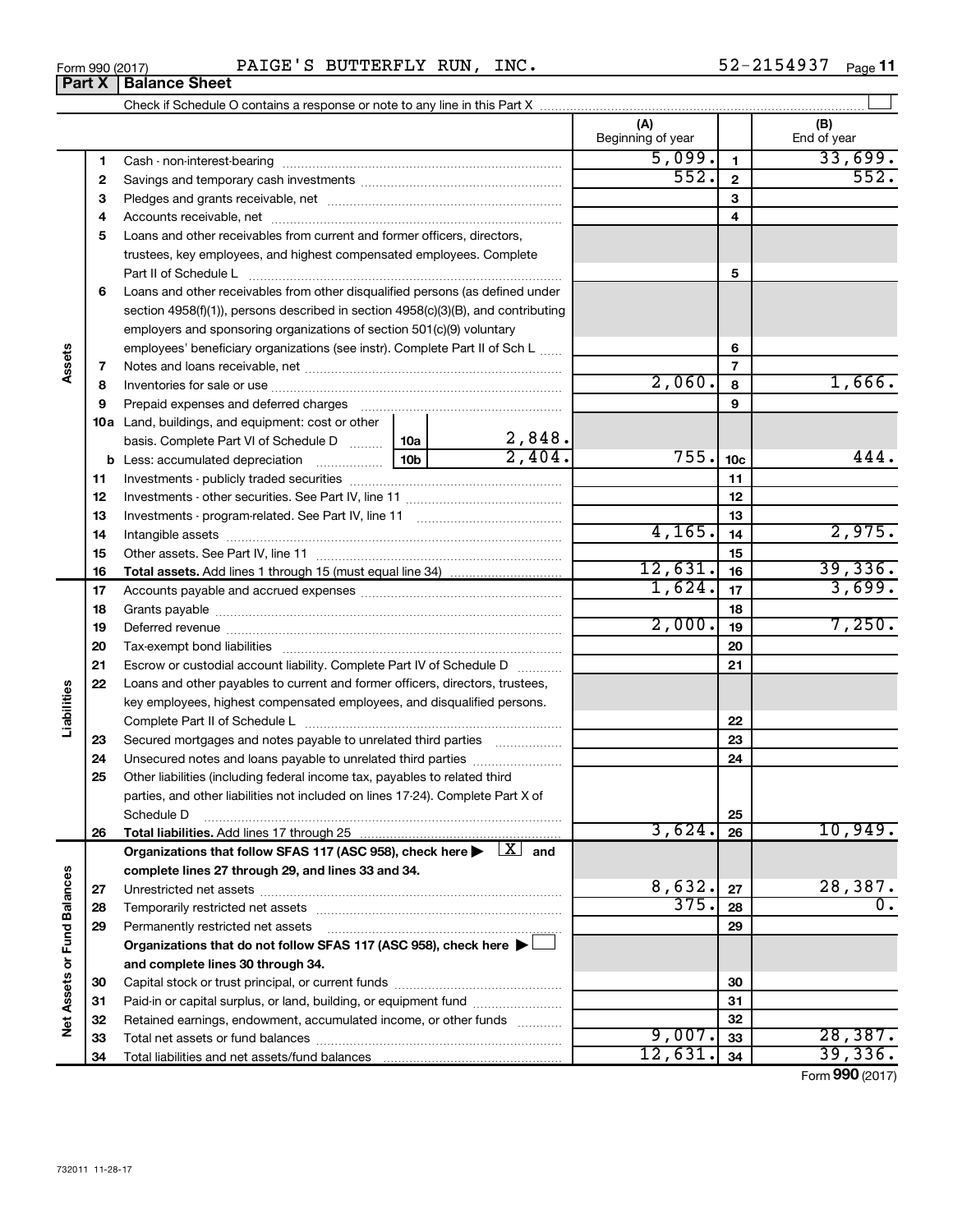Form 990 (2017) PAIGE'S BUTTERFLY RUN, INC. 52-2154937

## Part X Balance Sheet

Check if Schedule O contains a response or note to any line in this Part X

| | | | (A) Beginning of year | | (B) End of year |
|---|---|---|---|---|---|
| Assets | 1 | Cash - non-interest-bearing | 5,099. | 1 | 33,699. |
| | 2 | Savings and temporary cash investments | 552. | 2 | 552. |
| | 3 | Pledges and grants receivable, net | | 3 | |
| | 4 | Accounts receivable, net | | 4 | |
| | 5 | Loans and other receivables from current and former officers, directors, trustees, key employees, and highest compensated employees. Complete Part II of Schedule L | | 5 | |
| | 6 | Loans and other receivables from other disqualified persons (as defined under section 4958(f)(1)), persons described in section 4958(c)(3)(B), and contributing employers and sponsoring organizations of section 501(c)(9) voluntary employees' beneficiary organizations (see instr). Complete Part II of Sch L | | 6 | |
| | 7 | Notes and loans receivable, net | | 7 | |
| | 8 | Inventories for sale or use | 2,060. | 8 | 1,666. |
| | 9 | Prepaid expenses and deferred charges | | 9 | |
| | 10a | Land, buildings, and equipment: cost or other basis. Complete Part VI of Schedule D — 10a: 2,848. | | | |
| | b | Less: accumulated depreciation — 10b: 2,404. | 755. | 10c | 444. |
| | 11 | Investments - publicly traded securities | | 11 | |
| | 12 | Investments - other securities. See Part IV, line 11 | | 12 | |
| | 13 | Investments - program-related. See Part IV, line 11 | | 13 | |
| | 14 | Intangible assets | 4,165. | 14 | 2,975. |
| | 15 | Other assets. See Part IV, line 11 | | 15 | |
| | 16 | **Total assets.** Add lines 1 through 15 (must equal line 34) | 12,631. | 16 | 39,336. |
| Liabilities | 17 | Accounts payable and accrued expenses | 1,624. | 17 | 3,699. |
| | 18 | Grants payable | | 18 | |
| | 19 | Deferred revenue | 2,000. | 19 | 7,250. |
| | 20 | Tax-exempt bond liabilities | | 20 | |
| | 21 | Escrow or custodial account liability. Complete Part IV of Schedule D | | 21 | |
| | 22 | Loans and other payables to current and former officers, directors, trustees, key employees, highest compensated employees, and disqualified persons. Complete Part II of Schedule L | | 22 | |
| | 23 | Secured mortgages and notes payable to unrelated third parties | | 23 | |
| | 24 | Unsecured notes and loans payable to unrelated third parties | | 24 | |
| | 25 | Other liabilities (including federal income tax, payables to related third parties, and other liabilities not included on lines 17-24). Complete Part X of Schedule D | | 25 | |
| | 26 | **Total liabilities.** Add lines 17 through 25 | 3,624. | 26 | 10,949. |
| Net Assets or Fund Balances | | **Organizations that follow SFAS 117 (ASC 958), check here ▶ [X] and complete lines 27 through 29, and lines 33 and 34.** | | | |
| | 27 | Unrestricted net assets | 8,632. | 27 | 28,387. |
| | 28 | Temporarily restricted net assets | 375. | 28 | 0. |
| | 29 | Permanently restricted net assets | | 29 | |
| | | **Organizations that do not follow SFAS 117 (ASC 958), check here ▶ [ ] and complete lines 30 through 34.** | | | |
| | 30 | Capital stock or trust principal, or current funds | | 30 | |
| | 31 | Paid-in or capital surplus, or land, building, or equipment fund | | 31 | |
| | 32 | Retained earnings, endowment, accumulated income, or other funds | | 32 | |
| | 33 | Total net assets or fund balances | 9,007. | 33 | 28,387. |
| | 34 | Total liabilities and net assets/fund balances | 12,631. | 34 | 39,336. |

Form **990** (2017)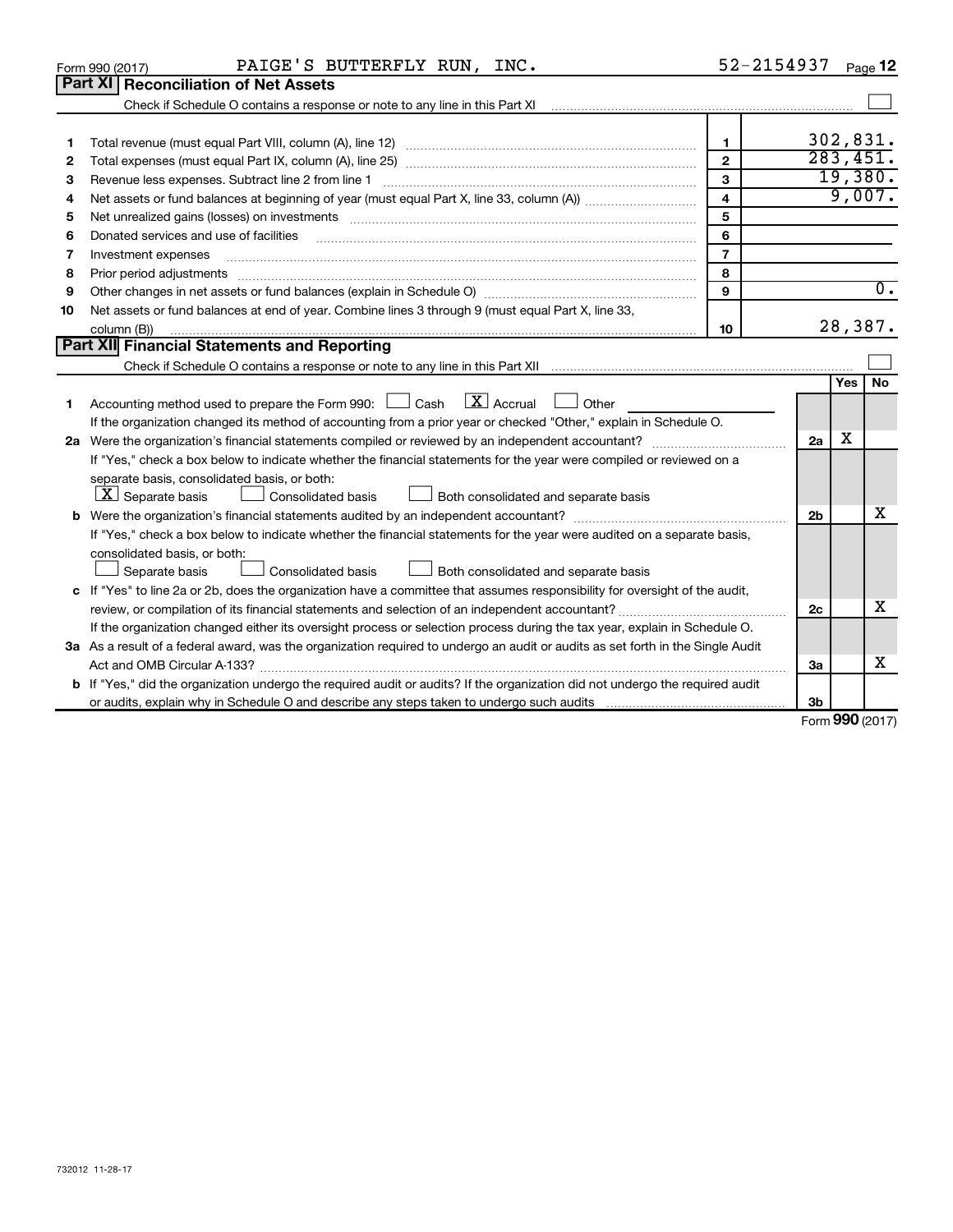Form 990 (2017) PAIGE'S BUTTERFLY RUN, INC. 52-2154937

## Part XI Reconciliation of Net Assets

Check if Schedule O contains a response or note to any line in this Part XI ☐

| | | | |
|---|---|---|---|
| 1 | Total revenue (must equal Part VIII, column (A), line 12) | 1 | 302,831. |
| 2 | Total expenses (must equal Part IX, column (A), line 25) | 2 | 283,451. |
| 3 | Revenue less expenses. Subtract line 2 from line 1 | 3 | 19,380. |
| 4 | Net assets or fund balances at beginning of year (must equal Part X, line 33, column (A)) | 4 | 9,007. |
| 5 | Net unrealized gains (losses) on investments | 5 | |
| 6 | Donated services and use of facilities | 6 | |
| 7 | Investment expenses | 7 | |
| 8 | Prior period adjustments | 8 | |
| 9 | Other changes in net assets or fund balances (explain in Schedule O) | 9 | 0. |
| 10 | Net assets or fund balances at end of year. Combine lines 3 through 9 (must equal Part X, line 33, column (B)) | 10 | 28,387. |

## Part XII Financial Statements and Reporting

Check if Schedule O contains a response or note to any line in this Part XII ☐

| | | | Yes | No |
|---|---|---|---|---|
| 1 | Accounting method used to prepare the Form 990: ☐ Cash ☒ Accrual ☐ Other<br>If the organization changed its method of accounting from a prior year or checked "Other," explain in Schedule O. | | | |
| 2a | Were the organization's financial statements compiled or reviewed by an independent accountant?<br>If "Yes," check a box below to indicate whether the financial statements for the year were compiled or reviewed on a separate basis, consolidated basis, or both:<br>☒ Separate basis ☐ Consolidated basis ☐ Both consolidated and separate basis | 2a | X | |
| b | Were the organization's financial statements audited by an independent accountant?<br>If "Yes," check a box below to indicate whether the financial statements for the year were audited on a separate basis, consolidated basis, or both:<br>☐ Separate basis ☐ Consolidated basis ☐ Both consolidated and separate basis | 2b | | X |
| c | If "Yes" to line 2a or 2b, does the organization have a committee that assumes responsibility for oversight of the audit, review, or compilation of its financial statements and selection of an independent accountant?<br>If the organization changed either its oversight process or selection process during the tax year, explain in Schedule O. | 2c | | X |
| 3a | As a result of a federal award, was the organization required to undergo an audit or audits as set forth in the Single Audit Act and OMB Circular A-133? | 3a | | X |
| b | If "Yes," did the organization undergo the required audit or audits? If the organization did not undergo the required audit or audits, explain why in Schedule O and describe any steps taken to undergo such audits | 3b | | |

Form **990** (2017)

732012 11-28-17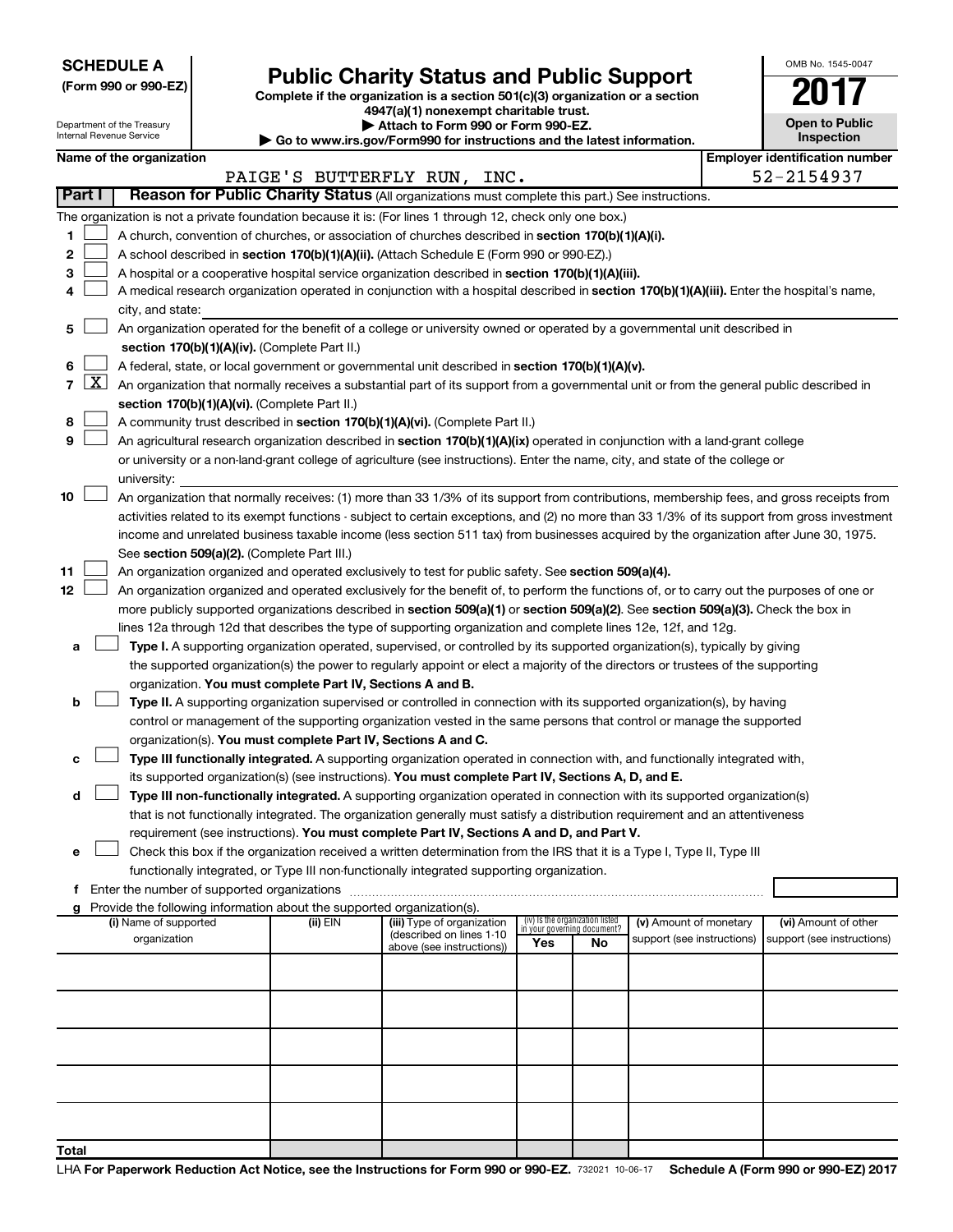**SCHEDULE A**
**(Form 990 or 990-EZ)**

Department of the Treasury
Internal Revenue Service

# Public Charity Status and Public Support

**Complete if the organization is a section 501(c)(3) organization or a section 4947(a)(1) nonexempt charitable trust.**
**▶ Attach to Form 990 or Form 990-EZ.**
**▶ Go to www.irs.gov/Form990 for instructions and the latest information.**

OMB No. 1545-0047

**2017**

**Open to Public Inspection**

| Name of the organization | Employer identification number |
|---|---|
| PAIGE'S BUTTERFLY RUN, INC. | 52-2154937 |

**Part I** **Reason for Public Charity Status** (All organizations must complete this part.) See instructions.

The organization is not a private foundation because it is: (For lines 1 through 12, check only one box.)

1 ☐ A church, convention of churches, or association of churches described in **section 170(b)(1)(A)(i).**

2 ☐ A school described in **section 170(b)(1)(A)(ii).** (Attach Schedule E (Form 990 or 990-EZ).)

3 ☐ A hospital or a cooperative hospital service organization described in **section 170(b)(1)(A)(iii).**

4 ☐ A medical research organization operated in conjunction with a hospital described in **section 170(b)(1)(A)(iii).** Enter the hospital's name, city, and state:

5 ☐ An organization operated for the benefit of a college or university owned or operated by a governmental unit described in **section 170(b)(1)(A)(iv).** (Complete Part II.)

6 ☐ A federal, state, or local government or governmental unit described in **section 170(b)(1)(A)(v).**

7 ☒ An organization that normally receives a substantial part of its support from a governmental unit or from the general public described in **section 170(b)(1)(A)(vi).** (Complete Part II.)

8 ☐ A community trust described in **section 170(b)(1)(A)(vi).** (Complete Part II.)

9 ☐ An agricultural research organization described in **section 170(b)(1)(A)(ix)** operated in conjunction with a land-grant college or university or a non-land-grant college of agriculture (see instructions). Enter the name, city, and state of the college or university:

10 ☐ An organization that normally receives: (1) more than 33 1/3% of its support from contributions, membership fees, and gross receipts from activities related to its exempt functions - subject to certain exceptions, and (2) no more than 33 1/3% of its support from gross investment income and unrelated business taxable income (less section 511 tax) from businesses acquired by the organization after June 30, 1975. See **section 509(a)(2).** (Complete Part III.)

11 ☐ An organization organized and operated exclusively to test for public safety. See **section 509(a)(4).**

12 ☐ An organization organized and operated exclusively for the benefit of, to perform the functions of, or to carry out the purposes of one or more publicly supported organizations described in **section 509(a)(1)** or **section 509(a)(2).** See **section 509(a)(3).** Check the box in lines 12a through 12d that describes the type of supporting organization and complete lines 12e, 12f, and 12g.

a ☐ **Type I.** A supporting organization operated, supervised, or controlled by its supported organization(s), typically by giving the supported organization(s) the power to regularly appoint or elect a majority of the directors or trustees of the supporting organization. **You must complete Part IV, Sections A and B.**

b ☐ **Type II.** A supporting organization supervised or controlled in connection with its supported organization(s), by having control or management of the supporting organization vested in the same persons that control or manage the supported organization(s). **You must complete Part IV, Sections A and C.**

c ☐ **Type III functionally integrated.** A supporting organization operated in connection with, and functionally integrated with, its supported organization(s) (see instructions). **You must complete Part IV, Sections A, D, and E.**

d ☐ **Type III non-functionally integrated.** A supporting organization operated in connection with its supported organization(s) that is not functionally integrated. The organization generally must satisfy a distribution requirement and an attentiveness requirement (see instructions). **You must complete Part IV, Sections A and D, and Part V.**

e ☐ Check this box if the organization received a written determination from the IRS that it is a Type I, Type II, Type III functionally integrated, or Type III non-functionally integrated supporting organization.

f Enter the number of supported organizations

g Provide the following information about the supported organization(s).

| (i) Name of supported organization | (ii) EIN | (iii) Type of organization (described on lines 1-10 above (see instructions)) | (iv) Is the organization listed in your governing document? Yes | No | (v) Amount of monetary support (see instructions) | (vi) Amount of other support (see instructions) |
|---|---|---|---|---|---|---|
| | | | | | | |
| | | | | | | |
| | | | | | | |
| | | | | | | |
| | | | | | | |
| **Total** | | | | | | |

LHA **For Paperwork Reduction Act Notice, see the Instructions for Form 990 or 990-EZ.** 732021 10-06-17 **Schedule A (Form 990 or 990-EZ) 2017**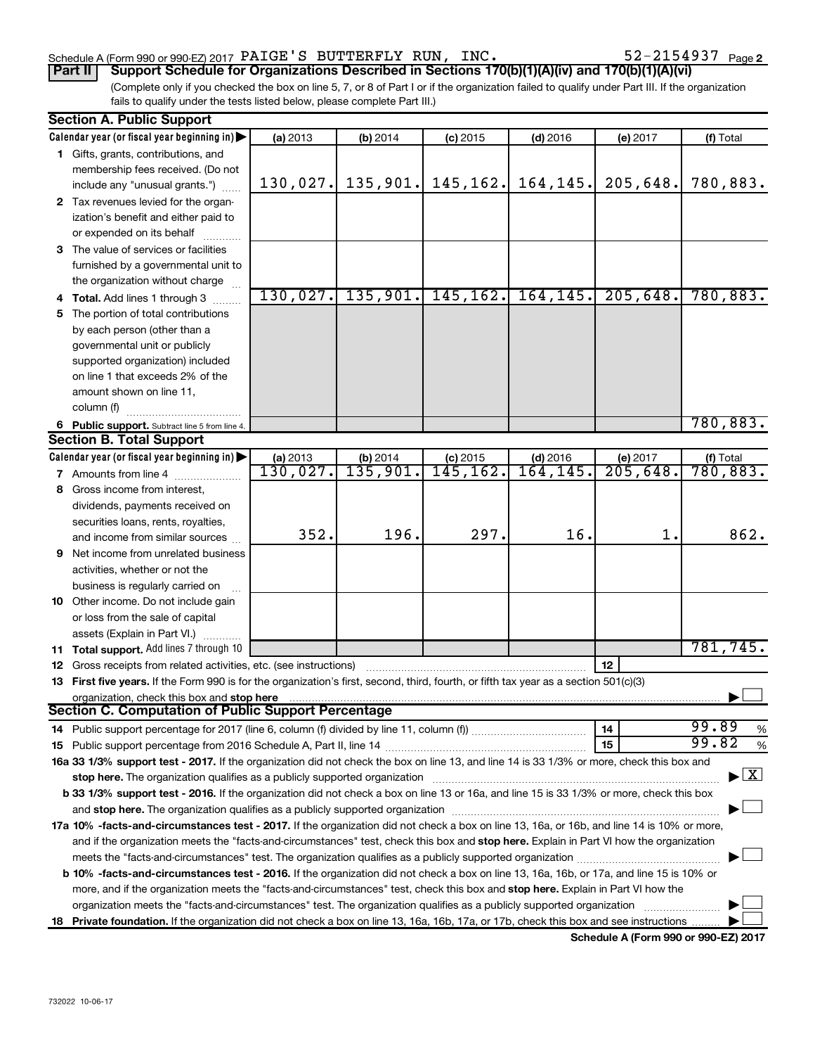Schedule A (Form 990 or 990-EZ) 2017 PAIGE'S BUTTERFLY RUN, INC. 52-2154937 Page 2

**Part II** **Support Schedule for Organizations Described in Sections 170(b)(1)(A)(iv) and 170(b)(1)(A)(vi)**

(Complete only if you checked the box on line 5, 7, or 8 of Part I or if the organization failed to qualify under Part III. If the organization fails to qualify under the tests listed below, please complete Part III.)

### Section A. Public Support

| Calendar year (or fiscal year beginning in) | (a) 2013 | (b) 2014 | (c) 2015 | (d) 2016 | (e) 2017 | (f) Total |
|---|---|---|---|---|---|---|
| **1** Gifts, grants, contributions, and membership fees received. (Do not include any "unusual grants.") | 130,027. | 135,901. | 145,162. | 164,145. | 205,648. | 780,883. |
| **2** Tax revenues levied for the organization's benefit and either paid to or expended on its behalf | | | | | | |
| **3** The value of services or facilities furnished by a governmental unit to the organization without charge | | | | | | |
| **4** **Total.** Add lines 1 through 3 | 130,027. | 135,901. | 145,162. | 164,145. | 205,648. | 780,883. |
| **5** The portion of total contributions by each person (other than a governmental unit or publicly supported organization) included on line 1 that exceeds 2% of the amount shown on line 11, column (f) | | | | | | |
| **6** **Public support.** Subtract line 5 from line 4. | | | | | | 780,883. |

### Section B. Total Support

| Calendar year (or fiscal year beginning in) | (a) 2013 | (b) 2014 | (c) 2015 | (d) 2016 | (e) 2017 | (f) Total |
|---|---|---|---|---|---|---|
| **7** Amounts from line 4 | 130,027. | 135,901. | 145,162. | 164,145. | 205,648. | 780,883. |
| **8** Gross income from interest, dividends, payments received on securities loans, rents, royalties, and income from similar sources | 352. | 196. | 297. | 16. | 1. | 862. |
| **9** Net income from unrelated business activities, whether or not the business is regularly carried on | | | | | | |
| **10** Other income. Do not include gain or loss from the sale of capital assets (Explain in Part VI.) | | | | | | |
| **11** **Total support.** Add lines 7 through 10 | | | | | | 781,745. |

**12** Gross receipts from related activities, etc. (see instructions) | **12** |

**13** **First five years.** If the Form 990 is for the organization's first, second, third, fourth, or fifth tax year as a section 501(c)(3) organization, check this box and **stop here** ☐

### Section C. Computation of Public Support Percentage

**14** Public support percentage for 2017 (line 6, column (f) divided by line 11, column (f)) | **14** | 99.89 %

**15** Public support percentage from 2016 Schedule A, Part II, line 14 | **15** | 99.82 %

**16a 33 1/3% support test - 2017.** If the organization did not check the box on line 13, and line 14 is 33 1/3% or more, check this box and **stop here.** The organization qualifies as a publicly supported organization ☒

**b 33 1/3% support test - 2016.** If the organization did not check a box on line 13 or 16a, and line 15 is 33 1/3% or more, check this box and **stop here.** The organization qualifies as a publicly supported organization ☐

**17a 10% -facts-and-circumstances test - 2017.** If the organization did not check a box on line 13, 16a, or 16b, and line 14 is 10% or more, and if the organization meets the "facts-and-circumstances" test, check this box and **stop here.** Explain in Part VI how the organization meets the "facts-and-circumstances" test. The organization qualifies as a publicly supported organization ☐

**b 10% -facts-and-circumstances test - 2016.** If the organization did not check a box on line 13, 16a, 16b, or 17a, and line 15 is 10% or more, and if the organization meets the "facts-and-circumstances" test, check this box and **stop here.** Explain in Part VI how the organization meets the "facts-and-circumstances" test. The organization qualifies as a publicly supported organization ☐

**18** **Private foundation.** If the organization did not check a box on line 13, 16a, 16b, 17a, or 17b, check this box and see instructions ☐

**Schedule A (Form 990 or 990-EZ) 2017**

732022 10-06-17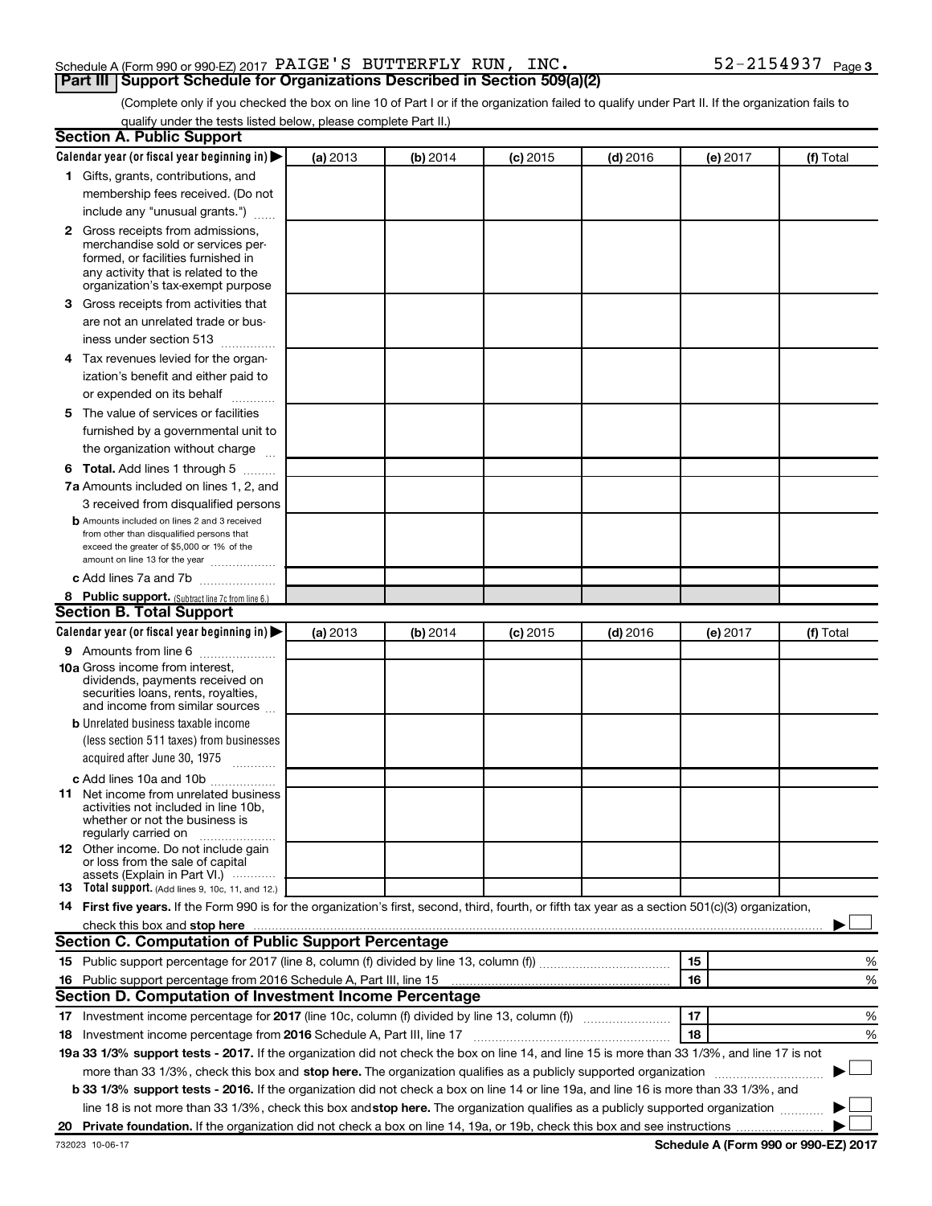Schedule A (Form 990 or 990-EZ) 2017 PAIGE'S BUTTERFLY RUN, INC. 52-2154937 Page 3

## Part III Support Schedule for Organizations Described in Section 509(a)(2)

(Complete only if you checked the box on line 10 of Part I or if the organization failed to qualify under Part II. If the organization fails to qualify under the tests listed below, please complete Part II.)

### Section A. Public Support

| Calendar year (or fiscal year beginning in) ▶ | (a) 2013 | (b) 2014 | (c) 2015 | (d) 2016 | (e) 2017 | (f) Total |
|---|---|---|---|---|---|---|
| **1** Gifts, grants, contributions, and membership fees received. (Do not include any "unusual grants.") | | | | | | |
| **2** Gross receipts from admissions, merchandise sold or services performed, or facilities furnished in any activity that is related to the organization's tax-exempt purpose | | | | | | |
| **3** Gross receipts from activities that are not an unrelated trade or business under section 513 | | | | | | |
| **4** Tax revenues levied for the organization's benefit and either paid to or expended on its behalf | | | | | | |
| **5** The value of services or facilities furnished by a governmental unit to the organization without charge | | | | | | |
| **6 Total.** Add lines 1 through 5 | | | | | | |
| **7a** Amounts included on lines 1, 2, and 3 received from disqualified persons | | | | | | |
| **b** Amounts included on lines 2 and 3 received from other than disqualified persons that exceed the greater of $5,000 or 1% of the amount on line 13 for the year | | | | | | |
| **c** Add lines 7a and 7b | | | | | | |
| **8 Public support.** (Subtract line 7c from line 6.) | | | | | | |

### Section B. Total Support

| Calendar year (or fiscal year beginning in) ▶ | (a) 2013 | (b) 2014 | (c) 2015 | (d) 2016 | (e) 2017 | (f) Total |
|---|---|---|---|---|---|---|
| **9** Amounts from line 6 | | | | | | |
| **10a** Gross income from interest, dividends, payments received on securities loans, rents, royalties, and income from similar sources | | | | | | |
| **b** Unrelated business taxable income (less section 511 taxes) from businesses acquired after June 30, 1975 | | | | | | |
| **c** Add lines 10a and 10b | | | | | | |
| **11** Net income from unrelated business activities not included in line 10b, whether or not the business is regularly carried on | | | | | | |
| **12** Other income. Do not include gain or loss from the sale of capital assets (Explain in Part VI.) | | | | | | |
| **13 Total support.** (Add lines 9, 10c, 11, and 12.) | | | | | | |

**14 First five years.** If the Form 990 is for the organization's first, second, third, fourth, or fifth tax year as a section 501(c)(3) organization, check this box and **stop here** ▶ ☐

### Section C. Computation of Public Support Percentage

| | | | |
|---|---|---|---|
| **15** Public support percentage for 2017 (line 8, column (f) divided by line 13, column (f)) | 15 | | % |
| **16** Public support percentage from 2016 Schedule A, Part III, line 15 | 16 | | % |

### Section D. Computation of Investment Income Percentage

| | | | |
|---|---|---|---|
| **17** Investment income percentage for **2017** (line 10c, column (f) divided by line 13, column (f)) | 17 | | % |
| **18** Investment income percentage from **2016** Schedule A, Part III, line 17 | 18 | | % |

**19a 33 1/3% support tests - 2017.** If the organization did not check the box on line 14, and line 15 is more than 33 1/3%, and line 17 is not more than 33 1/3%, check this box and **stop here.** The organization qualifies as a publicly supported organization ▶ ☐

**b 33 1/3% support tests - 2016.** If the organization did not check a box on line 14 or line 19a, and line 16 is more than 33 1/3%, and line 18 is not more than 33 1/3%, check this box and **stop here.** The organization qualifies as a publicly supported organization ▶ ☐

**20 Private foundation.** If the organization did not check a box on line 14, 19a, or 19b, check this box and see instructions ▶ ☐

732023 10-06-17 **Schedule A (Form 990 or 990-EZ) 2017**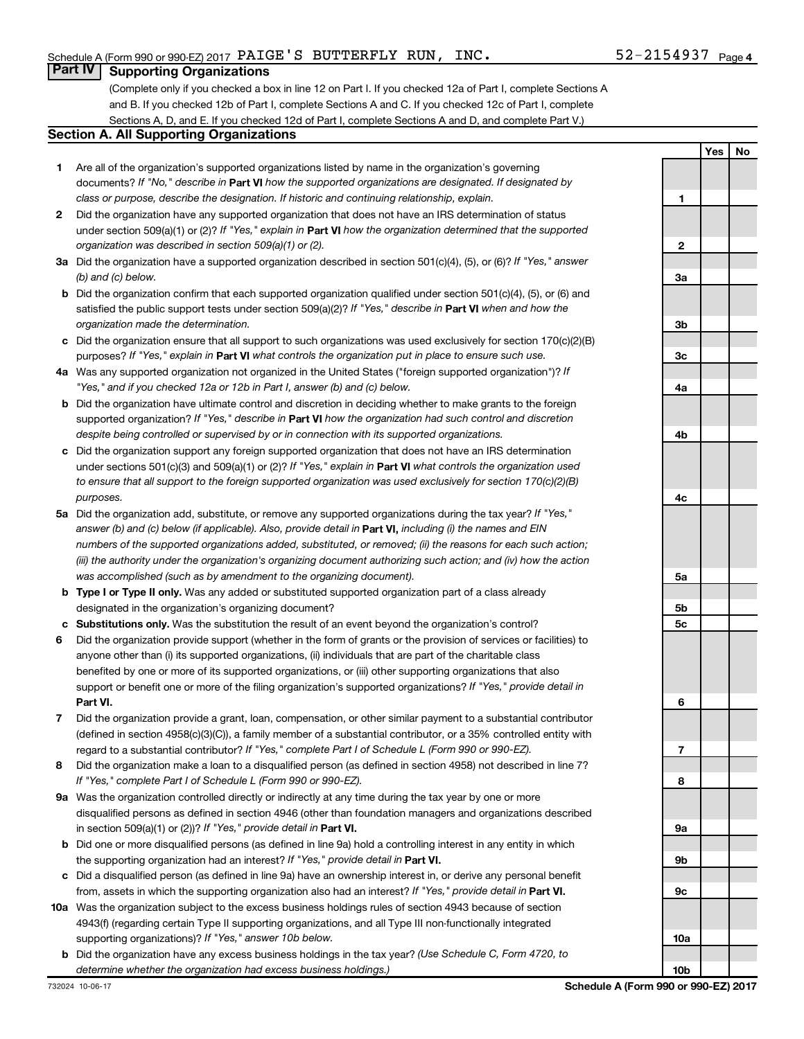Schedule A (Form 990 or 990-EZ) 2017 PAIGE'S BUTTERFLY RUN, INC. 52-2154937 Page 4

## Part IV Supporting Organizations

(Complete only if you checked a box in line 12 on Part I. If you checked 12a of Part I, complete Sections A and B. If you checked 12b of Part I, complete Sections A and C. If you checked 12c of Part I, complete Sections A, D, and E. If you checked 12d of Part I, complete Sections A and D, and complete Part V.)

### Section A. All Supporting Organizations

| | | | Yes | No |
|---|---|---|---|---|
| 1 | Are all of the organization's supported organizations listed by name in the organization's governing documents? *If "No," describe in* **Part VI** *how the supported organizations are designated. If designated by class or purpose, describe the designation. If historic and continuing relationship, explain.* | 1 | | |
| 2 | Did the organization have any supported organization that does not have an IRS determination of status under section 509(a)(1) or (2)? *If "Yes," explain in* **Part VI** *how the organization determined that the supported organization was described in section 509(a)(1) or (2).* | 2 | | |
| 3a | Did the organization have a supported organization described in section 501(c)(4), (5), or (6)? *If "Yes," answer (b) and (c) below.* | 3a | | |
| b | Did the organization confirm that each supported organization qualified under section 501(c)(4), (5), or (6) and satisfied the public support tests under section 509(a)(2)? *If "Yes," describe in* **Part VI** *when and how the organization made the determination.* | 3b | | |
| c | Did the organization ensure that all support to such organizations was used exclusively for section 170(c)(2)(B) purposes? *If "Yes," explain in* **Part VI** *what controls the organization put in place to ensure such use.* | 3c | | |
| 4a | Was any supported organization not organized in the United States ("foreign supported organization")? *If "Yes," and if you checked 12a or 12b in Part I, answer (b) and (c) below.* | 4a | | |
| b | Did the organization have ultimate control and discretion in deciding whether to make grants to the foreign supported organization? *If "Yes," describe in* **Part VI** *how the organization had such control and discretion despite being controlled or supervised by or in connection with its supported organizations.* | 4b | | |
| c | Did the organization support any foreign supported organization that does not have an IRS determination under sections 501(c)(3) and 509(a)(1) or (2)? *If "Yes," explain in* **Part VI** *what controls the organization used to ensure that all support to the foreign supported organization was used exclusively for section 170(c)(2)(B) purposes.* | 4c | | |
| 5a | Did the organization add, substitute, or remove any supported organizations during the tax year? *If "Yes," answer (b) and (c) below (if applicable). Also, provide detail in* **Part VI,** *including (i) the names and EIN numbers of the supported organizations added, substituted, or removed; (ii) the reasons for each such action; (iii) the authority under the organization's organizing document authorizing such action; and (iv) how the action was accomplished (such as by amendment to the organizing document).* | 5a | | |
| b | **Type I or Type II only.** Was any added or substituted supported organization part of a class already designated in the organization's organizing document? | 5b | | |
| c | **Substitutions only.** Was the substitution the result of an event beyond the organization's control? | 5c | | |
| 6 | Did the organization provide support (whether in the form of grants or the provision of services or facilities) to anyone other than (i) its supported organizations, (ii) individuals that are part of the charitable class benefited by one or more of its supported organizations, or (iii) other supporting organizations that also support or benefit one or more of the filing organization's supported organizations? *If "Yes," provide detail in* **Part VI.** | 6 | | |
| 7 | Did the organization provide a grant, loan, compensation, or other similar payment to a substantial contributor (defined in section 4958(c)(3)(C)), a family member of a substantial contributor, or a 35% controlled entity with regard to a substantial contributor? *If "Yes," complete Part I of Schedule L (Form 990 or 990-EZ).* | 7 | | |
| 8 | Did the organization make a loan to a disqualified person (as defined in section 4958) not described in line 7? *If "Yes," complete Part I of Schedule L (Form 990 or 990-EZ).* | 8 | | |
| 9a | Was the organization controlled directly or indirectly at any time during the tax year by one or more disqualified persons as defined in section 4946 (other than foundation managers and organizations described in section 509(a)(1) or (2))? *If "Yes," provide detail in* **Part VI.** | 9a | | |
| b | Did one or more disqualified persons (as defined in line 9a) hold a controlling interest in any entity in which the supporting organization had an interest? *If "Yes," provide detail in* **Part VI.** | 9b | | |
| c | Did a disqualified person (as defined in line 9a) have an ownership interest in, or derive any personal benefit from, assets in which the supporting organization also had an interest? *If "Yes," provide detail in* **Part VI.** | 9c | | |
| 10a | Was the organization subject to the excess business holdings rules of section 4943 because of section 4943(f) (regarding certain Type II supporting organizations, and all Type III non-functionally integrated supporting organizations)? *If "Yes," answer 10b below.* | 10a | | |
| b | Did the organization have any excess business holdings in the tax year? *(Use Schedule C, Form 4720, to determine whether the organization had excess business holdings.)* | 10b | | |

732024 10-06-17 **Schedule A (Form 990 or 990-EZ) 2017**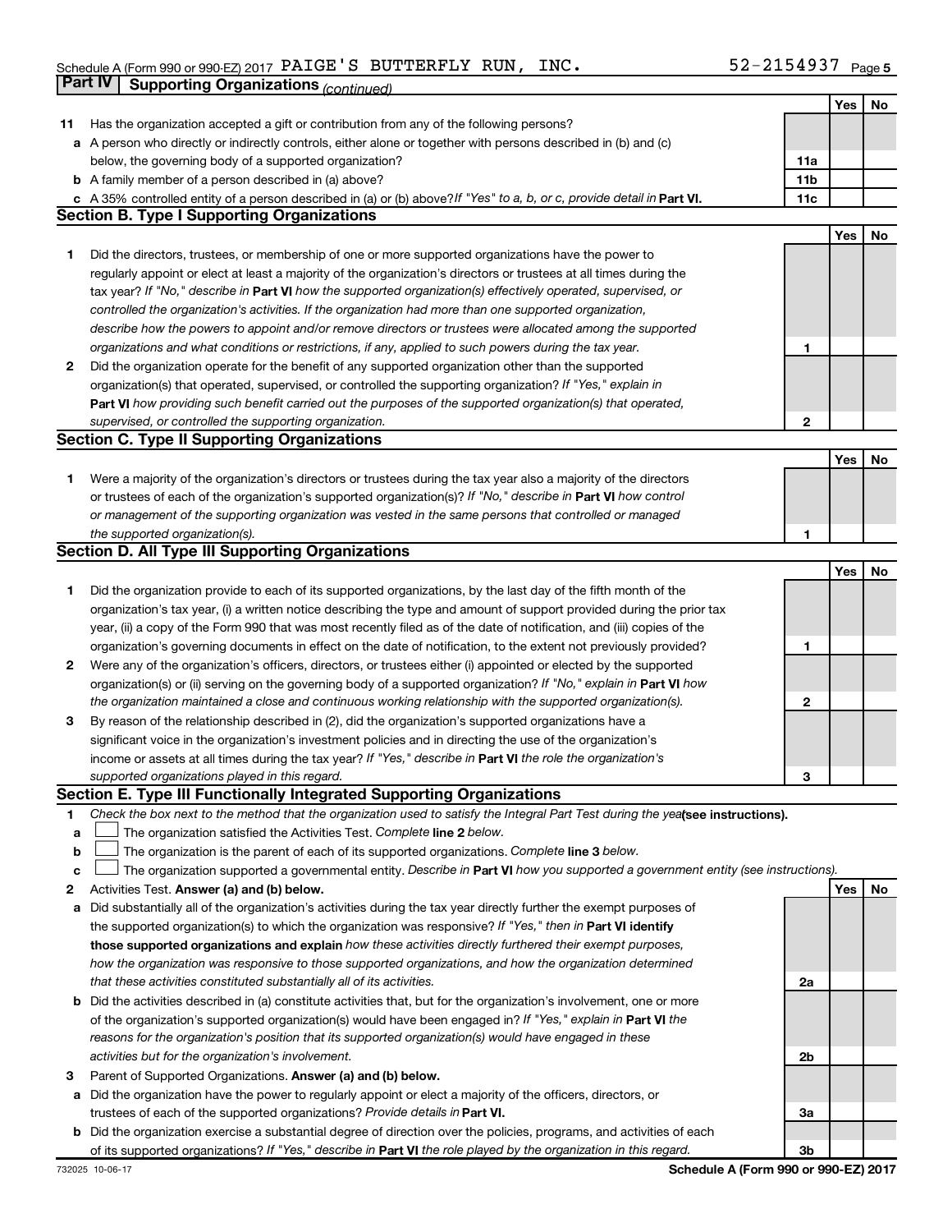Schedule A (Form 990 or 990-EZ) 2017 PAIGE'S BUTTERFLY RUN, INC. 52-2154937 Page 5

## Part IV Supporting Organizations *(continued)*

| | | | Yes | No |
|---|---|---|---|---|
| **11** | Has the organization accepted a gift or contribution from any of the following persons? | | | |
| **a** | A person who directly or indirectly controls, either alone or together with persons described in (b) and (c) below, the governing body of a supported organization? | **11a** | | |
| **b** | A family member of a person described in (a) above? | **11b** | | |
| **c** | A 35% controlled entity of a person described in (a) or (b) above? *If "Yes" to a, b, or c, provide detail in* **Part VI.** | **11c** | | |

### Section B. Type I Supporting Organizations

| | | | Yes | No |
|---|---|---|---|---|
| **1** | Did the directors, trustees, or membership of one or more supported organizations have the power to regularly appoint or elect at least a majority of the organization's directors or trustees at all times during the tax year? *If "No," describe in* **Part VI** *how the supported organization(s) effectively operated, supervised, or controlled the organization's activities. If the organization had more than one supported organization, describe how the powers to appoint and/or remove directors or trustees were allocated among the supported organizations and what conditions or restrictions, if any, applied to such powers during the tax year.* | **1** | | |
| **2** | Did the organization operate for the benefit of any supported organization other than the supported organization(s) that operated, supervised, or controlled the supporting organization? *If "Yes," explain in* **Part VI** *how providing such benefit carried out the purposes of the supported organization(s) that operated, supervised, or controlled the supporting organization.* | **2** | | |

### Section C. Type II Supporting Organizations

| | | | Yes | No |
|---|---|---|---|---|
| **1** | Were a majority of the organization's directors or trustees during the tax year also a majority of the directors or trustees of each of the organization's supported organization(s)? *If "No," describe in* **Part VI** *how control or management of the supporting organization was vested in the same persons that controlled or managed the supported organization(s).* | **1** | | |

### Section D. All Type III Supporting Organizations

| | | | Yes | No |
|---|---|---|---|---|
| **1** | Did the organization provide to each of its supported organizations, by the last day of the fifth month of the organization's tax year, (i) a written notice describing the type and amount of support provided during the prior tax year, (ii) a copy of the Form 990 that was most recently filed as of the date of notification, and (iii) copies of the organization's governing documents in effect on the date of notification, to the extent not previously provided? | **1** | | |
| **2** | Were any of the organization's officers, directors, or trustees either (i) appointed or elected by the supported organization(s) or (ii) serving on the governing body of a supported organization? *If "No," explain in* **Part VI** *how the organization maintained a close and continuous working relationship with the supported organization(s).* | **2** | | |
| **3** | By reason of the relationship described in (2), did the organization's supported organizations have a significant voice in the organization's investment policies and in directing the use of the organization's income or assets at all times during the tax year? *If "Yes," describe in* **Part VI** *the role the organization's supported organizations played in this regard.* | **3** | | |

### Section E. Type III Functionally Integrated Supporting Organizations

**1** *Check the box next to the method that the organization used to satisfy the Integral Part Test during the year* **(see instructions).**

- **a** ☐ The organization satisfied the Activities Test. *Complete* **line 2** *below.*
- **b** ☐ The organization is the parent of each of its supported organizations. *Complete* **line 3** *below.*
- **c** ☐ The organization supported a governmental entity. *Describe in* **Part VI** *how you supported a government entity (see instructions).*

| | | | Yes | No |
|---|---|---|---|---|
| **2** | Activities Test. **Answer (a) and (b) below.** | | | |
| **a** | Did substantially all of the organization's activities during the tax year directly further the exempt purposes of the supported organization(s) to which the organization was responsive? *If "Yes," then in* **Part VI identify those supported organizations and explain** *how these activities directly furthered their exempt purposes, how the organization was responsive to those supported organizations, and how the organization determined that these activities constituted substantially all of its activities.* | **2a** | | |
| **b** | Did the activities described in (a) constitute activities that, but for the organization's involvement, one or more of the organization's supported organization(s) would have been engaged in? *If "Yes," explain in* **Part VI** *the reasons for the organization's position that its supported organization(s) would have engaged in these activities but for the organization's involvement.* | **2b** | | |
| **3** | Parent of Supported Organizations. **Answer (a) and (b) below.** | | | |
| **a** | Did the organization have the power to regularly appoint or elect a majority of the officers, directors, or trustees of each of the supported organizations? *Provide details in* **Part VI.** | **3a** | | |
| **b** | Did the organization exercise a substantial degree of direction over the policies, programs, and activities of each of its supported organizations? *If "Yes," describe in* **Part VI** *the role played by the organization in this regard.* | **3b** | | |

732025 10-06-17 **Schedule A (Form 990 or 990-EZ) 2017**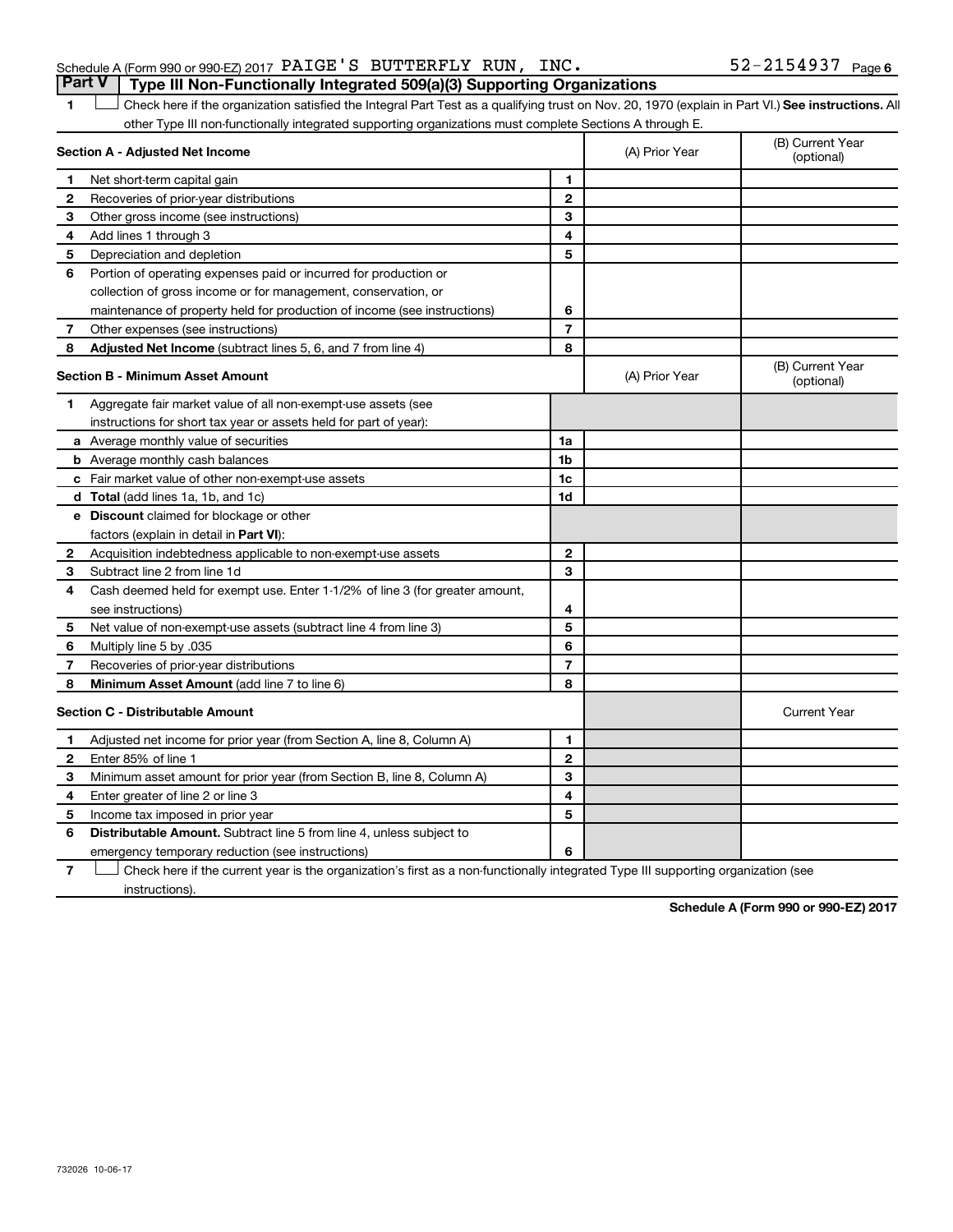Schedule A (Form 990 or 990-EZ) 2017 PAIGE'S BUTTERFLY RUN, INC. 52-2154937 Page 6

## Part V Type III Non-Functionally Integrated 509(a)(3) Supporting Organizations

1 ☐ Check here if the organization satisfied the Integral Part Test as a qualifying trust on Nov. 20, 1970 (explain in Part VI.) **See instructions.** All other Type III non-functionally integrated supporting organizations must complete Sections A through E.

| **Section A - Adjusted Net Income** | | | (A) Prior Year | (B) Current Year (optional) |
|---|---|---|---|---|
| 1 | Net short-term capital gain | 1 | | |
| 2 | Recoveries of prior-year distributions | 2 | | |
| 3 | Other gross income (see instructions) | 3 | | |
| 4 | Add lines 1 through 3 | 4 | | |
| 5 | Depreciation and depletion | 5 | | |
| 6 | Portion of operating expenses paid or incurred for production or collection of gross income or for management, conservation, or maintenance of property held for production of income (see instructions) | 6 | | |
| 7 | Other expenses (see instructions) | 7 | | |
| 8 | **Adjusted Net Income** (subtract lines 5, 6, and 7 from line 4) | 8 | | |

| **Section B - Minimum Asset Amount** | | | (A) Prior Year | (B) Current Year (optional) |
|---|---|---|---|---|
| 1 | Aggregate fair market value of all non-exempt-use assets (see instructions for short tax year or assets held for part of year): | | | |
| a | Average monthly value of securities | 1a | | |
| b | Average monthly cash balances | 1b | | |
| c | Fair market value of other non-exempt-use assets | 1c | | |
| d | **Total** (add lines 1a, 1b, and 1c) | 1d | | |
| e | **Discount** claimed for blockage or other factors (explain in detail in **Part VI**): | | | |
| 2 | Acquisition indebtedness applicable to non-exempt-use assets | 2 | | |
| 3 | Subtract line 2 from line 1d | 3 | | |
| 4 | Cash deemed held for exempt use. Enter 1-1/2% of line 3 (for greater amount, see instructions) | 4 | | |
| 5 | Net value of non-exempt-use assets (subtract line 4 from line 3) | 5 | | |
| 6 | Multiply line 5 by .035 | 6 | | |
| 7 | Recoveries of prior-year distributions | 7 | | |
| 8 | **Minimum Asset Amount** (add line 7 to line 6) | 8 | | |

| **Section C - Distributable Amount** | | | | Current Year |
|---|---|---|---|---|
| 1 | Adjusted net income for prior year (from Section A, line 8, Column A) | 1 | | |
| 2 | Enter 85% of line 1 | 2 | | |
| 3 | Minimum asset amount for prior year (from Section B, line 8, Column A) | 3 | | |
| 4 | Enter greater of line 2 or line 3 | 4 | | |
| 5 | Income tax imposed in prior year | 5 | | |
| 6 | **Distributable Amount.** Subtract line 5 from line 4, unless subject to emergency temporary reduction (see instructions) | 6 | | |

7 ☐ Check here if the current year is the organization's first as a non-functionally integrated Type III supporting organization (see instructions).

**Schedule A (Form 990 or 990-EZ) 2017**

732026 10-06-17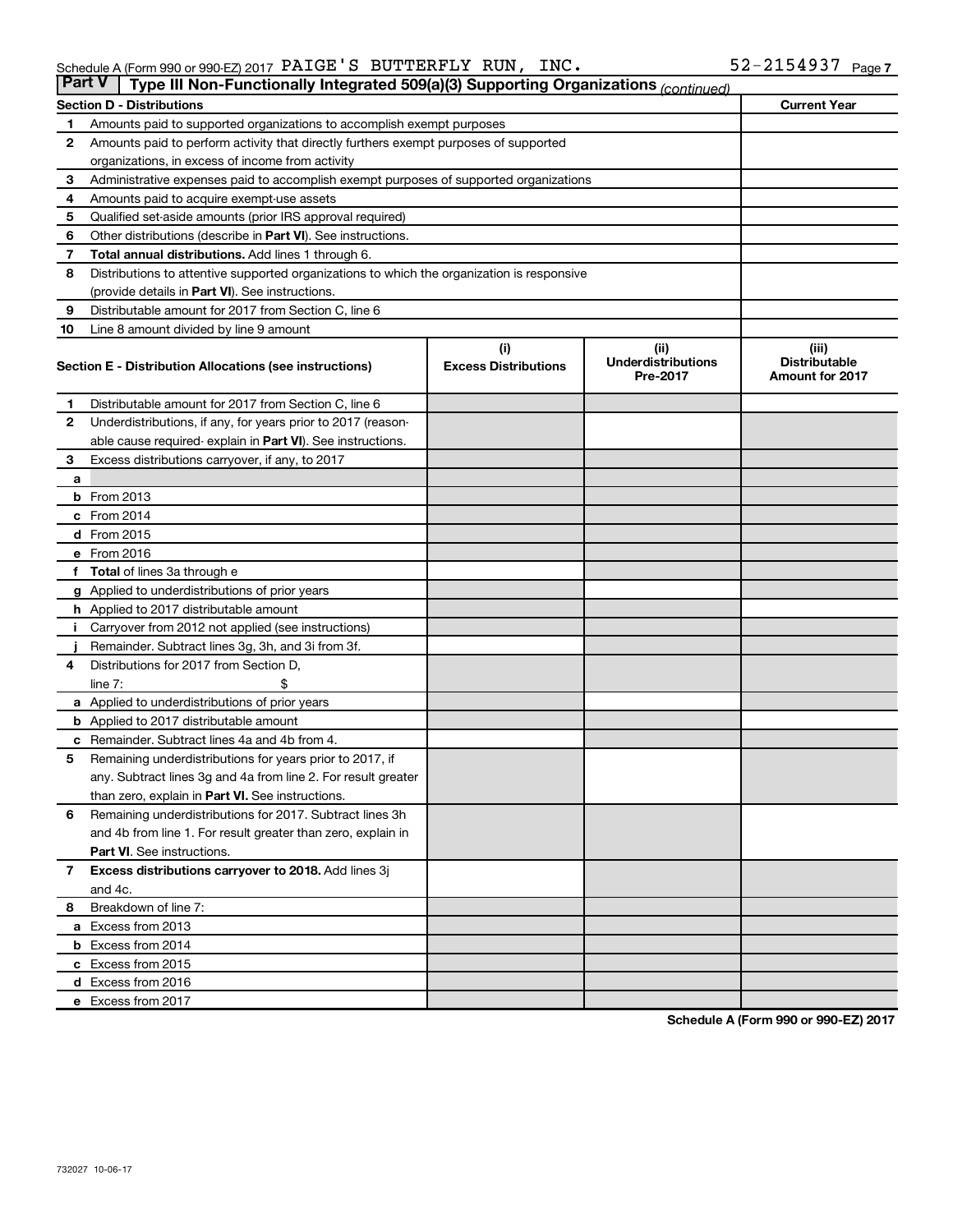Schedule A (Form 990 or 990-EZ) 2017 PAIGE'S BUTTERFLY RUN, INC. 52-2154937 Page 7

## Part V Type III Non-Functionally Integrated 509(a)(3) Supporting Organizations *(continued)*

| | Section D - Distributions | Current Year |
|---|---|---|
| 1 | Amounts paid to supported organizations to accomplish exempt purposes | |
| 2 | Amounts paid to perform activity that directly furthers exempt purposes of supported organizations, in excess of income from activity | |
| 3 | Administrative expenses paid to accomplish exempt purposes of supported organizations | |
| 4 | Amounts paid to acquire exempt-use assets | |
| 5 | Qualified set-aside amounts (prior IRS approval required) | |
| 6 | Other distributions (describe in **Part VI**). See instructions. | |
| 7 | **Total annual distributions.** Add lines 1 through 6. | |
| 8 | Distributions to attentive supported organizations to which the organization is responsive (provide details in **Part VI**). See instructions. | |
| 9 | Distributable amount for 2017 from Section C, line 6 | |
| 10 | Line 8 amount divided by line 9 amount | |

| | Section E - Distribution Allocations (see instructions) | (i) Excess Distributions | (ii) Underdistributions Pre-2017 | (iii) Distributable Amount for 2017 |
|---|---|---|---|---|
| 1 | Distributable amount for 2017 from Section C, line 6 | | | |
| 2 | Underdistributions, if any, for years prior to 2017 (reasonable cause required- explain in **Part VI**). See instructions. | | | |
| 3 | Excess distributions carryover, if any, to 2017 | | | |
| a | | | | |
| b | From 2013 | | | |
| c | From 2014 | | | |
| d | From 2015 | | | |
| e | From 2016 | | | |
| f | **Total** of lines 3a through e | | | |
| g | Applied to underdistributions of prior years | | | |
| h | Applied to 2017 distributable amount | | | |
| i | Carryover from 2012 not applied (see instructions) | | | |
| j | Remainder. Subtract lines 3g, 3h, and 3i from 3f. | | | |
| 4 | Distributions for 2017 from Section D, line 7: $ | | | |
| a | Applied to underdistributions of prior years | | | |
| b | Applied to 2017 distributable amount | | | |
| c | Remainder. Subtract lines 4a and 4b from 4. | | | |
| 5 | Remaining underdistributions for years prior to 2017, if any. Subtract lines 3g and 4a from line 2. For result greater than zero, explain in **Part VI.** See instructions. | | | |
| 6 | Remaining underdistributions for 2017. Subtract lines 3h and 4b from line 1. For result greater than zero, explain in **Part VI**. See instructions. | | | |
| 7 | **Excess distributions carryover to 2018.** Add lines 3j and 4c. | | | |
| 8 | Breakdown of line 7: | | | |
| a | Excess from 2013 | | | |
| b | Excess from 2014 | | | |
| c | Excess from 2015 | | | |
| d | Excess from 2016 | | | |
| e | Excess from 2017 | | | |

Schedule A (Form 990 or 990-EZ) 2017

732027 10-06-17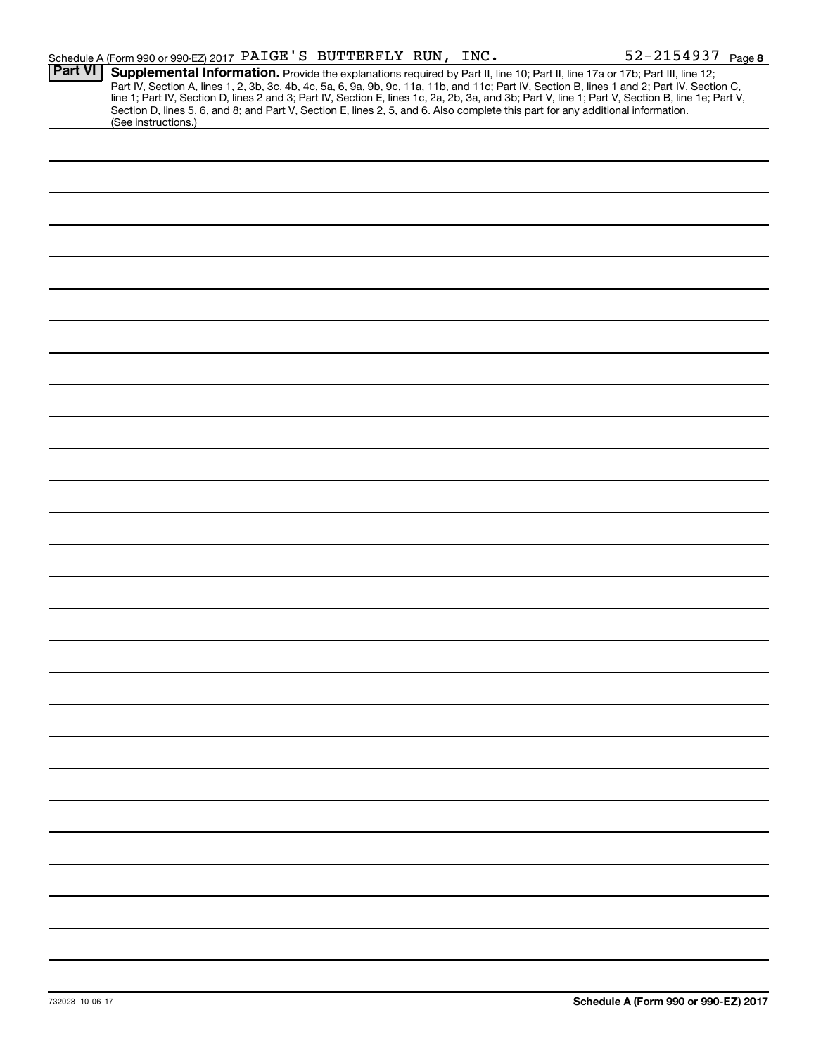Schedule A (Form 990 or 990-EZ) 2017 PAIGE'S BUTTERFLY RUN, INC. 52-2154937 Page 8

**Part VI** **Supplemental Information.** Provide the explanations required by Part II, line 10; Part II, line 17a or 17b; Part III, line 12; Part IV, Section A, lines 1, 2, 3b, 3c, 4b, 4c, 5a, 6, 9a, 9b, 9c, 11a, 11b, and 11c; Part IV, Section B, lines 1 and 2; Part IV, Section C, line 1; Part IV, Section D, lines 2 and 3; Part IV, Section E, lines 1c, 2a, 2b, 3a, and 3b; Part V, line 1; Part V, Section B, line 1e; Part V, Section D, lines 5, 6, and 8; and Part V, Section E, lines 2, 5, and 6. Also complete this part for any additional information. (See instructions.)

732028 10-06-17

**Schedule A (Form 990 or 990-EZ) 2017**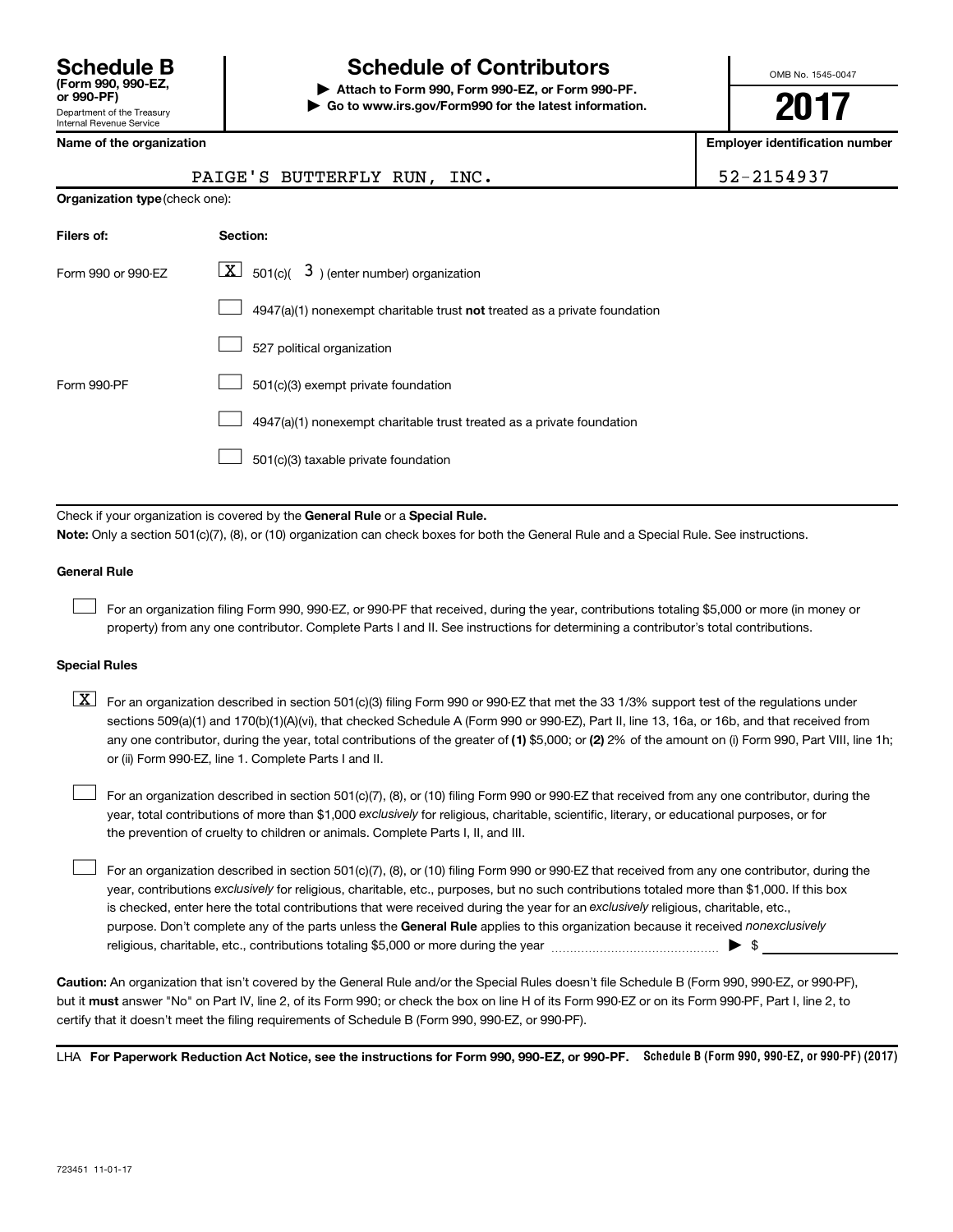**Schedule B**
**(Form 990, 990-EZ, or 990-PF)**
Department of the Treasury
Internal Revenue Service

# Schedule of Contributors

▶ **Attach to Form 990, Form 990-EZ, or Form 990-PF.**
▶ **Go to www.irs.gov/Form990 for the latest information.**

OMB No. 1545-0047

**2017**

**Name of the organization**: PAIGE'S BUTTERFLY RUN, INC.

**Employer identification number**: 52-2154937

**Organization type** (check one):

| Filers of: | Section: |
|---|---|
| Form 990 or 990-EZ | [X] 501(c)( 3 ) (enter number) organization |
| | [ ] 4947(a)(1) nonexempt charitable trust **not** treated as a private foundation |
| | [ ] 527 political organization |
| Form 990-PF | [ ] 501(c)(3) exempt private foundation |
| | [ ] 4947(a)(1) nonexempt charitable trust treated as a private foundation |
| | [ ] 501(c)(3) taxable private foundation |

Check if your organization is covered by the **General Rule** or a **Special Rule.**

**Note:** Only a section 501(c)(7), (8), or (10) organization can check boxes for both the General Rule and a Special Rule. See instructions.

**General Rule**

[ ] For an organization filing Form 990, 990-EZ, or 990-PF that received, during the year, contributions totaling $5,000 or more (in money or property) from any one contributor. Complete Parts I and II. See instructions for determining a contributor's total contributions.

**Special Rules**

[X] For an organization described in section 501(c)(3) filing Form 990 or 990-EZ that met the 33 1/3% support test of the regulations under sections 509(a)(1) and 170(b)(1)(A)(vi), that checked Schedule A (Form 990 or 990-EZ), Part II, line 13, 16a, or 16b, and that received from any one contributor, during the year, total contributions of the greater of **(1)** $5,000; or **(2)** 2% of the amount on (i) Form 990, Part VIII, line 1h; or (ii) Form 990-EZ, line 1. Complete Parts I and II.

[ ] For an organization described in section 501(c)(7), (8), or (10) filing Form 990 or 990-EZ that received from any one contributor, during the year, total contributions of more than $1,000 *exclusively* for religious, charitable, scientific, literary, or educational purposes, or for the prevention of cruelty to children or animals. Complete Parts I, II, and III.

[ ] For an organization described in section 501(c)(7), (8), or (10) filing Form 990 or 990-EZ that received from any one contributor, during the year, contributions *exclusively* for religious, charitable, etc., purposes, but no such contributions totaled more than $1,000. If this box is checked, enter here the total contributions that were received during the year for an *exclusively* religious, charitable, etc., purpose. Don't complete any of the parts unless the **General Rule** applies to this organization because it received *nonexclusively* religious, charitable, etc., contributions totaling $5,000 or more during the year ▶ $

**Caution:** An organization that isn't covered by the General Rule and/or the Special Rules doesn't file Schedule B (Form 990, 990-EZ, or 990-PF), but it **must** answer "No" on Part IV, line 2, of its Form 990; or check the box on line H of its Form 990-EZ or on its Form 990-PF, Part I, line 2, to certify that it doesn't meet the filing requirements of Schedule B (Form 990, 990-EZ, or 990-PF).

LHA **For Paperwork Reduction Act Notice, see the instructions for Form 990, 990-EZ, or 990-PF.** **Schedule B (Form 990, 990-EZ, or 990-PF) (2017)**

723451 11-01-17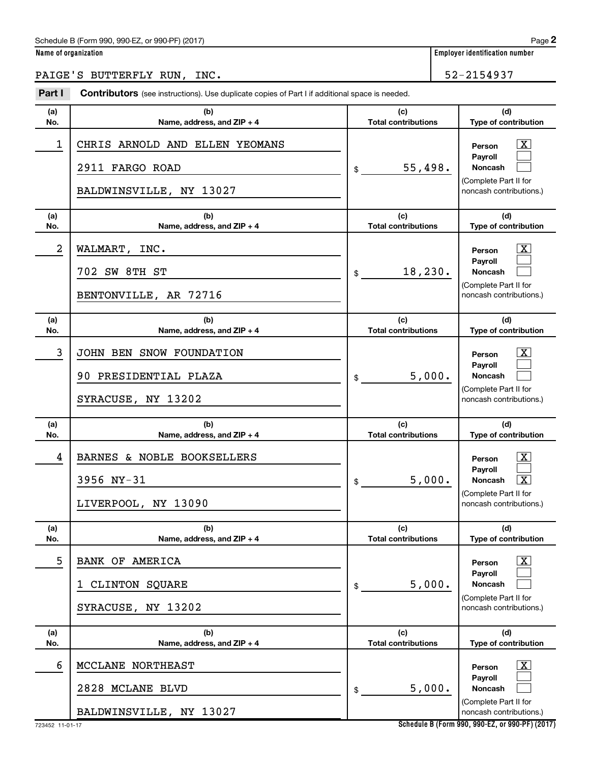Schedule B (Form 990, 990-EZ, or 990-PF) (2017)

**Name of organization**

PAIGE'S BUTTERFLY RUN, INC.

**Employer identification number**

52-2154937

**Part I** **Contributors** (see instructions). Use duplicate copies of Part I if additional space is needed.

| (a) No. | (b) Name, address, and ZIP + 4 | (c) Total contributions | (d) Type of contribution |
|---|---|---|---|
| 1 | CHRIS ARNOLD AND ELLEN YEOMANS<br>2911 FARGO ROAD<br>BALDWINSVILLE, NY 13027 | $ 55,498. | Person [X]<br>Payroll [ ]<br>Noncash [ ]<br>(Complete Part II for noncash contributions.) |
| 2 | WALMART, INC.<br>702 SW 8TH ST<br>BENTONVILLE, AR 72716 | $ 18,230. | Person [X]<br>Payroll [ ]<br>Noncash [ ]<br>(Complete Part II for noncash contributions.) |
| 3 | JOHN BEN SNOW FOUNDATION<br>90 PRESIDENTIAL PLAZA<br>SYRACUSE, NY 13202 | $ 5,000. | Person [X]<br>Payroll [ ]<br>Noncash [ ]<br>(Complete Part II for noncash contributions.) |
| 4 | BARNES & NOBLE BOOKSELLERS<br>3956 NY-31<br>LIVERPOOL, NY 13090 | $ 5,000. | Person [X]<br>Payroll [ ]<br>Noncash [X]<br>(Complete Part II for noncash contributions.) |
| 5 | BANK OF AMERICA<br>1 CLINTON SQUARE<br>SYRACUSE, NY 13202 | $ 5,000. | Person [X]<br>Payroll [ ]<br>Noncash [ ]<br>(Complete Part II for noncash contributions.) |
| 6 | MCCLANE NORTHEAST<br>2828 MCLANE BLVD<br>BALDWINSVILLE, NY 13027 | $ 5,000. | Person [X]<br>Payroll [ ]<br>Noncash [ ]<br>(Complete Part II for noncash contributions.) |

723452 11-01-17

Schedule B (Form 990, 990-EZ, or 990-PF) (2017)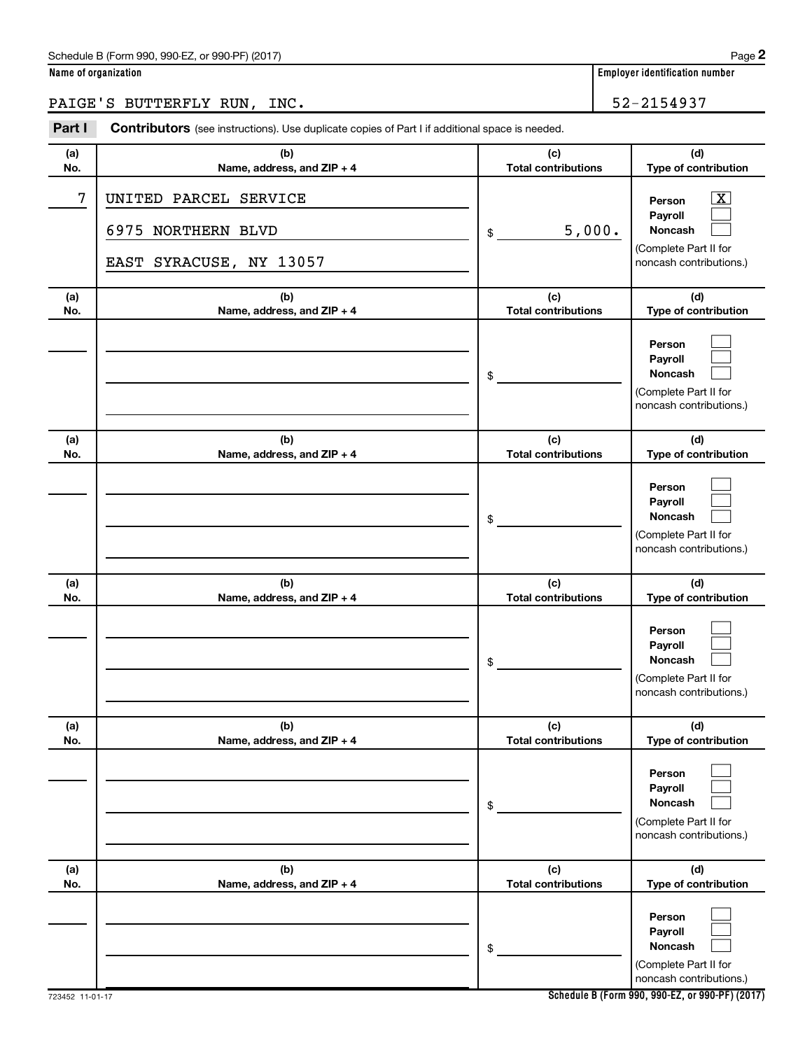Schedule B (Form 990, 990-EZ, or 990-PF) (2017)

**Name of organization**

PAIGE'S BUTTERFLY RUN, INC.

**Employer identification number**

52-2154937

**Part I** **Contributors** (see instructions). Use duplicate copies of Part I if additional space is needed.

| (a) No. | (b) Name, address, and ZIP + 4 | (c) Total contributions | (d) Type of contribution |
|---|---|---|---|
| 7 | UNITED PARCEL SERVICE<br>6975 NORTHERN BLVD<br>EAST SYRACUSE, NY 13057 | $ 5,000. | Person [X]<br>Payroll [ ]<br>Noncash [ ]<br>(Complete Part II for noncash contributions.) |
| | | $ | Person [ ]<br>Payroll [ ]<br>Noncash [ ]<br>(Complete Part II for noncash contributions.) |
| | | $ | Person [ ]<br>Payroll [ ]<br>Noncash [ ]<br>(Complete Part II for noncash contributions.) |
| | | $ | Person [ ]<br>Payroll [ ]<br>Noncash [ ]<br>(Complete Part II for noncash contributions.) |
| | | $ | Person [ ]<br>Payroll [ ]<br>Noncash [ ]<br>(Complete Part II for noncash contributions.) |
| | | $ | Person [ ]<br>Payroll [ ]<br>Noncash [ ]<br>(Complete Part II for noncash contributions.) |

723452 11-01-17

**Schedule B (Form 990, 990-EZ, or 990-PF) (2017)**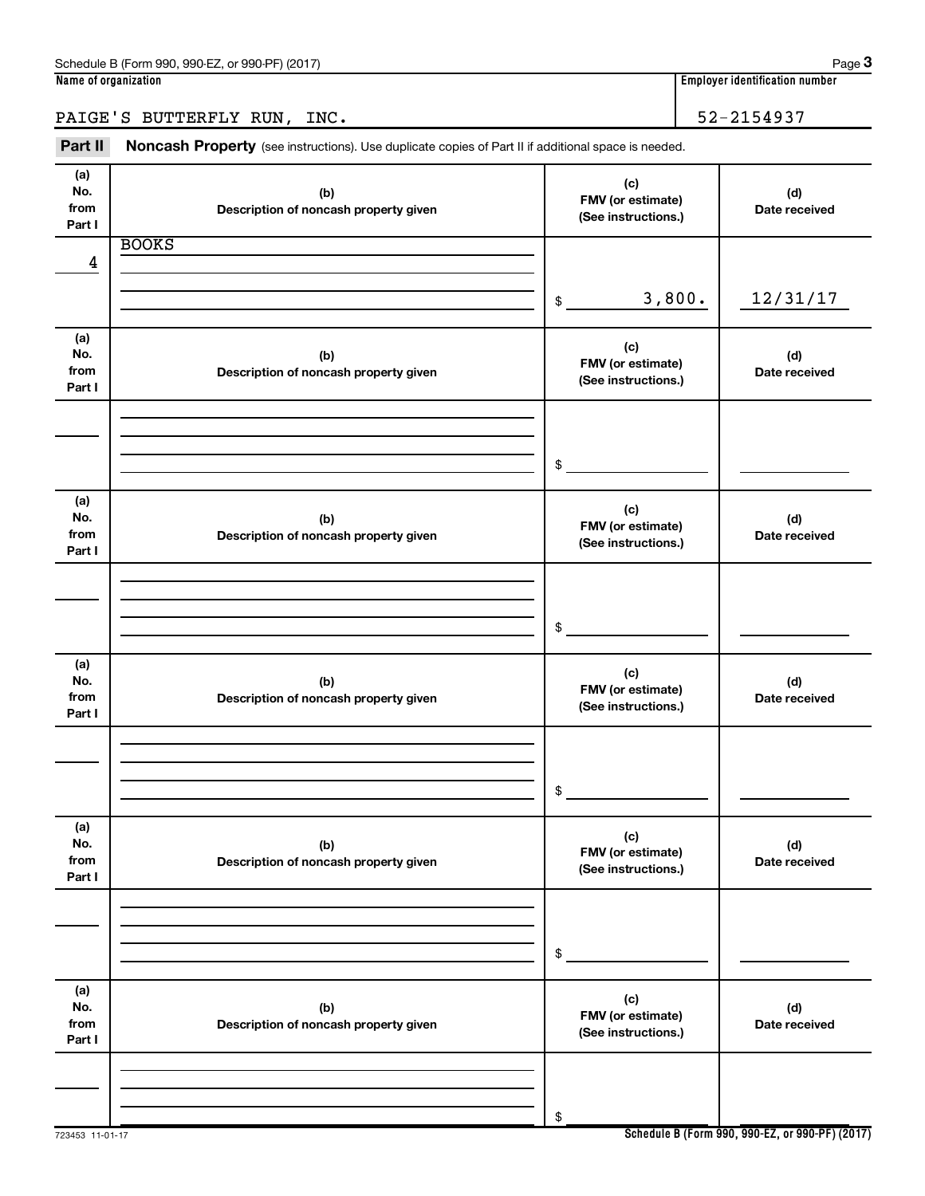Schedule B (Form 990, 990-EZ, or 990-PF) (2017)

**Name of organization**

PAIGE'S BUTTERFLY RUN, INC.

**Employer identification number**

52-2154937

**Part II** **Noncash Property** (see instructions). Use duplicate copies of Part II if additional space is needed.

| (a) No. from Part I | (b) Description of noncash property given | (c) FMV (or estimate) (See instructions.) | (d) Date received |
|---|---|---|---|
| 4 | BOOKS | $ 3,800. | 12/31/17 |
| | | $ | |
| | | $ | |
| | | $ | |
| | | $ | |
| | | $ | |

723453 11-01-17

**Schedule B (Form 990, 990-EZ, or 990-PF) (2017)**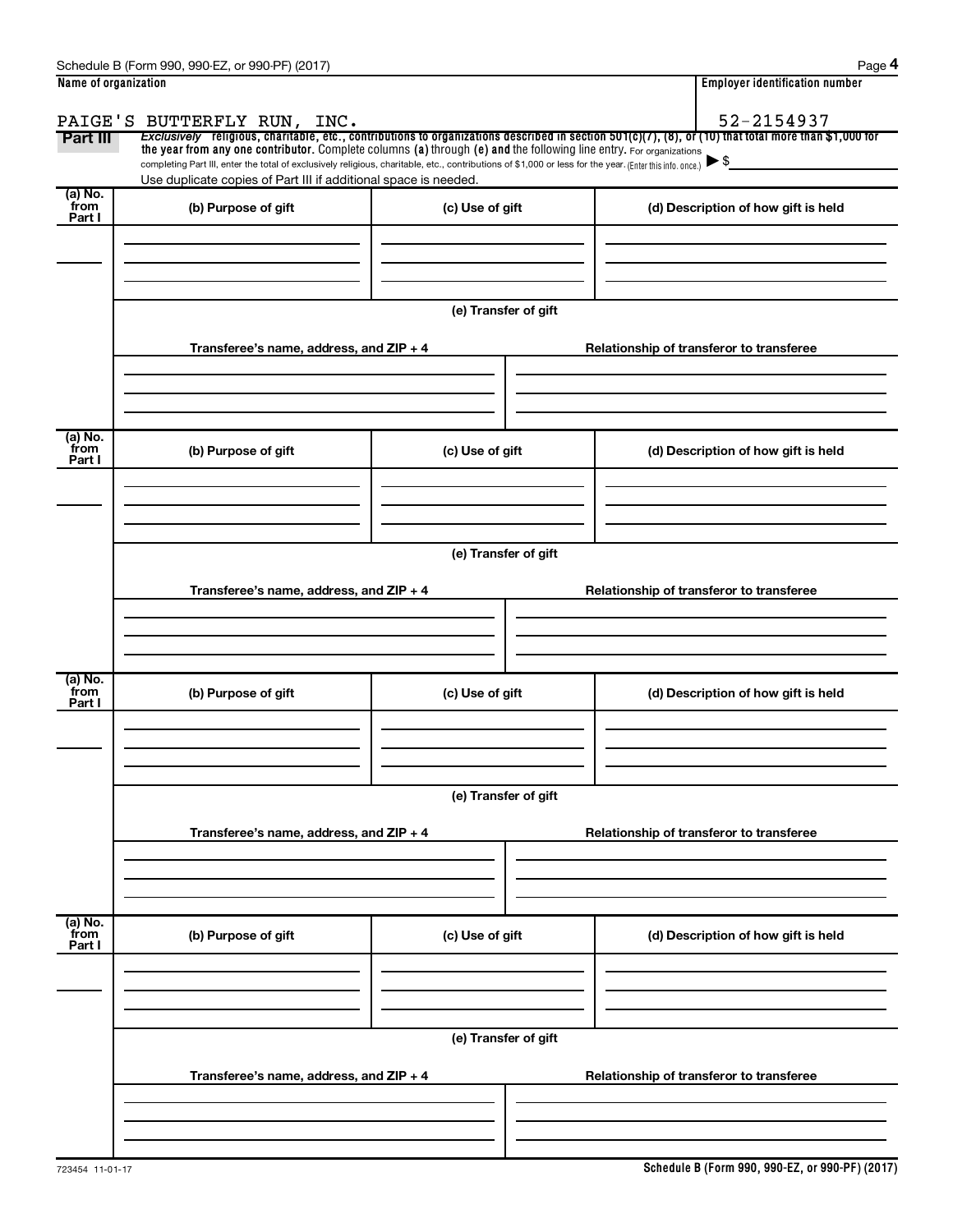Schedule B (Form 990, 990-EZ, or 990-PF) (2017)

| Name of organization | Employer identification number |
| --- | --- |
| PAIGE'S BUTTERFLY RUN, INC. | 52-2154937 |

**Part III** *Exclusively* religious, charitable, etc., contributions to organizations described in section 501(c)(7), (8), or (10) that total more than $1,000 for the year from any one contributor. Complete columns **(a)** through **(e)** and the following line entry. For organizations completing Part III, enter the total of exclusively religious, charitable, etc., contributions of $1,000 or less for the year. (Enter this info. once.) ▶ $

Use duplicate copies of Part III if additional space is needed.

| (a) No. from Part I | (b) Purpose of gift | (c) Use of gift | (d) Description of how gift is held |
| --- | --- | --- | --- |
| | | | |

(e) Transfer of gift

| Transferee's name, address, and ZIP + 4 | Relationship of transferor to transferee |
| --- | --- |
| | |

| (a) No. from Part I | (b) Purpose of gift | (c) Use of gift | (d) Description of how gift is held |
| --- | --- | --- | --- |
| | | | |

(e) Transfer of gift

| Transferee's name, address, and ZIP + 4 | Relationship of transferor to transferee |
| --- | --- |
| | |

| (a) No. from Part I | (b) Purpose of gift | (c) Use of gift | (d) Description of how gift is held |
| --- | --- | --- | --- |
| | | | |

(e) Transfer of gift

| Transferee's name, address, and ZIP + 4 | Relationship of transferor to transferee |
| --- | --- |
| | |

| (a) No. from Part I | (b) Purpose of gift | (c) Use of gift | (d) Description of how gift is held |
| --- | --- | --- | --- |
| | | | |

(e) Transfer of gift

| Transferee's name, address, and ZIP + 4 | Relationship of transferor to transferee |
| --- | --- |
| | |

723454 11-01-17

**Schedule B (Form 990, 990-EZ, or 990-PF) (2017)**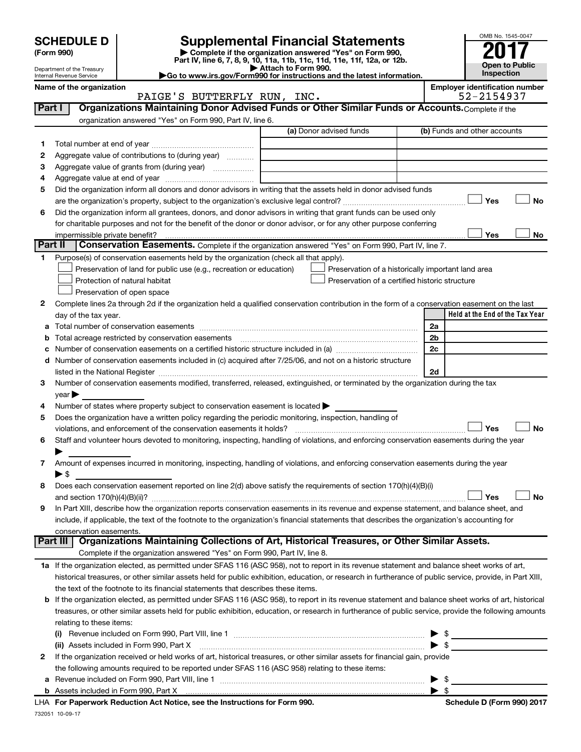# SCHEDULE D (Form 990)

Department of the Treasury
Internal Revenue Service

## Supplemental Financial Statements

▶ Complete if the organization answered "Yes" on Form 990, Part IV, line 6, 7, 8, 9, 10, 11a, 11b, 11c, 11d, 11e, 11f, 12a, or 12b.
▶ Attach to Form 990.
▶Go to www.irs.gov/Form990 for instructions and the latest information.

OMB No. 1545-0047

**2017**

**Open to Public Inspection**

Name of the organization: PAIGE'S BUTTERFLY RUN, INC.

Employer identification number: 52-2154937

### Part I — Organizations Maintaining Donor Advised Funds or Other Similar Funds or Accounts. 
Complete if the organization answered "Yes" on Form 990, Part IV, line 6.

| | | (a) Donor advised funds | (b) Funds and other accounts |
|---|---|---|---|
| 1 | Total number at end of year | | |
| 2 | Aggregate value of contributions to (during year) | | |
| 3 | Aggregate value of grants from (during year) | | |
| 4 | Aggregate value at end of year | | |

5 Did the organization inform all donors and donor advisors in writing that the assets held in donor advised funds are the organization's property, subject to the organization's exclusive legal control? ☐ Yes ☐ No

6 Did the organization inform all grantees, donors, and donor advisors in writing that grant funds can be used only for charitable purposes and not for the benefit of the donor or donor advisor, or for any other purpose conferring impermissible private benefit? ☐ Yes ☐ No

### Part II — Conservation Easements. 
Complete if the organization answered "Yes" on Form 990, Part IV, line 7.

1 Purpose(s) of conservation easements held by the organization (check all that apply).

- ☐ Preservation of land for public use (e.g., recreation or education)
- ☐ Preservation of a historically important land area
- ☐ Protection of natural habitat
- ☐ Preservation of a certified historic structure
- ☐ Preservation of open space

2 Complete lines 2a through 2d if the organization held a qualified conservation contribution in the form of a conservation easement on the last day of the tax year.

| | | | Held at the End of the Tax Year |
|---|---|---|---|
| a | Total number of conservation easements | 2a | |
| b | Total acreage restricted by conservation easements | 2b | |
| c | Number of conservation easements on a certified historic structure included in (a) | 2c | |
| d | Number of conservation easements included in (c) acquired after 7/25/06, and not on a historic structure listed in the National Register | 2d | |

3 Number of conservation easements modified, transferred, released, extinguished, or terminated by the organization during the tax year ▶

4 Number of states where property subject to conservation easement is located ▶

5 Does the organization have a written policy regarding the periodic monitoring, inspection, handling of violations, and enforcement of the conservation easements it holds? ☐ Yes ☐ No

6 Staff and volunteer hours devoted to monitoring, inspecting, handling of violations, and enforcing conservation easements during the year ▶

7 Amount of expenses incurred in monitoring, inspecting, handling of violations, and enforcing conservation easements during the year ▶ $

8 Does each conservation easement reported on line 2(d) above satisfy the requirements of section 170(h)(4)(B)(i) and section 170(h)(4)(B)(ii)? ☐ Yes ☐ No

9 In Part XIII, describe how the organization reports conservation easements in its revenue and expense statement, and balance sheet, and include, if applicable, the text of the footnote to the organization's financial statements that describes the organization's accounting for conservation easements.

### Part III — Organizations Maintaining Collections of Art, Historical Treasures, or Other Similar Assets.
Complete if the organization answered "Yes" on Form 990, Part IV, line 8.

1a If the organization elected, as permitted under SFAS 116 (ASC 958), not to report in its revenue statement and balance sheet works of art, historical treasures, or other similar assets held for public exhibition, education, or research in furtherance of public service, provide, in Part XIII, the text of the footnote to its financial statements that describes these items.

b If the organization elected, as permitted under SFAS 116 (ASC 958), to report in its revenue statement and balance sheet works of art, historical treasures, or other similar assets held for public exhibition, education, or research in furtherance of public service, provide the following amounts relating to these items:

(i) Revenue included on Form 990, Part VIII, line 1 ▶ $

(ii) Assets included in Form 990, Part X ▶ $

2 If the organization received or held works of art, historical treasures, or other similar assets for financial gain, provide the following amounts required to be reported under SFAS 116 (ASC 958) relating to these items:

a Revenue included on Form 990, Part VIII, line 1 ▶ $

b Assets included in Form 990, Part X ▶ $

LHA For Paperwork Reduction Act Notice, see the Instructions for Form 990. Schedule D (Form 990) 2017

732051 10-09-17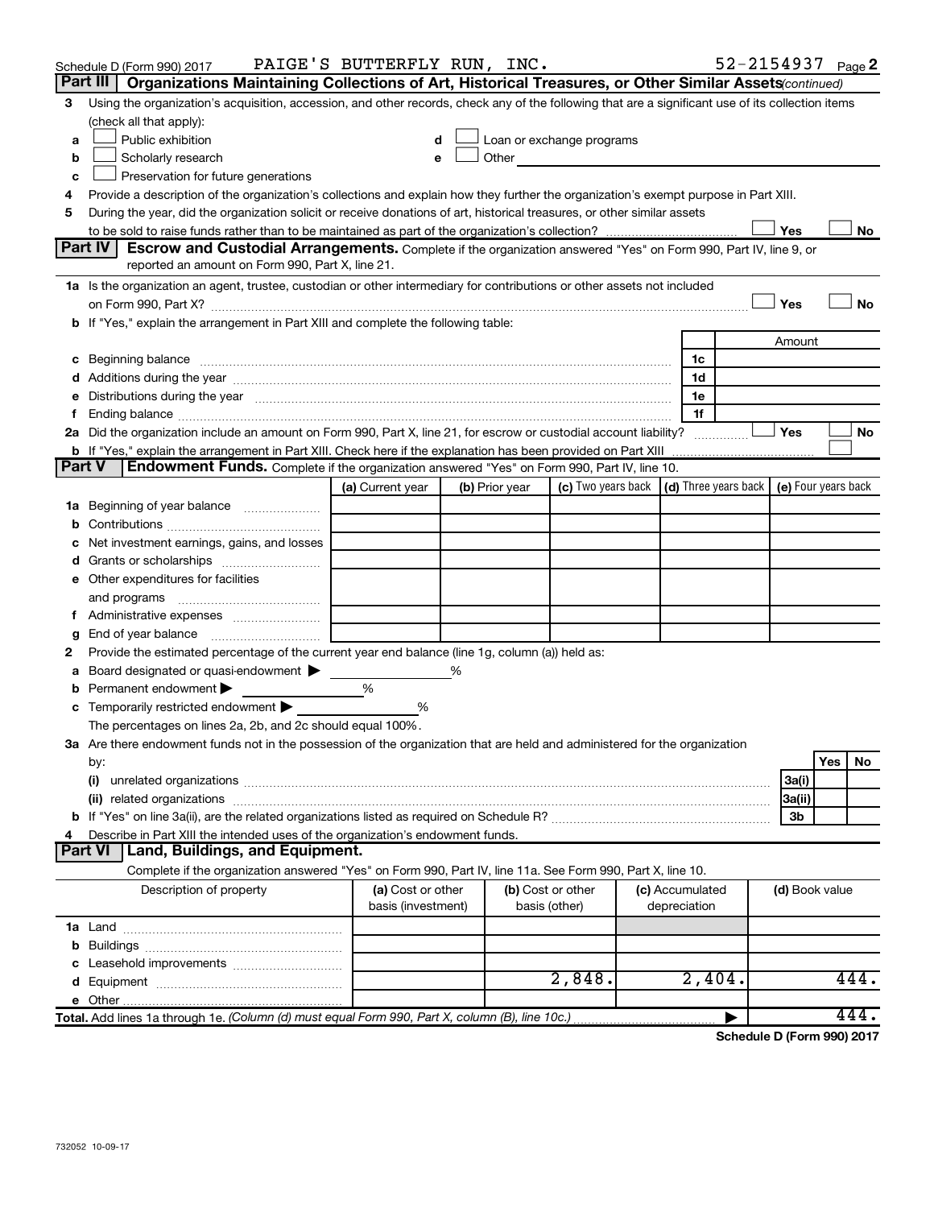Schedule D (Form 990) 2017 PAIGE'S BUTTERFLY RUN, INC. 52-2154937 Page 2

## Part III Organizations Maintaining Collections of Art, Historical Treasures, or Other Similar Assets *(continued)*

3 Using the organization's acquisition, accession, and other records, check any of the following that are a significant use of its collection items (check all that apply):

a ☐ Public exhibition
b ☐ Scholarly research
c ☐ Preservation for future generations
d ☐ Loan or exchange programs
e ☐ Other

4 Provide a description of the organization's collections and explain how they further the organization's exempt purpose in Part XIII.

5 During the year, did the organization solicit or receive donations of art, historical treasures, or other similar assets to be sold to raise funds rather than to be maintained as part of the organization's collection? ☐ Yes ☐ No

## Part IV Escrow and Custodial Arrangements.

Complete if the organization answered "Yes" on Form 990, Part IV, line 9, or reported an amount on Form 990, Part X, line 21.

1a Is the organization an agent, trustee, custodian or other intermediary for contributions or other assets not included on Form 990, Part X? ☐ Yes ☐ No

b If "Yes," explain the arrangement in Part XIII and complete the following table:

| | | Amount |
|---|---|---|
| c Beginning balance | 1c | |
| d Additions during the year | 1d | |
| e Distributions during the year | 1e | |
| f Ending balance | 1f | |

2a Did the organization include an amount on Form 990, Part X, line 21, for escrow or custodial account liability? ☐ Yes ☐ No

b If "Yes," explain the arrangement in Part XIII. Check here if the explanation has been provided on Part XIII ☐

## Part V Endowment Funds.

Complete if the organization answered "Yes" on Form 990, Part IV, line 10.

| | (a) Current year | (b) Prior year | (c) Two years back | (d) Three years back | (e) Four years back |
|---|---|---|---|---|---|
| 1a Beginning of year balance | | | | | |
| b Contributions | | | | | |
| c Net investment earnings, gains, and losses | | | | | |
| d Grants or scholarships | | | | | |
| e Other expenditures for facilities and programs | | | | | |
| f Administrative expenses | | | | | |
| g End of year balance | | | | | |

2 Provide the estimated percentage of the current year end balance (line 1g, column (a)) held as:

a Board designated or quasi-endowment ▶ ______ %

b Permanent endowment ▶ ______ %

c Temporarily restricted endowment ▶ ______ %

The percentages on lines 2a, 2b, and 2c should equal 100%.

3a Are there endowment funds not in the possession of the organization that are held and administered for the organization by:

| | | Yes | No |
|---|---|---|---|
| (i) unrelated organizations | 3a(i) | | |
| (ii) related organizations | 3a(ii) | | |
| b If "Yes" on line 3a(ii), are the related organizations listed as required on Schedule R? | 3b | | |

4 Describe in Part XIII the intended uses of the organization's endowment funds.

## Part VI Land, Buildings, and Equipment.

Complete if the organization answered "Yes" on Form 990, Part IV, line 11a. See Form 990, Part X, line 10.

| Description of property | (a) Cost or other basis (investment) | (b) Cost or other basis (other) | (c) Accumulated depreciation | (d) Book value |
|---|---|---|---|---|
| 1a Land | | | | |
| b Buildings | | | | |
| c Leasehold improvements | | | | |
| d Equipment | | 2,848. | 2,404. | 444. |
| e Other | | | | |
| **Total.** Add lines 1a through 1e. *(Column (d) must equal Form 990, Part X, column (B), line 10c.)* | | | | 444. |

**Schedule D (Form 990) 2017**

732052 10-09-17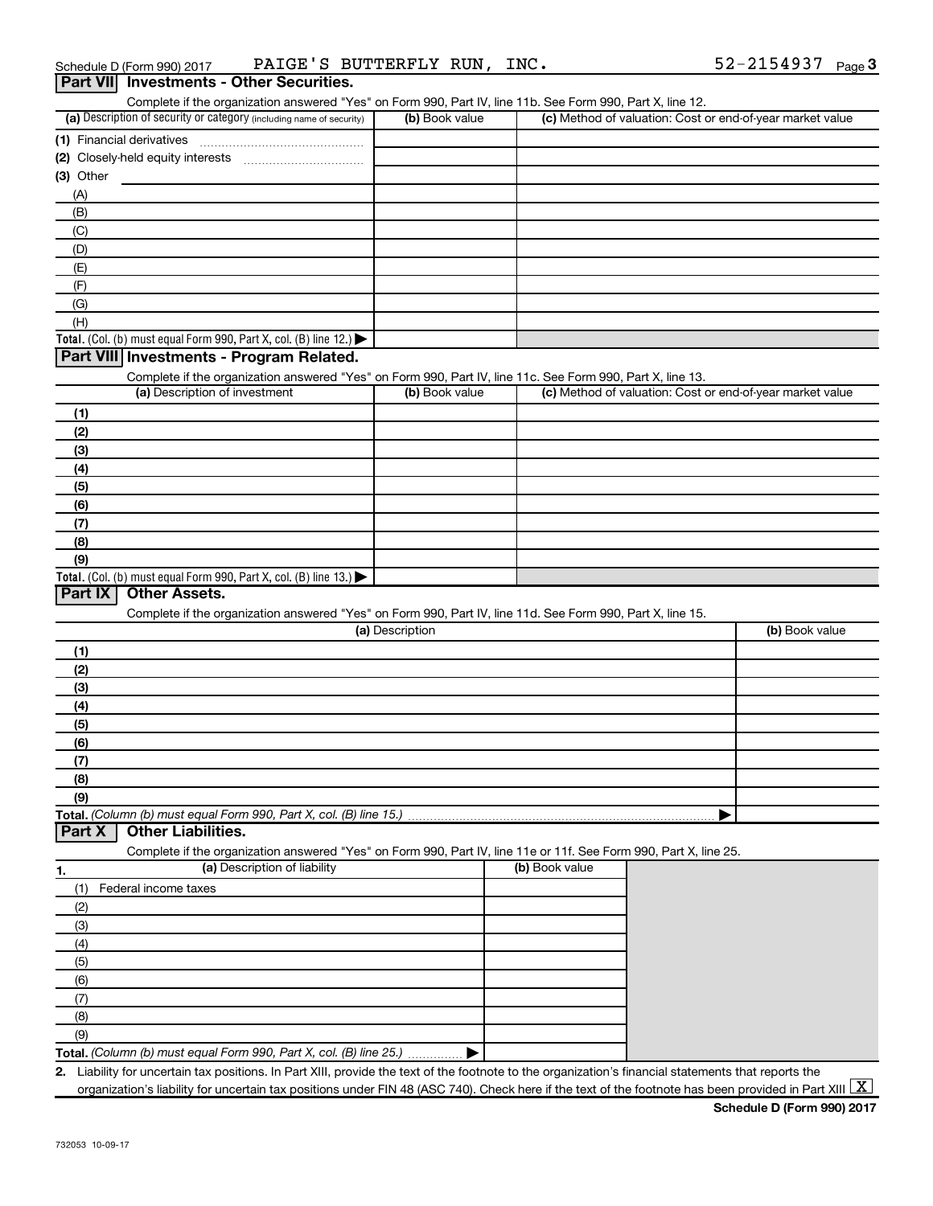Schedule D (Form 990) 2017 PAIGE'S BUTTERFLY RUN, INC. 52-2154937

## Part VII Investments - Other Securities.

Complete if the organization answered "Yes" on Form 990, Part IV, line 11b. See Form 990, Part X, line 12.

| (a) Description of security or category (including name of security) | (b) Book value | (c) Method of valuation: Cost or end-of-year market value |
|---|---|---|
| (1) Financial derivatives | | |
| (2) Closely-held equity interests | | |
| (3) Other | | |
| (A) | | |
| (B) | | |
| (C) | | |
| (D) | | |
| (E) | | |
| (F) | | |
| (G) | | |
| (H) | | |
| **Total.** (Col. (b) must equal Form 990, Part X, col. (B) line 12.) ▶ | | |

## Part VIII Investments - Program Related.

Complete if the organization answered "Yes" on Form 990, Part IV, line 11c. See Form 990, Part X, line 13.

| (a) Description of investment | (b) Book value | (c) Method of valuation: Cost or end-of-year market value |
|---|---|---|
| (1) | | |
| (2) | | |
| (3) | | |
| (4) | | |
| (5) | | |
| (6) | | |
| (7) | | |
| (8) | | |
| (9) | | |
| **Total.** (Col. (b) must equal Form 990, Part X, col. (B) line 13.) ▶ | | |

## Part IX Other Assets.

Complete if the organization answered "Yes" on Form 990, Part IV, line 11d. See Form 990, Part X, line 15.

| (a) Description | (b) Book value |
|---|---|
| (1) | |
| (2) | |
| (3) | |
| (4) | |
| (5) | |
| (6) | |
| (7) | |
| (8) | |
| (9) | |
| **Total.** *(Column (b) must equal Form 990, Part X, col. (B) line 15.)* ▶ | |

## Part X Other Liabilities.

Complete if the organization answered "Yes" on Form 990, Part IV, line 11e or 11f. See Form 990, Part X, line 25.

| 1. (a) Description of liability | (b) Book value |
|---|---|
| (1) Federal income taxes | |
| (2) | |
| (3) | |
| (4) | |
| (5) | |
| (6) | |
| (7) | |
| (8) | |
| (9) | |
| **Total.** *(Column (b) must equal Form 990, Part X, col. (B) line 25.)* ▶ | |

**2.** Liability for uncertain tax positions. In Part XIII, provide the text of the footnote to the organization's financial statements that reports the organization's liability for uncertain tax positions under FIN 48 (ASC 740). Check here if the text of the footnote has been provided in Part XIII [X]

**Schedule D (Form 990) 2017**

732053 10-09-17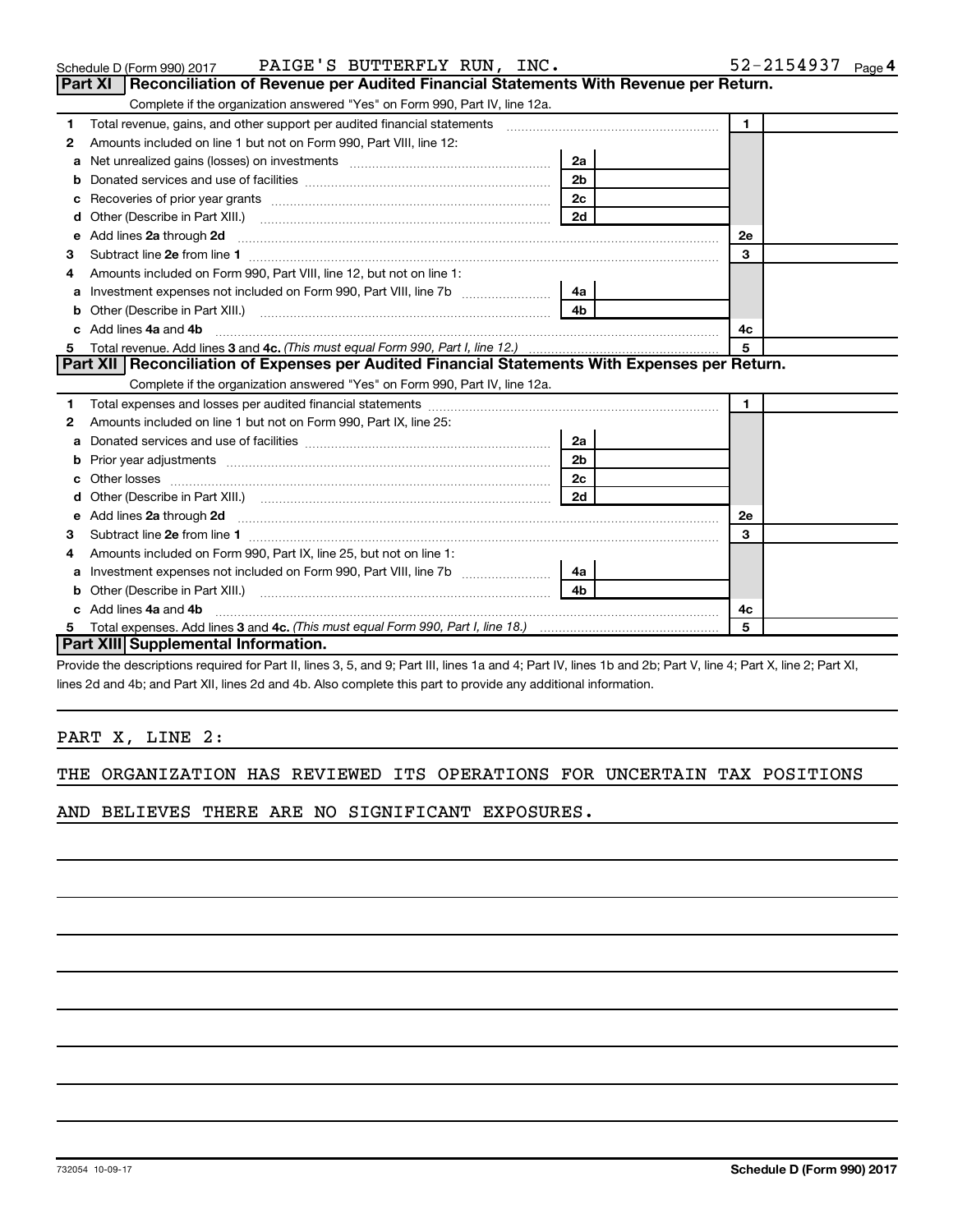Schedule D (Form 990) 2017 PAIGE'S BUTTERFLY RUN, INC. 52-2154937 Page 4

## Part XI Reconciliation of Revenue per Audited Financial Statements With Revenue per Return.

Complete if the organization answered "Yes" on Form 990, Part IV, line 12a.

| | | | | | |
|---|---|---|---|---|---|
| 1 | Total revenue, gains, and other support per audited financial statements | | | 1 | |
| 2 | Amounts included on line 1 but not on Form 990, Part VIII, line 12: | | | | |
| a | Net unrealized gains (losses) on investments | 2a | | | |
| b | Donated services and use of facilities | 2b | | | |
| c | Recoveries of prior year grants | 2c | | | |
| d | Other (Describe in Part XIII.) | 2d | | | |
| e | Add lines 2a through 2d | | | 2e | |
| 3 | Subtract line 2e from line 1 | | | 3 | |
| 4 | Amounts included on Form 990, Part VIII, line 12, but not on line 1: | | | | |
| a | Investment expenses not included on Form 990, Part VIII, line 7b | 4a | | | |
| b | Other (Describe in Part XIII.) | 4b | | | |
| c | Add lines 4a and 4b | | | 4c | |
| 5 | Total revenue. Add lines 3 and 4c. *(This must equal Form 990, Part I, line 12.)* | | | 5 | |

## Part XII Reconciliation of Expenses per Audited Financial Statements With Expenses per Return.

Complete if the organization answered "Yes" on Form 990, Part IV, line 12a.

| | | | | | |
|---|---|---|---|---|---|
| 1 | Total expenses and losses per audited financial statements | | | 1 | |
| 2 | Amounts included on line 1 but not on Form 990, Part IX, line 25: | | | | |
| a | Donated services and use of facilities | 2a | | | |
| b | Prior year adjustments | 2b | | | |
| c | Other losses | 2c | | | |
| d | Other (Describe in Part XIII.) | 2d | | | |
| e | Add lines 2a through 2d | | | 2e | |
| 3 | Subtract line 2e from line 1 | | | 3 | |
| 4 | Amounts included on Form 990, Part IX, line 25, but not on line 1: | | | | |
| a | Investment expenses not included on Form 990, Part VIII, line 7b | 4a | | | |
| b | Other (Describe in Part XIII.) | 4b | | | |
| c | Add lines 4a and 4b | | | 4c | |
| 5 | Total expenses. Add lines 3 and 4c. *(This must equal Form 990, Part I, line 18.)* | | | 5 | |

## Part XIII Supplemental Information.

Provide the descriptions required for Part II, lines 3, 5, and 9; Part III, lines 1a and 4; Part IV, lines 1b and 2b; Part V, line 4; Part X, line 2; Part XI, lines 2d and 4b; and Part XII, lines 2d and 4b. Also complete this part to provide any additional information.

PART X, LINE 2:

THE ORGANIZATION HAS REVIEWED ITS OPERATIONS FOR UNCERTAIN TAX POSITIONS AND BELIEVES THERE ARE NO SIGNIFICANT EXPOSURES.

732054 10-09-17 **Schedule D (Form 990) 2017**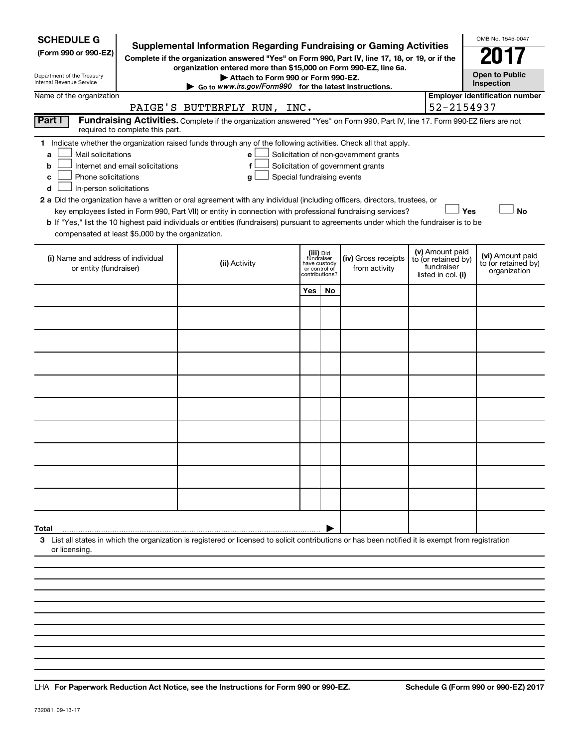**SCHEDULE G**
**(Form 990 or 990-EZ)**

Department of the Treasury
Internal Revenue Service

# Supplemental Information Regarding Fundraising or Gaming Activities

**Complete if the organization answered "Yes" on Form 990, Part IV, line 17, 18, or 19, or if the organization entered more than $15,000 on Form 990-EZ, line 6a.**

**▶ Attach to Form 990 or Form 990-EZ.**

**▶ Go to *www.irs.gov/Form990* for the latest instructions.**

OMB No. 1545-0047

**2017**

**Open to Public Inspection**

Name of the organization: PAIGE'S BUTTERFLY RUN, INC.

**Employer identification number:** 52-2154937

**Part I** **Fundraising Activities.** Complete if the organization answered "Yes" on Form 990, Part IV, line 17. Form 990-EZ filers are not required to complete this part.

**1** Indicate whether the organization raised funds through any of the following activities. Check all that apply.

- **a** ☐ Mail solicitations
- **b** ☐ Internet and email solicitations
- **c** ☐ Phone solicitations
- **d** ☐ In-person solicitations
- **e** ☐ Solicitation of non-government grants
- **f** ☐ Solicitation of government grants
- **g** ☐ Special fundraising events

**2 a** Did the organization have a written or oral agreement with any individual (including officers, directors, trustees, or key employees listed in Form 990, Part VII) or entity in connection with professional fundraising services? ☐ **Yes** ☐ **No**

**b** If "Yes," list the 10 highest paid individuals or entities (fundraisers) pursuant to agreements under which the fundraiser is to be compensated at least $5,000 by the organization.

| (i) Name and address of individual or entity (fundraiser) | (ii) Activity | (iii) Did fundraiser have custody or control of contributions? | | (iv) Gross receipts from activity | (v) Amount paid to (or retained by) fundraiser listed in col. (i) | (vi) Amount paid to (or retained by) organization |
|---|---|---|---|---|---|---|
| | | Yes | No | | | |
| | | | | | | |
| | | | | | | |
| | | | | | | |
| | | | | | | |
| | | | | | | |
| | | | | | | |
| | | | | | | |
| | | | | | | |
| | | | | | | |
| | | | | | | |
| **Total** ▶ | | | | | | |

**3** List all states in which the organization is registered or licensed to solicit contributions or has been notified it is exempt from registration or licensing.

LHA **For Paperwork Reduction Act Notice, see the Instructions for Form 990 or 990-EZ.** **Schedule G (Form 990 or 990-EZ) 2017**

732081 09-13-17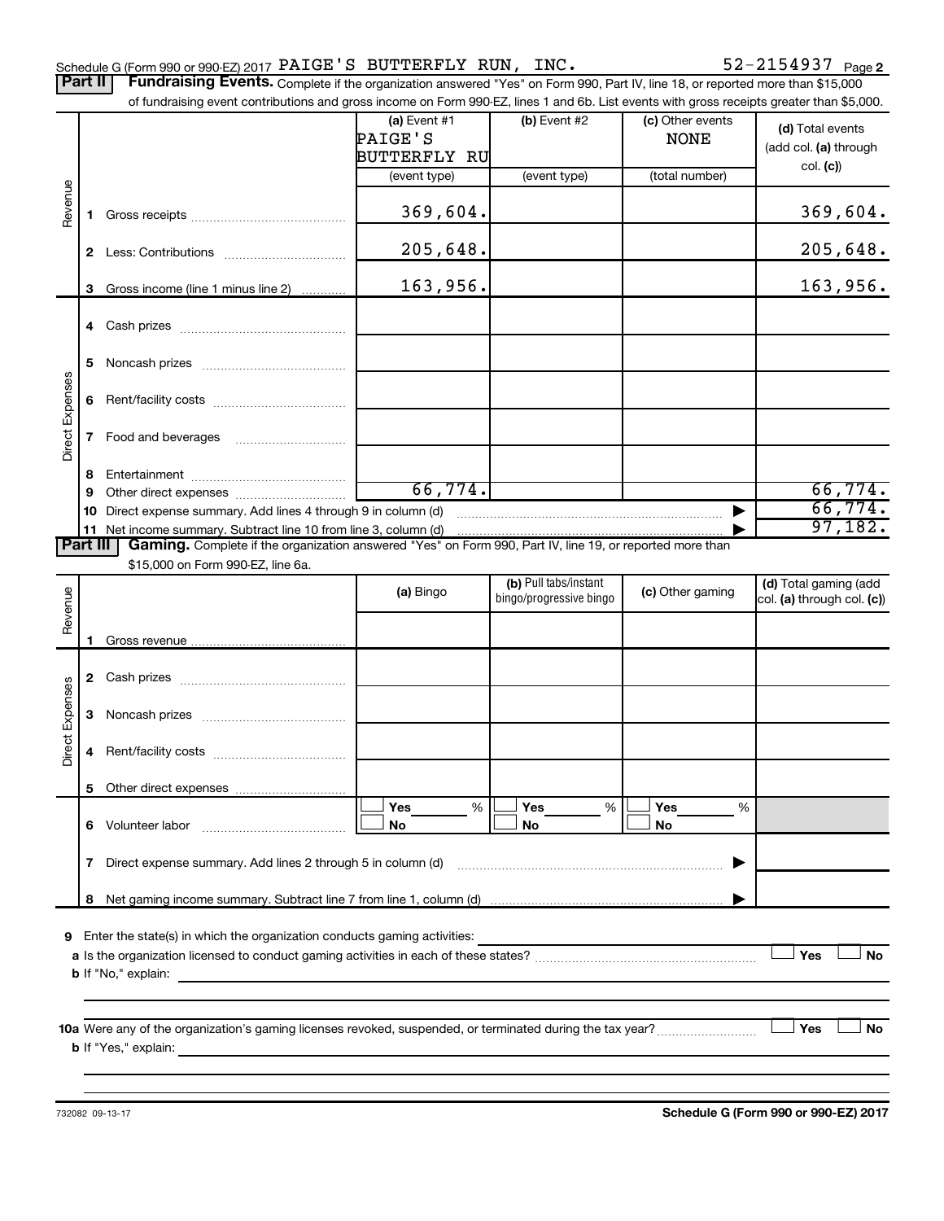Schedule G (Form 990 or 990-EZ) 2017 PAIGE'S BUTTERFLY RUN, INC. 52-2154937 Page 2

**Part II** **Fundraising Events.** Complete if the organization answered "Yes" on Form 990, Part IV, line 18, or reported more than $15,000 of fundraising event contributions and gross income on Form 990-EZ, lines 1 and 6b. List events with gross receipts greater than $5,000.

| | | (a) Event #1 PAIGE'S BUTTERFLY RU (event type) | (b) Event #2 (event type) | (c) Other events NONE (total number) | (d) Total events (add col. (a) through col. (c)) |
|---|---|---|---|---|---|
| Revenue | 1 Gross receipts | 369,604. | | | 369,604. |
| | 2 Less: Contributions | 205,648. | | | 205,648. |
| | 3 Gross income (line 1 minus line 2) | 163,956. | | | 163,956. |
| Direct Expenses | 4 Cash prizes | | | | |
| | 5 Noncash prizes | | | | |
| | 6 Rent/facility costs | | | | |
| | 7 Food and beverages | | | | |
| | 8 Entertainment | | | | |
| | 9 Other direct expenses | 66,774. | | | 66,774. |
| | 10 Direct expense summary. Add lines 4 through 9 in column (d) | | | | 66,774. |
| | 11 Net income summary. Subtract line 10 from line 3, column (d) | | | | 97,182. |

**Part III** **Gaming.** Complete if the organization answered "Yes" on Form 990, Part IV, line 19, or reported more than $15,000 on Form 990-EZ, line 6a.

| | | (a) Bingo | (b) Pull tabs/instant bingo/progressive bingo | (c) Other gaming | (d) Total gaming (add col. (a) through col. (c)) |
|---|---|---|---|---|---|
| Revenue | 1 Gross revenue | | | | |
| Direct Expenses | 2 Cash prizes | | | | |
| | 3 Noncash prizes | | | | |
| | 4 Rent/facility costs | | | | |
| | 5 Other direct expenses | | | | |
| | 6 Volunteer labor | Yes ___ % / No | Yes ___ % / No | Yes ___ % / No | |
| | 7 Direct expense summary. Add lines 2 through 5 in column (d) | | | | |
| | 8 Net gaming income summary. Subtract line 7 from line 1, column (d) | | | | |

9 Enter the state(s) in which the organization conducts gaming activities:

a Is the organization licensed to conduct gaming activities in each of these states? Yes No

b If "No," explain:

10a Were any of the organization's gaming licenses revoked, suspended, or terminated during the tax year? Yes No

b If "Yes," explain:

732082 09-13-17 **Schedule G (Form 990 or 990-EZ) 2017**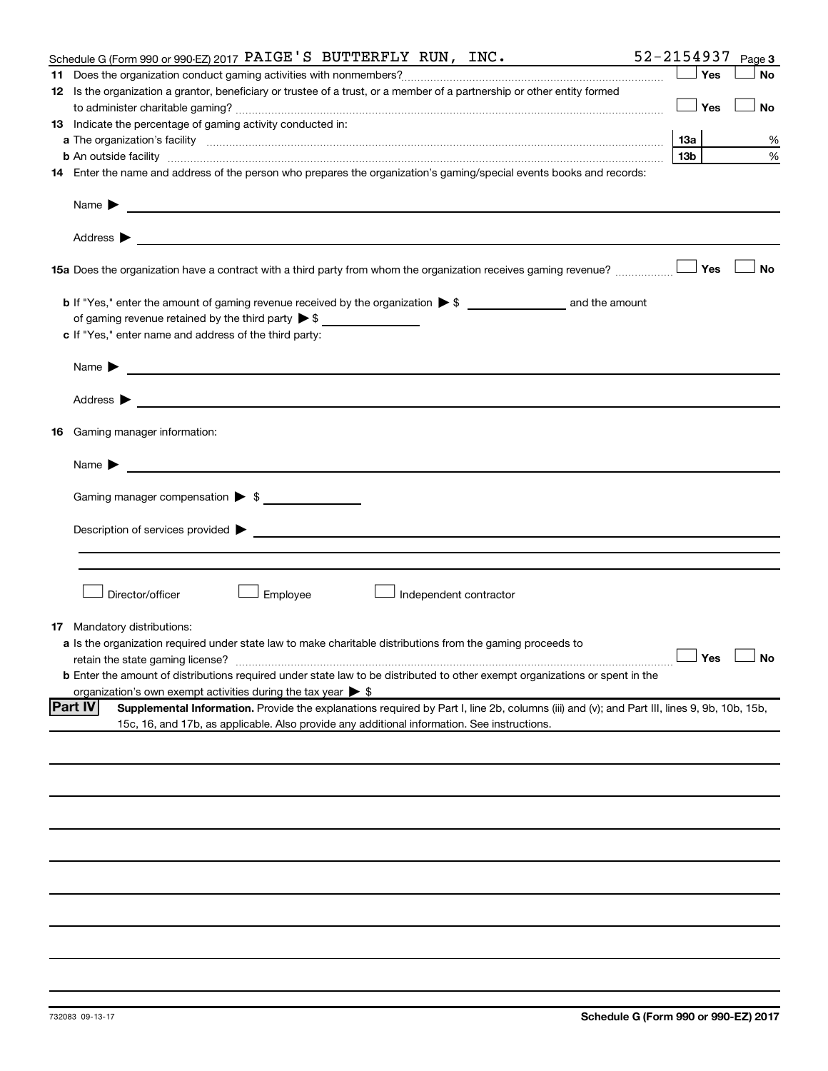Schedule G (Form 990 or 990-EZ) 2017 PAIGE'S BUTTERFLY RUN, INC. 52-2154937 Page 3

**11** Does the organization conduct gaming activities with nonmembers? ☐ Yes ☐ No

**12** Is the organization a grantor, beneficiary or trustee of a trust, or a member of a partnership or other entity formed to administer charitable gaming? ☐ Yes ☐ No

**13** Indicate the percentage of gaming activity conducted in:

**a** The organization's facility ... **13a** %

**b** An outside facility ... **13b** %

**14** Enter the name and address of the person who prepares the organization's gaming/special events books and records:

Name ▶

Address ▶

**15a** Does the organization have a contract with a third party from whom the organization receives gaming revenue? ☐ Yes ☐ No

**b** If "Yes," enter the amount of gaming revenue received by the organization ▶ $ ______ and the amount of gaming revenue retained by the third party ▶ $ ______

**c** If "Yes," enter name and address of the third party:

Name ▶

Address ▶

**16** Gaming manager information:

Name ▶

Gaming manager compensation ▶ $

Description of services provided ▶

☐ Director/officer ☐ Employee ☐ Independent contractor

**17** Mandatory distributions:

**a** Is the organization required under state law to make charitable distributions from the gaming proceeds to retain the state gaming license? ☐ Yes ☐ No

**b** Enter the amount of distributions required under state law to be distributed to other exempt organizations or spent in the organization's own exempt activities during the tax year ▶ $

**Part IV** **Supplemental Information.** Provide the explanations required by Part I, line 2b, columns (iii) and (v); and Part III, lines 9, 9b, 10b, 15b, 15c, 16, and 17b, as applicable. Also provide any additional information. See instructions.

732083 09-13-17 **Schedule G (Form 990 or 990-EZ) 2017**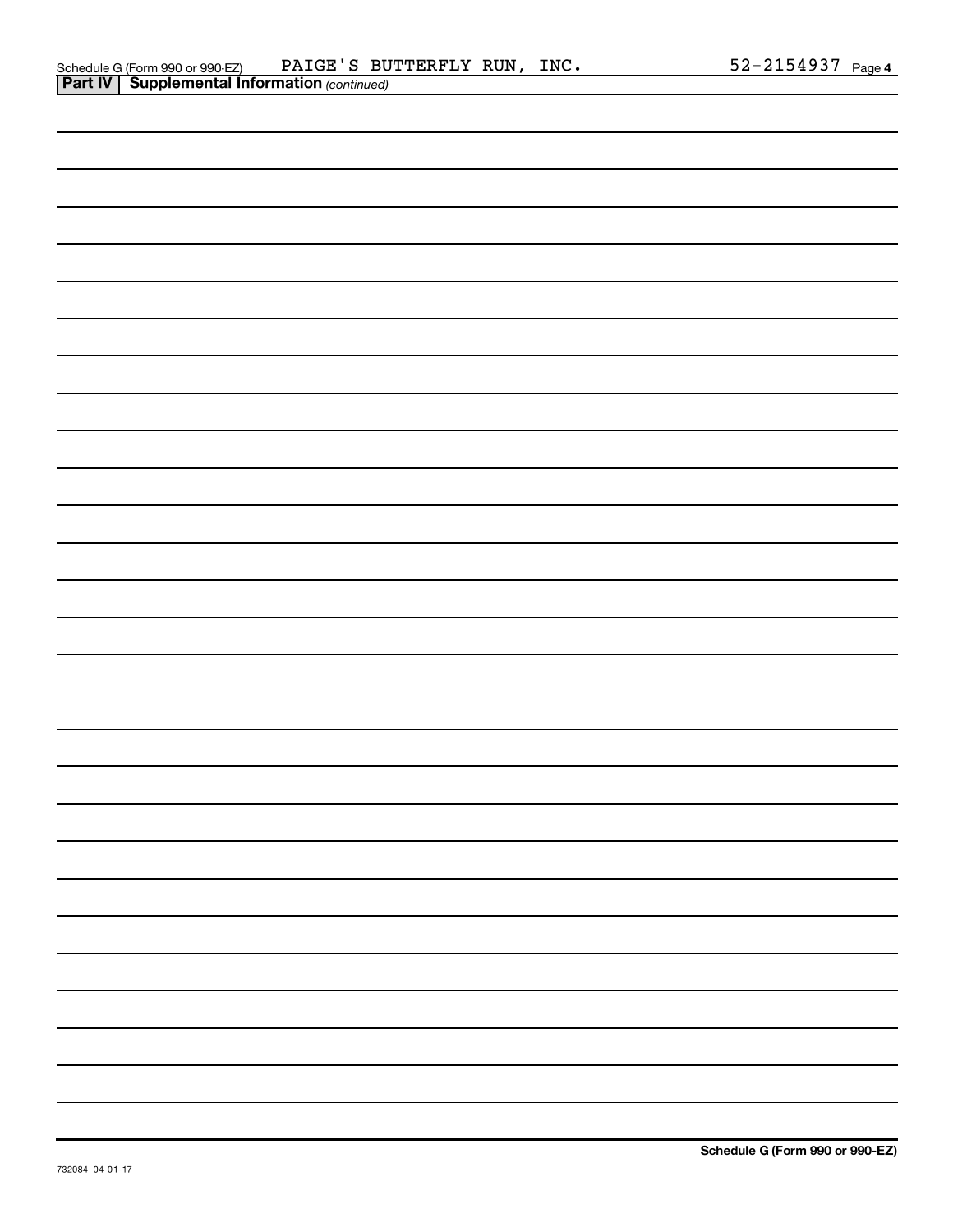Schedule G (Form 990 or 990-EZ) PAIGE'S BUTTERFLY RUN, INC. 52-2154937 Page **4**

**Part IV | Supplemental Information** *(continued)*

**Schedule G (Form 990 or 990-EZ)**

732084 04-01-17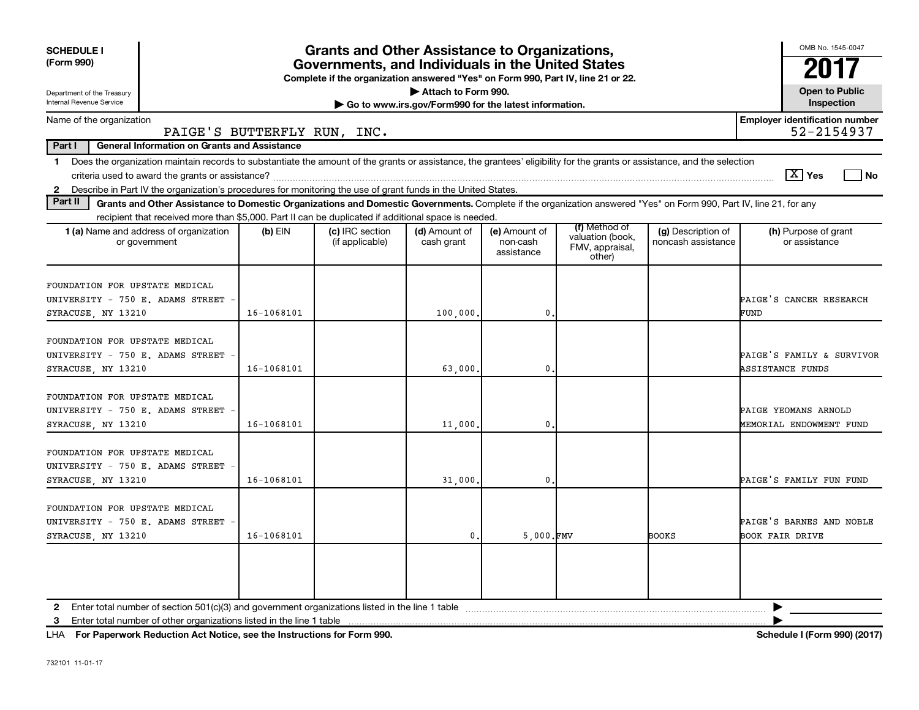**SCHEDULE I (Form 990)**

Department of the Treasury
Internal Revenue Service

# Grants and Other Assistance to Organizations, Governments, and Individuals in the United States

**Complete if the organization answered "Yes" on Form 990, Part IV, line 21 or 22.**

**▶ Attach to Form 990.**

**▶ Go to www.irs.gov/Form990 for the latest information.**

OMB No. 1545-0047

**2017**

**Open to Public Inspection**

Name of the organization: PAIGE'S BUTTERFLY RUN, INC.

**Employer identification number** 52-2154937

**Part I General Information on Grants and Assistance**

1 Does the organization maintain records to substantiate the amount of the grants or assistance, the grantees' eligibility for the grants or assistance, and the selection criteria used to award the grants or assistance? [X] Yes [ ] No

2 Describe in Part IV the organization's procedures for monitoring the use of grant funds in the United States.

**Part II Grants and Other Assistance to Domestic Organizations and Domestic Governments.** Complete if the organization answered "Yes" on Form 990, Part IV, line 21, for any recipient that received more than $5,000. Part II can be duplicated if additional space is needed.

| 1 (a) Name and address of organization or government | (b) EIN | (c) IRC section (if applicable) | (d) Amount of cash grant | (e) Amount of non-cash assistance | (f) Method of valuation (book, FMV, appraisal, other) | (g) Description of noncash assistance | (h) Purpose of grant or assistance |
|---|---|---|---|---|---|---|---|
| FOUNDATION FOR UPSTATE MEDICAL UNIVERSITY - 750 E. ADAMS STREET - SYRACUSE, NY 13210 | 16-1068101 | | 100,000. | 0. | | | PAIGE'S CANCER RESEARCH FUND |
| FOUNDATION FOR UPSTATE MEDICAL UNIVERSITY - 750 E. ADAMS STREET - SYRACUSE, NY 13210 | 16-1068101 | | 63,000. | 0. | | | PAIGE'S FAMILY & SURVIVOR ASSISTANCE FUNDS |
| FOUNDATION FOR UPSTATE MEDICAL UNIVERSITY - 750 E. ADAMS STREET - SYRACUSE, NY 13210 | 16-1068101 | | 11,000. | 0. | | | PAIGE YEOMANS ARNOLD MEMORIAL ENDOWMENT FUND |
| FOUNDATION FOR UPSTATE MEDICAL UNIVERSITY - 750 E. ADAMS STREET - SYRACUSE, NY 13210 | 16-1068101 | | 31,000. | 0. | | | PAIGE'S FAMILY FUN FUND |
| FOUNDATION FOR UPSTATE MEDICAL UNIVERSITY - 750 E. ADAMS STREET - SYRACUSE, NY 13210 | 16-1068101 | | 0. | 5,000. | FMV | BOOKS | PAIGE'S BARNES AND NOBLE BOOK FAIR DRIVE |
| | | | | | | | |

2 Enter total number of section 501(c)(3) and government organizations listed in the line 1 table ▶

3 Enter total number of other organizations listed in the line 1 table ▶

LHA **For Paperwork Reduction Act Notice, see the Instructions for Form 990.** **Schedule I (Form 990) (2017)**

732101 11-01-17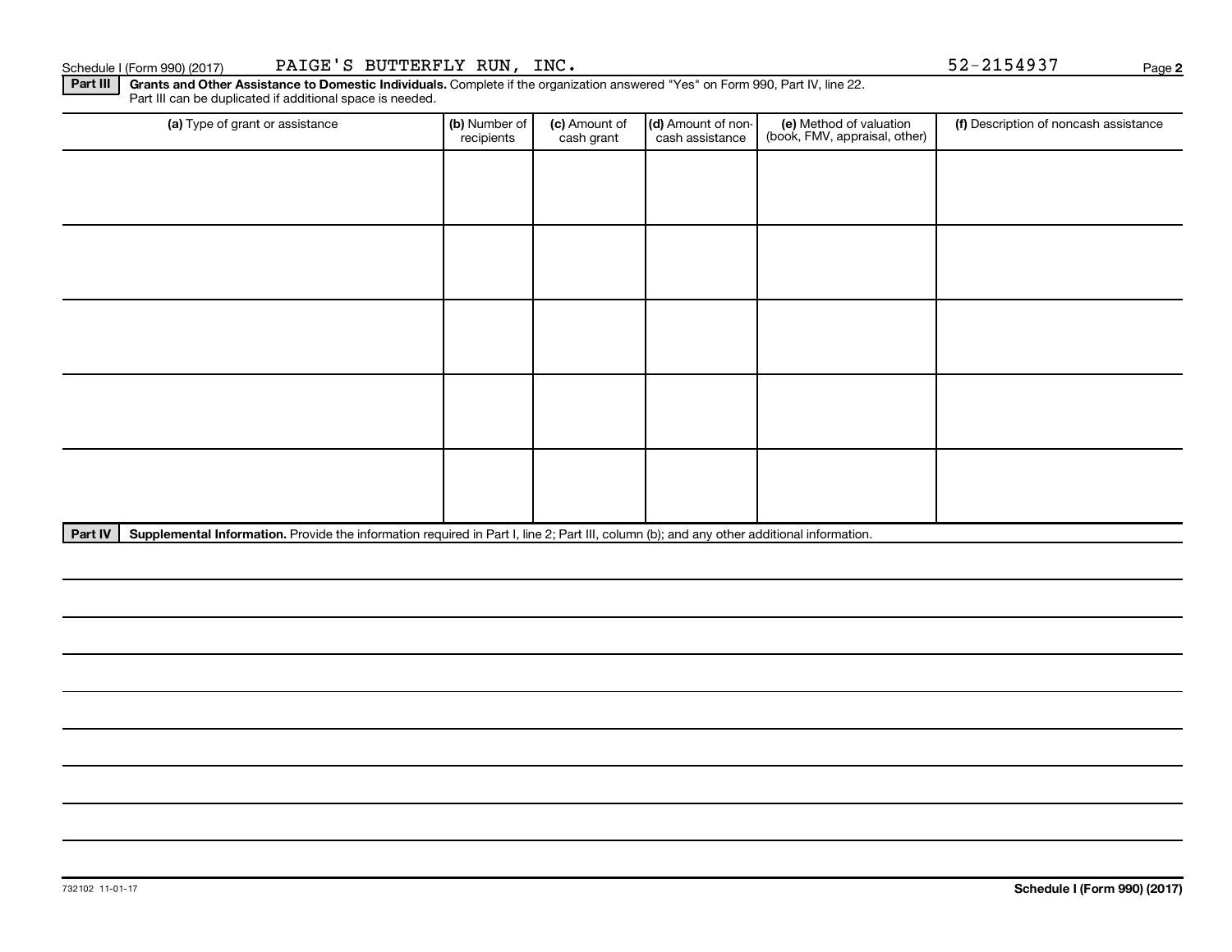Schedule I (Form 990) (2017) PAIGE'S BUTTERFLY RUN, INC. 52-2154937 Page **2**

**Part III** **Grants and Other Assistance to Domestic Individuals.** Complete if the organization answered "Yes" on Form 990, Part IV, line 22. Part III can be duplicated if additional space is needed.

| (a) Type of grant or assistance | (b) Number of recipients | (c) Amount of cash grant | (d) Amount of non-cash assistance | (e) Method of valuation (book, FMV, appraisal, other) | (f) Description of noncash assistance |
|---|---|---|---|---|---|
| | | | | | |
| | | | | | |
| | | | | | |
| | | | | | |
| | | | | | |

**Part IV** **Supplemental Information.** Provide the information required in Part I, line 2; Part III, column (b); and any other additional information.

732102 11-01-17 **Schedule I (Form 990) (2017)**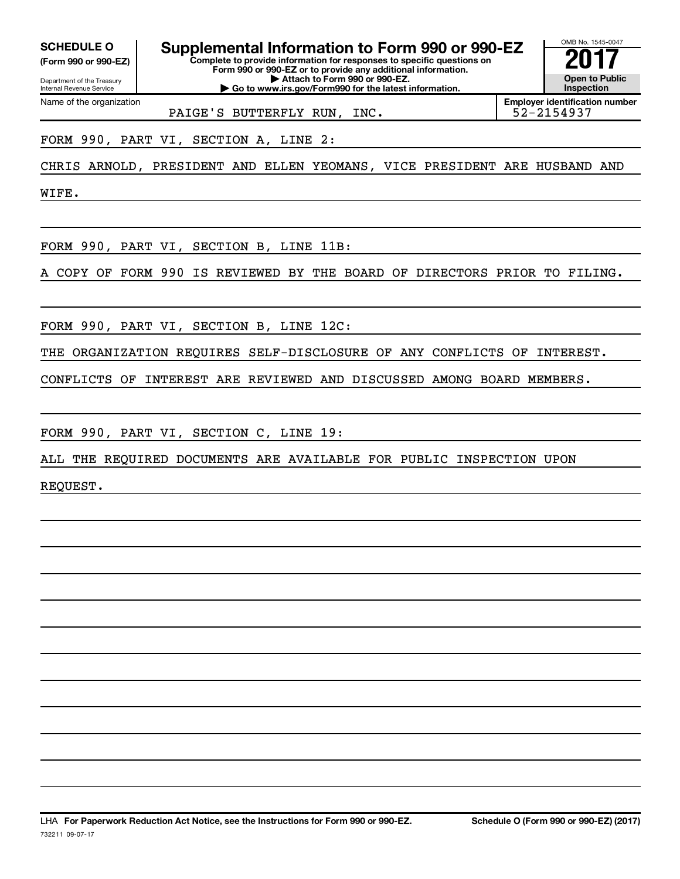**SCHEDULE O**
**(Form 990 or 990-EZ)**

Department of the Treasury
Internal Revenue Service

# Supplemental Information to Form 990 or 990-EZ

**Complete to provide information for responses to specific questions on Form 990 or 990-EZ or to provide any additional information.**
**▶ Attach to Form 990 or 990-EZ.**
**▶ Go to www.irs.gov/Form990 for the latest information.**

OMB No. 1545-0047

**2017**

**Open to Public Inspection**

Name of the organization: PAIGE'S BUTTERFLY RUN, INC.

**Employer identification number**: 52-2154937

FORM 990, PART VI, SECTION A, LINE 2:

CHRIS ARNOLD, PRESIDENT AND ELLEN YEOMANS, VICE PRESIDENT ARE HUSBAND AND WIFE.

FORM 990, PART VI, SECTION B, LINE 11B:

A COPY OF FORM 990 IS REVIEWED BY THE BOARD OF DIRECTORS PRIOR TO FILING.

FORM 990, PART VI, SECTION B, LINE 12C:

THE ORGANIZATION REQUIRES SELF-DISCLOSURE OF ANY CONFLICTS OF INTEREST. CONFLICTS OF INTEREST ARE REVIEWED AND DISCUSSED AMONG BOARD MEMBERS.

FORM 990, PART VI, SECTION C, LINE 19:

ALL THE REQUIRED DOCUMENTS ARE AVAILABLE FOR PUBLIC INSPECTION UPON REQUEST.

LHA **For Paperwork Reduction Act Notice, see the Instructions for Form 990 or 990-EZ.** **Schedule O (Form 990 or 990-EZ) (2017)**

732211 09-07-17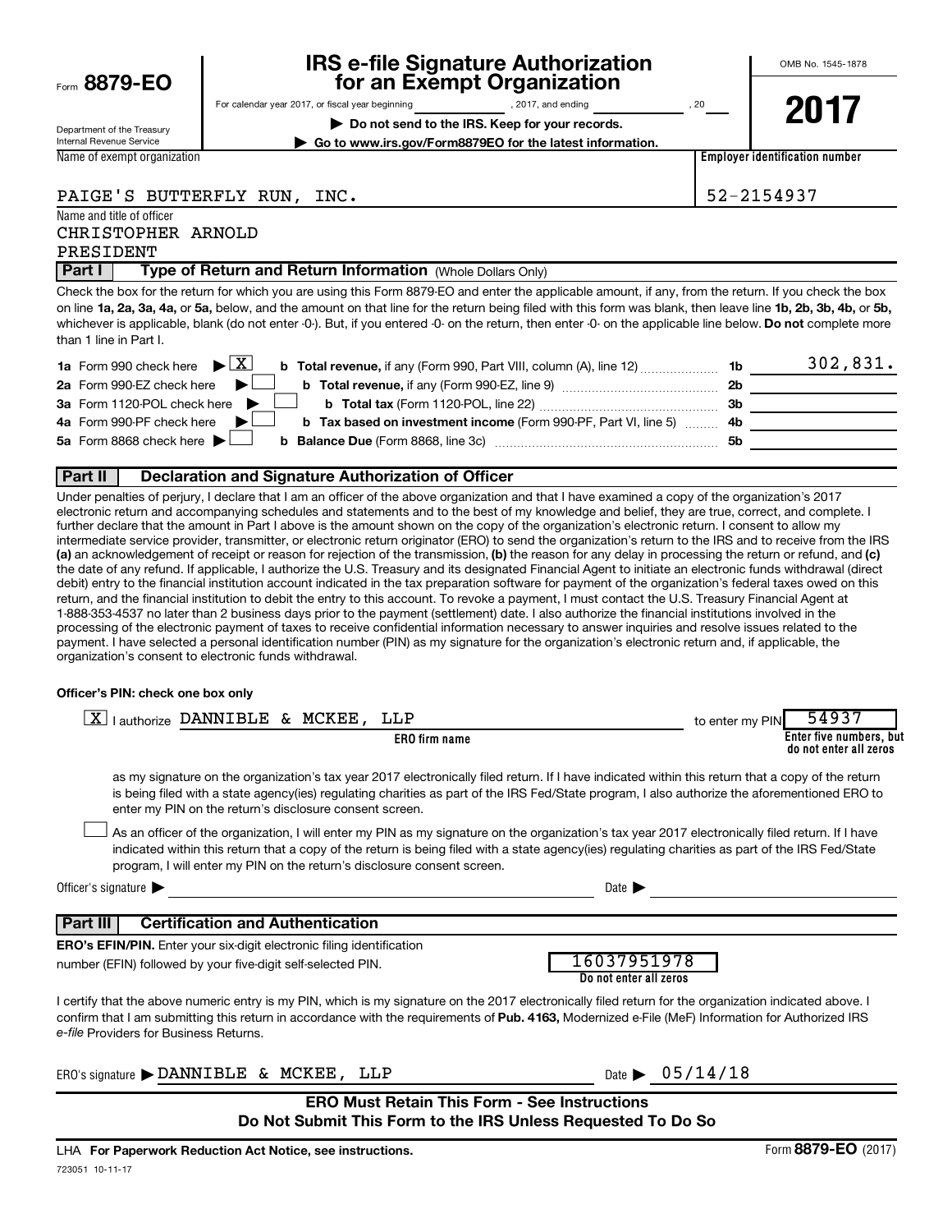Form **8879-EO**

Department of the Treasury
Internal Revenue Service

# IRS e-file Signature Authorization for an Exempt Organization

For calendar year 2017, or fiscal year beginning \_\_\_\_\_\_\_\_, 2017, and ending \_\_\_\_\_\_\_\_, 20\_\_

▶ **Do not send to the IRS. Keep for your records.**

▶ **Go to www.irs.gov/Form8879EO for the latest information.**

OMB No. 1545-1878

**2017**

| Name of exempt organization | Employer identification number |
|---|---|
| PAIGE'S BUTTERFLY RUN, INC. | 52-2154937 |

Name and title of officer
CHRISTOPHER ARNOLD
PRESIDENT

## Part I — Type of Return and Return Information (Whole Dollars Only)

Check the box for the return for which you are using this Form 8879-EO and enter the applicable amount, if any, from the return. If you check the box on line **1a, 2a, 3a, 4a,** or **5a,** below, and the amount on that line for the return being filed with this form was blank, then leave line **1b, 2b, 3b, 4b,** or **5b,** whichever is applicable, blank (do not enter -0-). But, if you entered -0- on the return, then enter -0- on the applicable line below. **Do not** complete more than 1 line in Part I.

| | | | |
|---|---|---|---|
| **1a** Form 990 check here ▶ [X] | **b Total revenue,** if any (Form 990, Part VIII, column (A), line 12) | **1b** | 302,831. |
| **2a** Form 990-EZ check here ▶ [ ] | **b Total revenue,** if any (Form 990-EZ, line 9) | **2b** | |
| **3a** Form 1120-POL check here ▶ [ ] | **b Total tax** (Form 1120-POL, line 22) | **3b** | |
| **4a** Form 990-PF check here ▶ [ ] | **b Tax based on investment income** (Form 990-PF, Part VI, line 5) | **4b** | |
| **5a** Form 8868 check here ▶ [ ] | **b Balance Due** (Form 8868, line 3c) | **5b** | |

## Part II — Declaration and Signature Authorization of Officer

Under penalties of perjury, I declare that I am an officer of the above organization and that I have examined a copy of the organization's 2017 electronic return and accompanying schedules and statements and to the best of my knowledge and belief, they are true, correct, and complete. I further declare that the amount in Part I above is the amount shown on the copy of the organization's electronic return. I consent to allow my intermediate service provider, transmitter, or electronic return originator (ERO) to send the organization's return to the IRS and to receive from the IRS **(a)** an acknowledgement of receipt or reason for rejection of the transmission, **(b)** the reason for any delay in processing the return or refund, and **(c)** the date of any refund. If applicable, I authorize the U.S. Treasury and its designated Financial Agent to initiate an electronic funds withdrawal (direct debit) entry to the financial institution account indicated in the tax preparation software for payment of the organization's federal taxes owed on this return, and the financial institution to debit the entry to this account. To revoke a payment, I must contact the U.S. Treasury Financial Agent at 1-888-353-4537 no later than 2 business days prior to the payment (settlement) date. I also authorize the financial institutions involved in the processing of the electronic payment of taxes to receive confidential information necessary to answer inquiries and resolve issues related to the payment. I have selected a personal identification number (PIN) as my signature for the organization's electronic return and, if applicable, the organization's consent to electronic funds withdrawal.

**Officer's PIN: check one box only**

[X] I authorize DANNIBLE & MCKEE, LLP (**ERO firm name**) to enter my PIN 54937 (**Enter five numbers, but do not enter all zeros**)

as my signature on the organization's tax year 2017 electronically filed return. If I have indicated within this return that a copy of the return is being filed with a state agency(ies) regulating charities as part of the IRS Fed/State program, I also authorize the aforementioned ERO to enter my PIN on the return's disclosure consent screen.

[ ] As an officer of the organization, I will enter my PIN as my signature on the organization's tax year 2017 electronically filed return. If I have indicated within this return that a copy of the return is being filed with a state agency(ies) regulating charities as part of the IRS Fed/State program, I will enter my PIN on the return's disclosure consent screen.

Officer's signature ▶ \_\_\_\_\_\_\_\_\_\_ Date ▶ \_\_\_\_\_\_\_\_\_\_

## Part III — Certification and Authentication

**ERO's EFIN/PIN.** Enter your six-digit electronic filing identification number (EFIN) followed by your five-digit self-selected PIN. 16037951978 (**Do not enter all zeros**)

I certify that the above numeric entry is my PIN, which is my signature on the 2017 electronically filed return for the organization indicated above. I confirm that I am submitting this return in accordance with the requirements of **Pub. 4163,** Modernized e-File (MeF) Information for Authorized IRS *e-file* Providers for Business Returns.

ERO's signature ▶ DANNIBLE & MCKEE, LLP Date ▶ 05/14/18

**ERO Must Retain This Form - See Instructions**
**Do Not Submit This Form to the IRS Unless Requested To Do So**

LHA **For Paperwork Reduction Act Notice, see instructions.** Form **8879-EO** (2017)

723051 10-11-17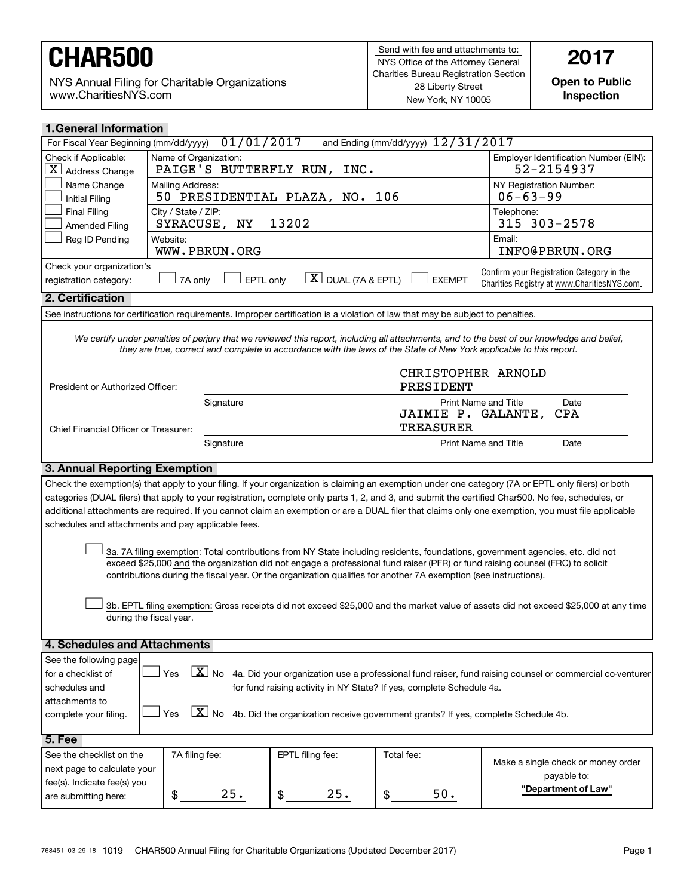# CHAR500

NYS Annual Filing for Charitable Organizations
www.CharitiesNYS.com

Send with fee and attachments to:
NYS Office of the Attorney General
Charities Bureau Registration Section
28 Liberty Street
New York, NY 10005

**2017**

**Open to Public Inspection**

## 1. General Information

For Fiscal Year Beginning (mm/dd/yyyy) 01/01/2017 and Ending (mm/dd/yyyy) 12/31/2017

| Check if Applicable: | | |
|---|---|---|
| [X] Address Change | Name of Organization: PAIGE'S BUTTERFLY RUN, INC. | Employer Identification Number (EIN): 52-2154937 |
| [ ] Name Change | Mailing Address: 50 PRESIDENTIAL PLAZA, NO. 106 | NY Registration Number: 06-63-99 |
| [ ] Initial Filing | | |
| [ ] Final Filing | City / State / ZIP: SYRACUSE, NY 13202 | Telephone: 315 303-2578 |
| [ ] Amended Filing | | |
| [ ] Reg ID Pending | Website: WWW.PBRUN.ORG | Email: INFO@PBRUN.ORG |

Check your organization's registration category: [ ] 7A only [ ] EPTL only [X] DUAL (7A & EPTL) [ ] EXEMPT

Confirm your Registration Category in the Charities Registry at www.CharitiesNYS.com.

## 2. Certification

See instructions for certification requirements. Improper certification is a violation of law that may be subject to penalties.

*We certify under penalties of perjury that we reviewed this report, including all attachments, and to the best of our knowledge and belief, they are true, correct and complete in accordance with the laws of the State of New York applicable to this report.*

President or Authorized Officer: ______________________ CHRISTOPHER ARNOLD PRESIDENT ______
Signature / Print Name and Title / Date

Chief Financial Officer or Treasurer: ______________________ JAIMIE P. GALANTE, CPA TREASURER ______
Signature / Print Name and Title / Date

## 3. Annual Reporting Exemption

Check the exemption(s) that apply to your filing. If your organization is claiming an exemption under one category (7A or EPTL only filers) or both categories (DUAL filers) that apply to your registration, complete only parts 1, 2, and 3, and submit the certified Char500. No fee, schedules, or additional attachments are required. If you cannot claim an exemption or are a DUAL filer that claims only one exemption, you must file applicable schedules and attachments and pay applicable fees.

[ ] 3a. 7A filing exemption: Total contributions from NY State including residents, foundations, government agencies, etc. did not exceed $25,000 and the organization did not engage a professional fund raiser (PFR) or fund raising counsel (FRC) to solicit contributions during the fiscal year. Or the organization qualifies for another 7A exemption (see instructions).

[ ] 3b. EPTL filing exemption: Gross receipts did not exceed $25,000 and the market value of assets did not exceed $25,000 at any time during the fiscal year.

## 4. Schedules and Attachments

See the following page for a checklist of schedules and attachments to complete your filing.

[ ] Yes [X] No 4a. Did your organization use a professional fund raiser, fund raising counsel or commercial co-venturer for fund raising activity in NY State? If yes, complete Schedule 4a.

[ ] Yes [X] No 4b. Did the organization receive government grants? If yes, complete Schedule 4b.

## 5. Fee

| See the checklist on the next page to calculate your fee(s). Indicate fee(s) you are submitting here: | 7A filing fee: | EPTL filing fee: | Total fee: | Make a single check or money order payable to: |
|---|---|---|---|---|
| | $ 25. | $ 25. | $ 50. | **"Department of Law"** |

768451 03-29-18 1019 CHAR500 Annual Filing for Charitable Organizations (Updated December 2017)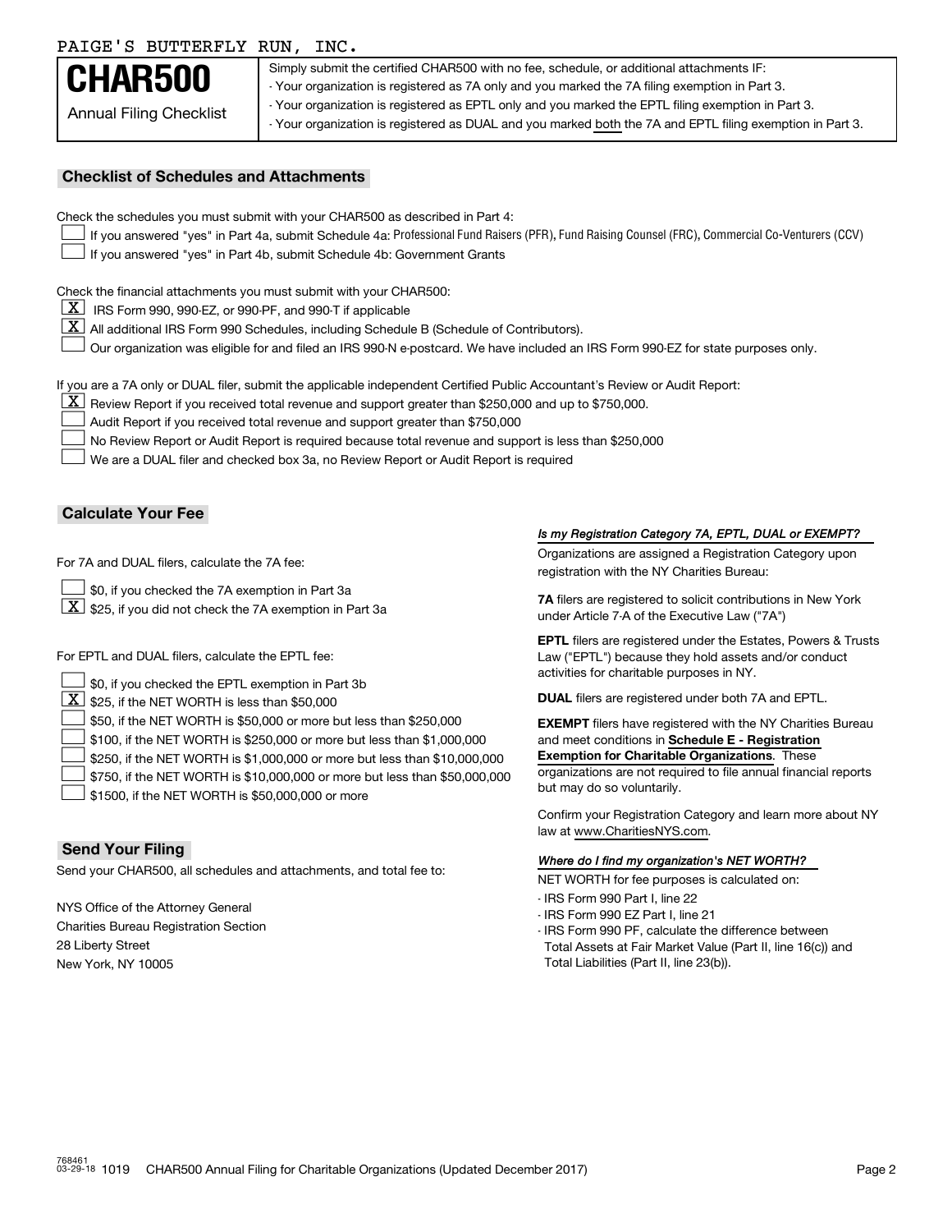PAIGE'S BUTTERFLY RUN, INC.

# CHAR500

Annual Filing Checklist

Simply submit the certified CHAR500 with no fee, schedule, or additional attachments IF:
- Your organization is registered as 7A only and you marked the 7A filing exemption in Part 3.
- Your organization is registered as EPTL only and you marked the EPTL filing exemption in Part 3.
- Your organization is registered as DUAL and you marked both the 7A and EPTL filing exemption in Part 3.

## Checklist of Schedules and Attachments

Check the schedules you must submit with your CHAR500 as described in Part 4:

☐ If you answered "yes" in Part 4a, submit Schedule 4a: Professional Fund Raisers (PFR), Fund Raising Counsel (FRC), Commercial Co-Venturers (CCV)

☐ If you answered "yes" in Part 4b, submit Schedule 4b: Government Grants

Check the financial attachments you must submit with your CHAR500:

☒ IRS Form 990, 990-EZ, or 990-PF, and 990-T if applicable

☒ All additional IRS Form 990 Schedules, including Schedule B (Schedule of Contributors).

☐ Our organization was eligible for and filed an IRS 990-N e-postcard. We have included an IRS Form 990-EZ for state purposes only.

If you are a 7A only or DUAL filer, submit the applicable independent Certified Public Accountant's Review or Audit Report:

☒ Review Report if you received total revenue and support greater than $250,000 and up to $750,000.

☐ Audit Report if you received total revenue and support greater than $750,000

☐ No Review Report or Audit Report is required because total revenue and support is less than $250,000

☐ We are a DUAL filer and checked box 3a, no Review Report or Audit Report is required

## Calculate Your Fee

For 7A and DUAL filers, calculate the 7A fee:

☐ $0, if you checked the 7A exemption in Part 3a

☒ $25, if you did not check the 7A exemption in Part 3a

For EPTL and DUAL filers, calculate the EPTL fee:

☐ $0, if you checked the EPTL exemption in Part 3b

☒ $25, if the NET WORTH is less than $50,000

☐ $50, if the NET WORTH is $50,000 or more but less than $250,000

☐ $100, if the NET WORTH is $250,000 or more but less than $1,000,000

☐ $250, if the NET WORTH is $1,000,000 or more but less than $10,000,000

☐ $750, if the NET WORTH is $10,000,000 or more but less than $50,000,000

☐ $1500, if the NET WORTH is $50,000,000 or more

## Send Your Filing

Send your CHAR500, all schedules and attachments, and total fee to:

NYS Office of the Attorney General
Charities Bureau Registration Section
28 Liberty Street
New York, NY 10005

***Is my Registration Category 7A, EPTL, DUAL or EXEMPT?***

Organizations are assigned a Registration Category upon registration with the NY Charities Bureau:

**7A** filers are registered to solicit contributions in New York under Article 7-A of the Executive Law ("7A")

**EPTL** filers are registered under the Estates, Powers & Trusts Law ("EPTL") because they hold assets and/or conduct activities for charitable purposes in NY.

**DUAL** filers are registered under both 7A and EPTL.

**EXEMPT** filers have registered with the NY Charities Bureau and meet conditions in **Schedule E - Registration Exemption for Charitable Organizations**. These organizations are not required to file annual financial reports but may do so voluntarily.

Confirm your Registration Category and learn more about NY law at www.CharitiesNYS.com.

***Where do I find my organization's NET WORTH?***

NET WORTH for fee purposes is calculated on:
- IRS Form 990 Part I, line 22
- IRS Form 990 EZ Part I, line 21
- IRS Form 990 PF, calculate the difference between Total Assets at Fair Market Value (Part II, line 16(c)) and Total Liabilities (Part II, line 23(b)).

768461 03-29-18 1019 CHAR500 Annual Filing for Charitable Organizations (Updated December 2017)